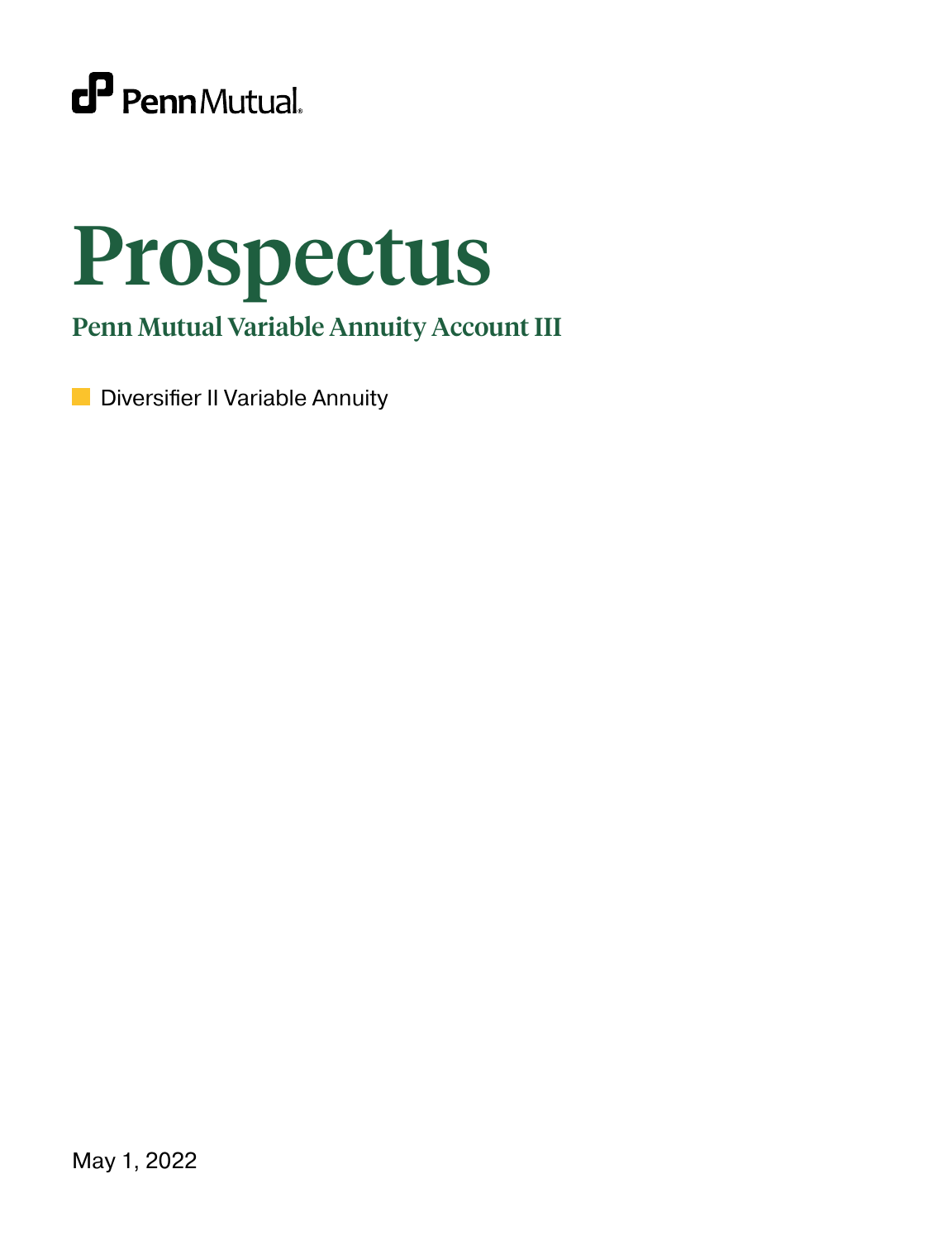PennMutual

# Prospectus

## Penn Mutual Variable Annuity Account III

- Diversifier II Variable Annuity

May 1, 2022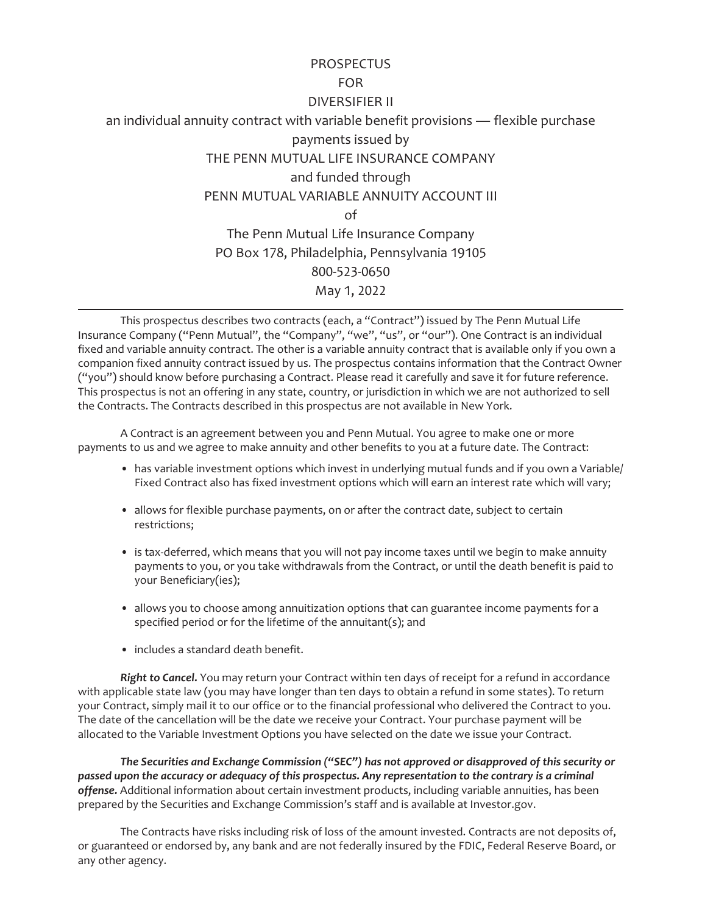# PROSPECTUS
# FOR
# DIVERSIFIER II

an individual annuity contract with variable benefit provisions — flexible purchase payments issued by

THE PENN MUTUAL LIFE INSURANCE COMPANY

and funded through

PENN MUTUAL VARIABLE ANNUITY ACCOUNT III

of

The Penn Mutual Life Insurance Company
PO Box 178, Philadelphia, Pennsylvania 19105
800-523-0650
May 1, 2022

---

This prospectus describes two contracts (each, a "Contract") issued by The Penn Mutual Life Insurance Company ("Penn Mutual", the "Company", "we", "us", or "our"). One Contract is an individual fixed and variable annuity contract. The other is a variable annuity contract that is available only if you own a companion fixed annuity contract issued by us. The prospectus contains information that the Contract Owner ("you") should know before purchasing a Contract. Please read it carefully and save it for future reference. This prospectus is not an offering in any state, country, or jurisdiction in which we are not authorized to sell the Contracts. The Contracts described in this prospectus are not available in New York.

A Contract is an agreement between you and Penn Mutual. You agree to make one or more payments to us and we agree to make annuity and other benefits to you at a future date. The Contract:

- has variable investment options which invest in underlying mutual funds and if you own a Variable/Fixed Contract also has fixed investment options which will earn an interest rate which will vary;
- allows for flexible purchase payments, on or after the contract date, subject to certain restrictions;
- is tax-deferred, which means that you will not pay income taxes until we begin to make annuity payments to you, or you take withdrawals from the Contract, or until the death benefit is paid to your Beneficiary(ies);
- allows you to choose among annuitization options that can guarantee income payments for a specified period or for the lifetime of the annuitant(s); and
- includes a standard death benefit.

***Right to Cancel.*** You may return your Contract within ten days of receipt for a refund in accordance with applicable state law (you may have longer than ten days to obtain a refund in some states). To return your Contract, simply mail it to our office or to the financial professional who delivered the Contract to you. The date of the cancellation will be the date we receive your Contract. Your purchase payment will be allocated to the Variable Investment Options you have selected on the date we issue your Contract.

***The Securities and Exchange Commission ("SEC") has not approved or disapproved of this security or passed upon the accuracy or adequacy of this prospectus. Any representation to the contrary is a criminal offense.*** Additional information about certain investment products, including variable annuities, has been prepared by the Securities and Exchange Commission's staff and is available at Investor.gov.

The Contracts have risks including risk of loss of the amount invested. Contracts are not deposits of, or guaranteed or endorsed by, any bank and are not federally insured by the FDIC, Federal Reserve Board, or any other agency.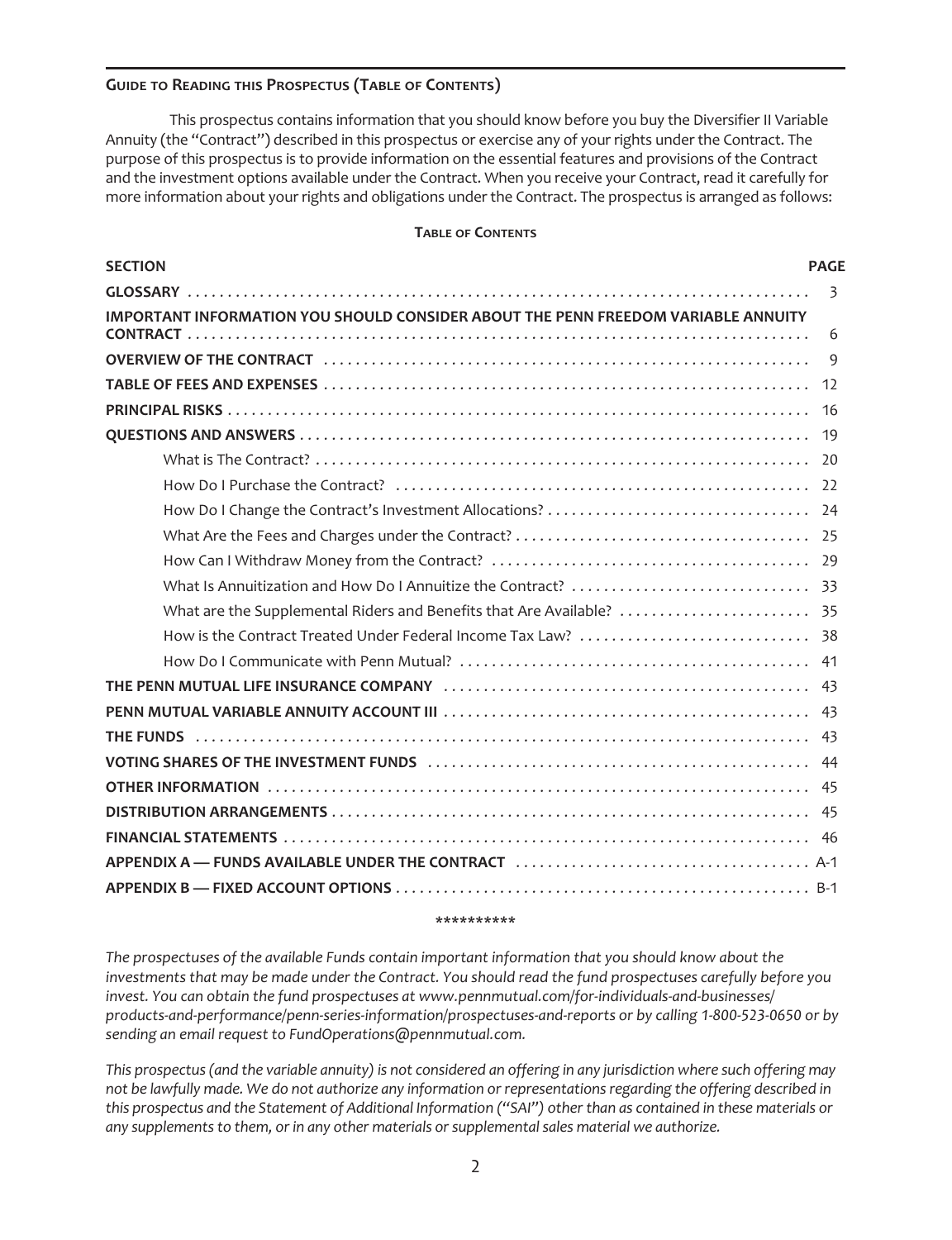## Guide to Reading this Prospectus (Table of Contents)

This prospectus contains information that you should know before you buy the Diversifier II Variable Annuity (the "Contract") described in this prospectus or exercise any of your rights under the Contract. The purpose of this prospectus is to provide information on the essential features and provisions of the Contract and the investment options available under the Contract. When you receive your Contract, read it carefully for more information about your rights and obligations under the Contract. The prospectus is arranged as follows:

### Table of Contents

| SECTION | PAGE |
|---|---|
| **GLOSSARY** | 3 |
| **IMPORTANT INFORMATION YOU SHOULD CONSIDER ABOUT THE PENN FREEDOM VARIABLE ANNUITY CONTRACT** | 6 |
| **OVERVIEW OF THE CONTRACT** | 9 |
| **TABLE OF FEES AND EXPENSES** | 12 |
| **PRINCIPAL RISKS** | 16 |
| **QUESTIONS AND ANSWERS** | 19 |
| What is The Contract? | 20 |
| How Do I Purchase the Contract? | 22 |
| How Do I Change the Contract's Investment Allocations? | 24 |
| What Are the Fees and Charges under the Contract? | 25 |
| How Can I Withdraw Money from the Contract? | 29 |
| What Is Annuitization and How Do I Annuitize the Contract? | 33 |
| What are the Supplemental Riders and Benefits that Are Available? | 35 |
| How is the Contract Treated Under Federal Income Tax Law? | 38 |
| How Do I Communicate with Penn Mutual? | 41 |
| **THE PENN MUTUAL LIFE INSURANCE COMPANY** | 43 |
| **PENN MUTUAL VARIABLE ANNUITY ACCOUNT III** | 43 |
| **THE FUNDS** | 43 |
| **VOTING SHARES OF THE INVESTMENT FUNDS** | 44 |
| **OTHER INFORMATION** | 45 |
| **DISTRIBUTION ARRANGEMENTS** | 45 |
| **FINANCIAL STATEMENTS** | 46 |
| **APPENDIX A — FUNDS AVAILABLE UNDER THE CONTRACT** | A-1 |
| **APPENDIX B — FIXED ACCOUNT OPTIONS** | B-1 |

**********

*The prospectuses of the available Funds contain important information that you should know about the investments that may be made under the Contract. You should read the fund prospectuses carefully before you invest. You can obtain the fund prospectuses at www.pennmutual.com/for-individuals-and-businesses/products-and-performance/penn-series-information/prospectuses-and-reports or by calling 1-800-523-0650 or by sending an email request to FundOperations@pennmutual.com.*

*This prospectus (and the variable annuity) is not considered an offering in any jurisdiction where such offering may not be lawfully made. We do not authorize any information or representations regarding the offering described in this prospectus and the Statement of Additional Information ("SAI") other than as contained in these materials or any supplements to them, or in any other materials or supplemental sales material we authorize.*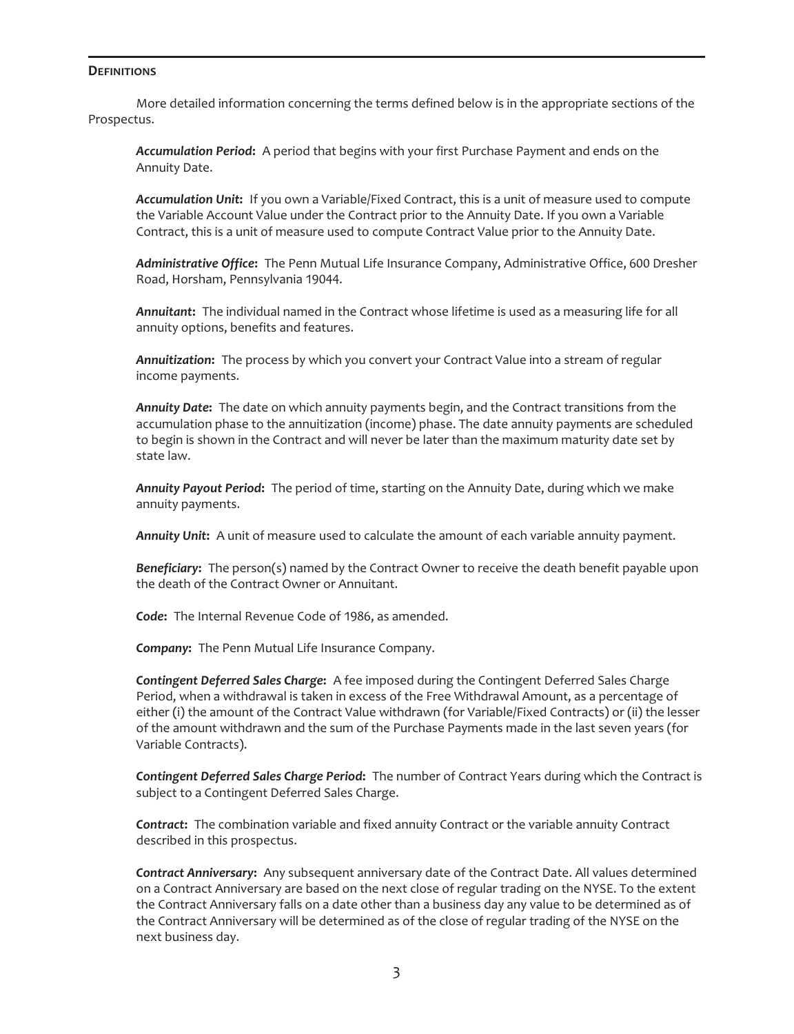## Definitions

More detailed information concerning the terms defined below is in the appropriate sections of the Prospectus.

***Accumulation Period*:** A period that begins with your first Purchase Payment and ends on the Annuity Date.

***Accumulation Unit*:** If you own a Variable/Fixed Contract, this is a unit of measure used to compute the Variable Account Value under the Contract prior to the Annuity Date. If you own a Variable Contract, this is a unit of measure used to compute Contract Value prior to the Annuity Date.

***Administrative Office*:** The Penn Mutual Life Insurance Company, Administrative Office, 600 Dresher Road, Horsham, Pennsylvania 19044.

***Annuitant*:** The individual named in the Contract whose lifetime is used as a measuring life for all annuity options, benefits and features.

***Annuitization*:** The process by which you convert your Contract Value into a stream of regular income payments.

***Annuity Date*:** The date on which annuity payments begin, and the Contract transitions from the accumulation phase to the annuitization (income) phase. The date annuity payments are scheduled to begin is shown in the Contract and will never be later than the maximum maturity date set by state law.

***Annuity Payout Period*:** The period of time, starting on the Annuity Date, during which we make annuity payments.

***Annuity Unit*:** A unit of measure used to calculate the amount of each variable annuity payment.

***Beneficiary*:** The person(s) named by the Contract Owner to receive the death benefit payable upon the death of the Contract Owner or Annuitant.

***Code*:** The Internal Revenue Code of 1986, as amended.

***Company*:** The Penn Mutual Life Insurance Company.

***Contingent Deferred Sales Charge*:** A fee imposed during the Contingent Deferred Sales Charge Period, when a withdrawal is taken in excess of the Free Withdrawal Amount, as a percentage of either (i) the amount of the Contract Value withdrawn (for Variable/Fixed Contracts) or (ii) the lesser of the amount withdrawn and the sum of the Purchase Payments made in the last seven years (for Variable Contracts).

***Contingent Deferred Sales Charge Period*:** The number of Contract Years during which the Contract is subject to a Contingent Deferred Sales Charge.

***Contract*:** The combination variable and fixed annuity Contract or the variable annuity Contract described in this prospectus.

***Contract Anniversary*:** Any subsequent anniversary date of the Contract Date. All values determined on a Contract Anniversary are based on the next close of regular trading on the NYSE. To the extent the Contract Anniversary falls on a date other than a business day any value to be determined as of the Contract Anniversary will be determined as of the close of regular trading of the NYSE on the next business day.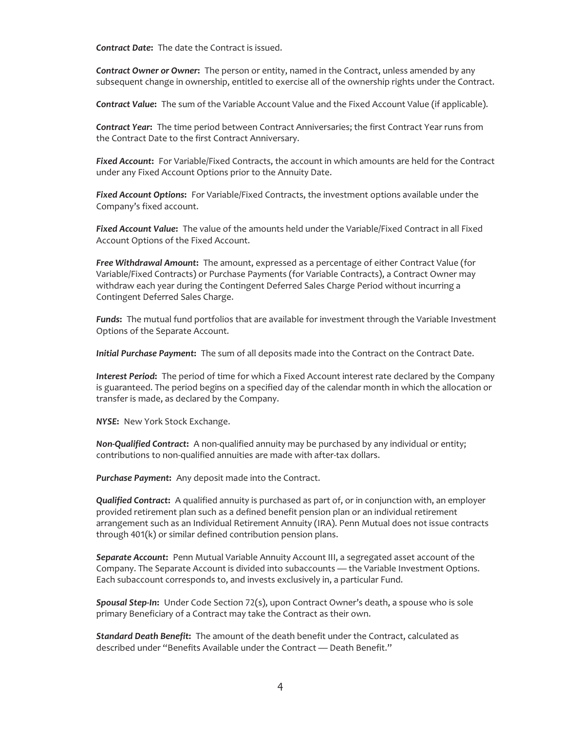***Contract Date*:** The date the Contract is issued.

***Contract Owner or Owner*:** The person or entity, named in the Contract, unless amended by any subsequent change in ownership, entitled to exercise all of the ownership rights under the Contract.

***Contract Value*:** The sum of the Variable Account Value and the Fixed Account Value (if applicable).

***Contract Year*:** The time period between Contract Anniversaries; the first Contract Year runs from the Contract Date to the first Contract Anniversary.

***Fixed Account*:** For Variable/Fixed Contracts, the account in which amounts are held for the Contract under any Fixed Account Options prior to the Annuity Date.

***Fixed Account Options*:** For Variable/Fixed Contracts, the investment options available under the Company's fixed account.

***Fixed Account Value*:** The value of the amounts held under the Variable/Fixed Contract in all Fixed Account Options of the Fixed Account.

***Free Withdrawal Amount*:** The amount, expressed as a percentage of either Contract Value (for Variable/Fixed Contracts) or Purchase Payments (for Variable Contracts), a Contract Owner may withdraw each year during the Contingent Deferred Sales Charge Period without incurring a Contingent Deferred Sales Charge.

***Funds*:** The mutual fund portfolios that are available for investment through the Variable Investment Options of the Separate Account.

***Initial Purchase Payment*:** The sum of all deposits made into the Contract on the Contract Date.

***Interest Period*:** The period of time for which a Fixed Account interest rate declared by the Company is guaranteed. The period begins on a specified day of the calendar month in which the allocation or transfer is made, as declared by the Company.

***NYSE*:** New York Stock Exchange.

***Non-Qualified Contract*:** A non-qualified annuity may be purchased by any individual or entity; contributions to non-qualified annuities are made with after-tax dollars.

***Purchase Payment*:** Any deposit made into the Contract.

***Qualified Contract*:** A qualified annuity is purchased as part of, or in conjunction with, an employer provided retirement plan such as a defined benefit pension plan or an individual retirement arrangement such as an Individual Retirement Annuity (IRA). Penn Mutual does not issue contracts through 401(k) or similar defined contribution pension plans.

***Separate Account*:** Penn Mutual Variable Annuity Account III, a segregated asset account of the Company. The Separate Account is divided into subaccounts — the Variable Investment Options. Each subaccount corresponds to, and invests exclusively in, a particular Fund.

***Spousal Step-In*:** Under Code Section 72(s), upon Contract Owner's death, a spouse who is sole primary Beneficiary of a Contract may take the Contract as their own.

***Standard Death Benefit*:** The amount of the death benefit under the Contract, calculated as described under "Benefits Available under the Contract — Death Benefit."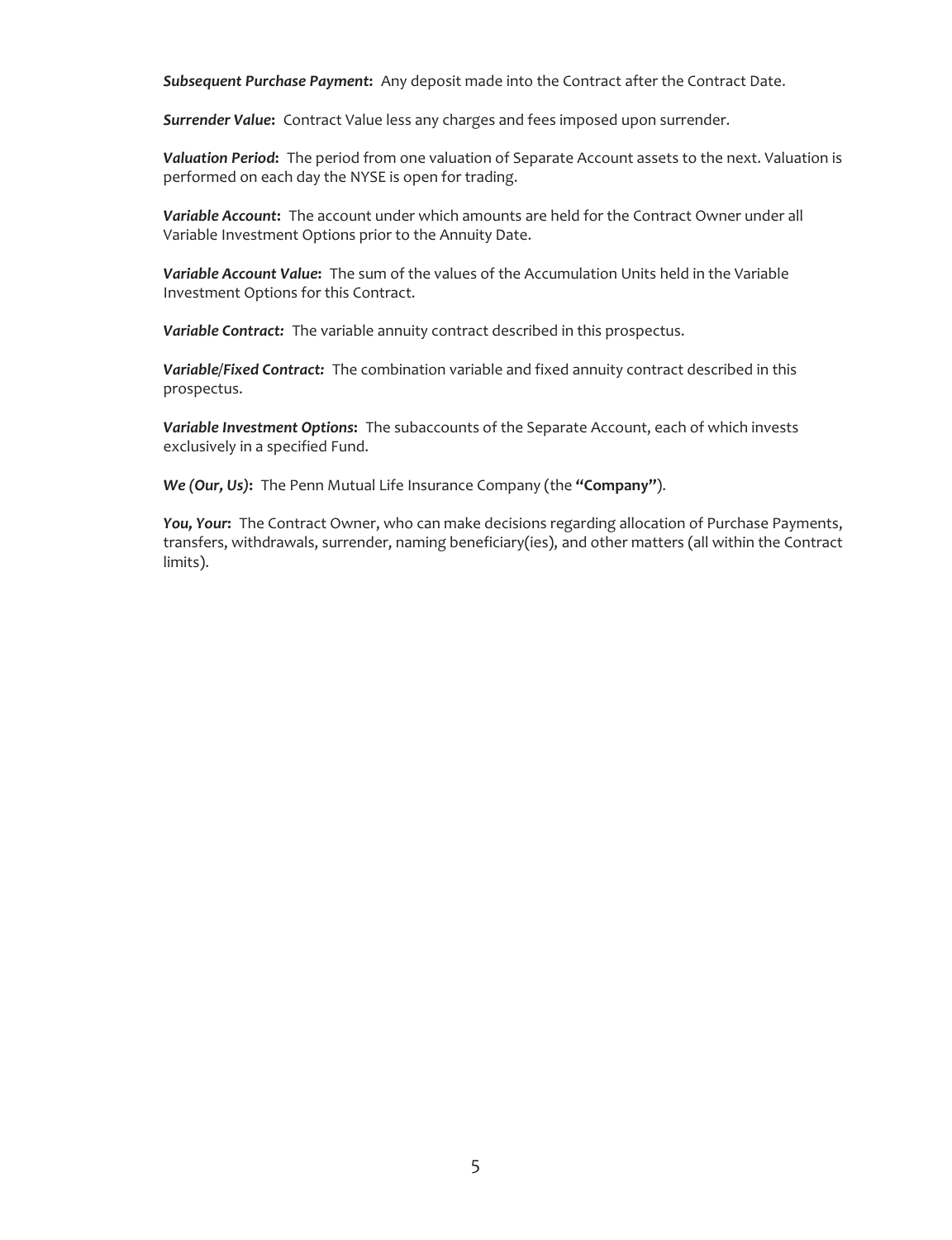***Subsequent Purchase Payment*:** Any deposit made into the Contract after the Contract Date.

***Surrender Value*:** Contract Value less any charges and fees imposed upon surrender.

***Valuation Period*:** The period from one valuation of Separate Account assets to the next. Valuation is performed on each day the NYSE is open for trading.

***Variable Account*:** The account under which amounts are held for the Contract Owner under all Variable Investment Options prior to the Annuity Date.

***Variable Account Value*:** The sum of the values of the Accumulation Units held in the Variable Investment Options for this Contract.

***Variable Contract:*** The variable annuity contract described in this prospectus.

***Variable/Fixed Contract:*** The combination variable and fixed annuity contract described in this prospectus.

***Variable Investment Options*:** The subaccounts of the Separate Account, each of which invests exclusively in a specified Fund.

***We (Our, Us)*:** The Penn Mutual Life Insurance Company (the **"Company"**).

***You, Your*:** The Contract Owner, who can make decisions regarding allocation of Purchase Payments, transfers, withdrawals, surrender, naming beneficiary(ies), and other matters (all within the Contract limits).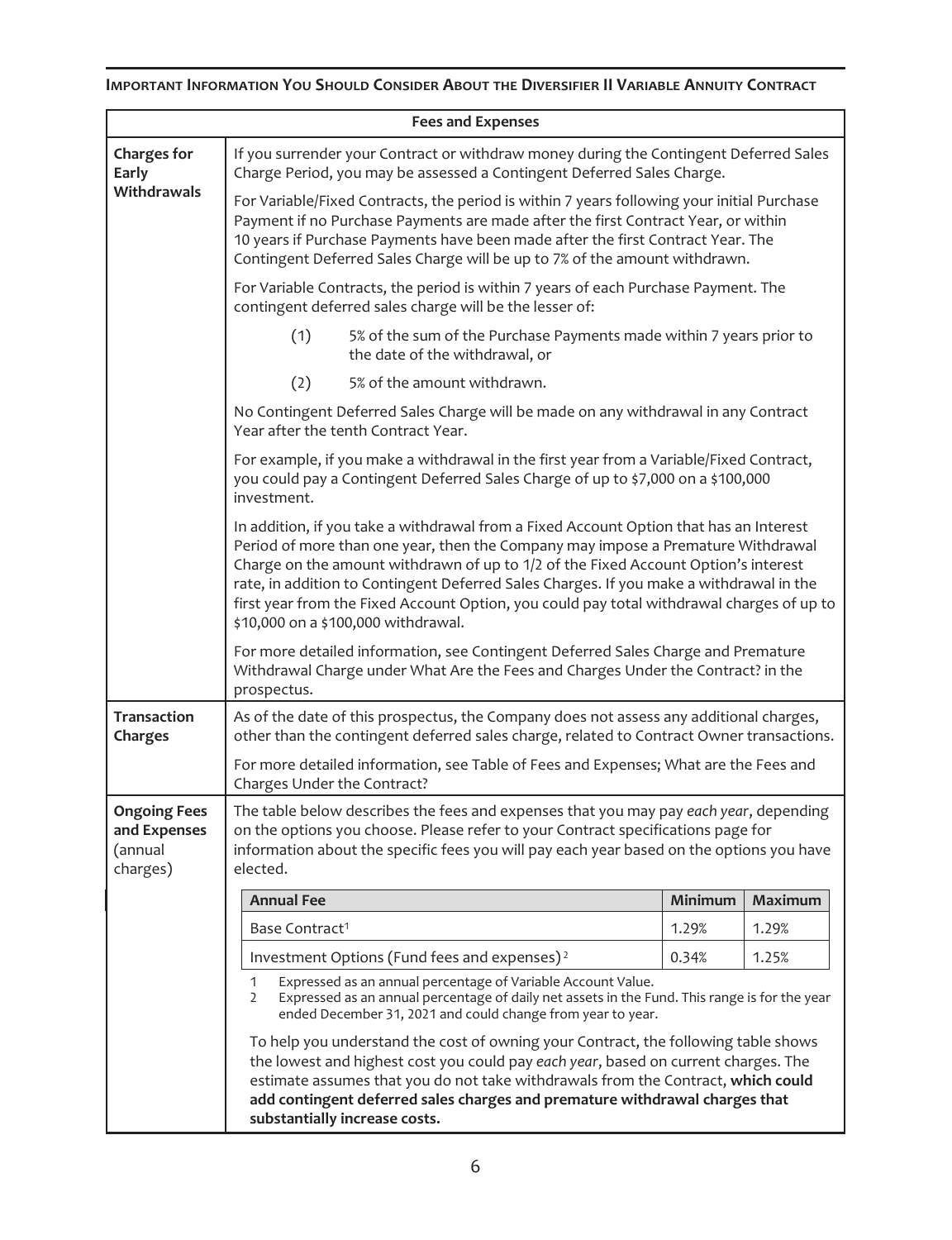**Important Information You Should Consider About the Diversifier II Variable Annuity Contract**

| Fees and Expenses | |
|---|---|
| **Charges for Early Withdrawals** | If you surrender your Contract or withdraw money during the Contingent Deferred Sales Charge Period, you may be assessed a Contingent Deferred Sales Charge.<br><br>For Variable/Fixed Contracts, the period is within 7 years following your initial Purchase Payment if no Purchase Payments are made after the first Contract Year, or within 10 years if Purchase Payments have been made after the first Contract Year. The Contingent Deferred Sales Charge will be up to 7% of the amount withdrawn.<br><br>For Variable Contracts, the period is within 7 years of each Purchase Payment. The contingent deferred sales charge will be the lesser of:<br><br>(1) 5% of the sum of the Purchase Payments made within 7 years prior to the date of the withdrawal, or<br><br>(2) 5% of the amount withdrawn.<br><br>No Contingent Deferred Sales Charge will be made on any withdrawal in any Contract Year after the tenth Contract Year.<br><br>For example, if you make a withdrawal in the first year from a Variable/Fixed Contract, you could pay a Contingent Deferred Sales Charge of up to $7,000 on a $100,000 investment.<br><br>In addition, if you take a withdrawal from a Fixed Account Option that has an Interest Period of more than one year, then the Company may impose a Premature Withdrawal Charge on the amount withdrawn of up to 1/2 of the Fixed Account Option's interest rate, in addition to Contingent Deferred Sales Charges. If you make a withdrawal in the first year from the Fixed Account Option, you could pay total withdrawal charges of up to $10,000 on a $100,000 withdrawal.<br><br>For more detailed information, see Contingent Deferred Sales Charge and Premature Withdrawal Charge under What Are the Fees and Charges Under the Contract? in the prospectus. |
| **Transaction Charges** | As of the date of this prospectus, the Company does not assess any additional charges, other than the contingent deferred sales charge, related to Contract Owner transactions.<br><br>For more detailed information, see Table of Fees and Expenses; What are the Fees and Charges Under the Contract? |
| **Ongoing Fees and Expenses (annual charges)** | The table below describes the fees and expenses that you may pay *each year*, depending on the options you choose. Please refer to your Contract specifications page for information about the specific fees you will pay each year based on the options you have elected. |

| Annual Fee | Minimum | Maximum |
|---|---|---|
| Base Contract[1] | 1.29% | 1.29% |
| Investment Options (Fund fees and expenses)[2] | 0.34% | 1.25% |

1 Expressed as an annual percentage of Variable Account Value.
2 Expressed as an annual percentage of daily net assets in the Fund. This range is for the year ended December 31, 2021 and could change from year to year.

To help you understand the cost of owning your Contract, the following table shows the lowest and highest cost you could pay *each year*, based on current charges. The estimate assumes that you do not take withdrawals from the Contract, **which could add contingent deferred sales charges and premature withdrawal charges that substantially increase costs.**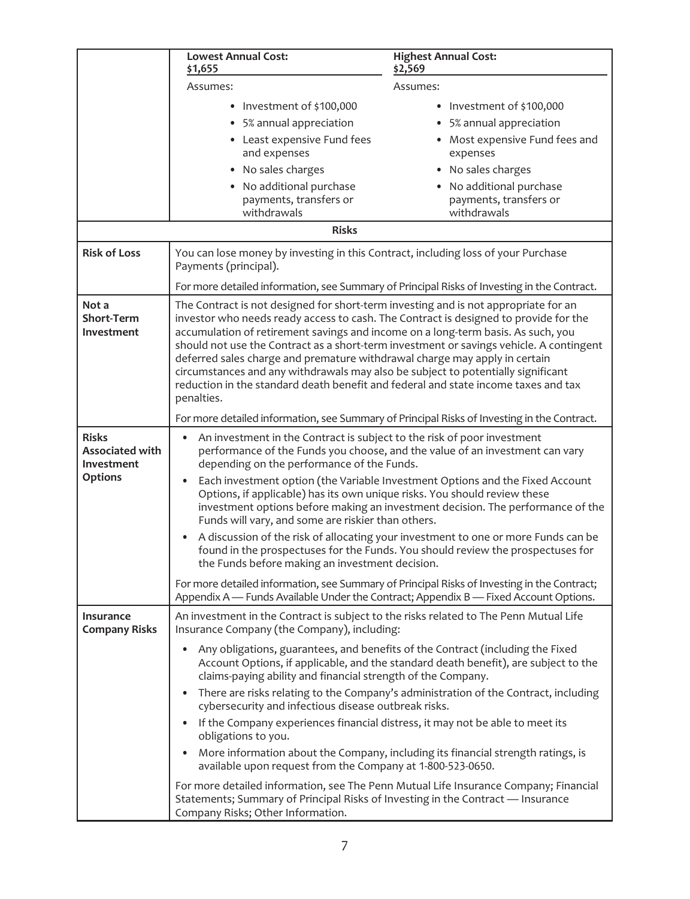| | | |
|---|---|---|
| | **Lowest Annual Cost: $1,655**<br>Assumes:<br>• Investment of $100,000<br>• 5% annual appreciation<br>• Least expensive Fund fees and expenses<br>• No sales charges<br>• No additional purchase payments, transfers or withdrawals | **Highest Annual Cost: $2,569**<br>Assumes:<br>• Investment of $100,000<br>• 5% annual appreciation<br>• Most expensive Fund fees and expenses<br>• No sales charges<br>• No additional purchase payments, transfers or withdrawals |
| | **Risks** | |
| **Risk of Loss** | You can lose money by investing in this Contract, including loss of your Purchase Payments (principal).<br><br>For more detailed information, see Summary of Principal Risks of Investing in the Contract. | |
| **Not a Short-Term Investment** | The Contract is not designed for short-term investing and is not appropriate for an investor who needs ready access to cash. The Contract is designed to provide for the accumulation of retirement savings and income on a long-term basis. As such, you should not use the Contract as a short-term investment or savings vehicle. A contingent deferred sales charge and premature withdrawal charge may apply in certain circumstances and any withdrawals may also be subject to potentially significant reduction in the standard death benefit and federal and state income taxes and tax penalties.<br><br>For more detailed information, see Summary of Principal Risks of Investing in the Contract. | |
| **Risks Associated with Investment Options** | • An investment in the Contract is subject to the risk of poor investment performance of the Funds you choose, and the value of an investment can vary depending on the performance of the Funds.<br>• Each investment option (the Variable Investment Options and the Fixed Account Options, if applicable) has its own unique risks. You should review these investment options before making an investment decision. The performance of the Funds will vary, and some are riskier than others.<br>• A discussion of the risk of allocating your investment to one or more Funds can be found in the prospectuses for the Funds. You should review the prospectuses for the Funds before making an investment decision.<br><br>For more detailed information, see Summary of Principal Risks of Investing in the Contract; Appendix A — Funds Available Under the Contract; Appendix B — Fixed Account Options. | |
| **Insurance Company Risks** | An investment in the Contract is subject to the risks related to The Penn Mutual Life Insurance Company (the Company), including:<br>• Any obligations, guarantees, and benefits of the Contract (including the Fixed Account Options, if applicable, and the standard death benefit), are subject to the claims-paying ability and financial strength of the Company.<br>• There are risks relating to the Company's administration of the Contract, including cybersecurity and infectious disease outbreak risks.<br>• If the Company experiences financial distress, it may not be able to meet its obligations to you.<br>• More information about the Company, including its financial strength ratings, is available upon request from the Company at 1-800-523-0650.<br><br>For more detailed information, see The Penn Mutual Life Insurance Company; Financial Statements; Summary of Principal Risks of Investing in the Contract — Insurance Company Risks; Other Information. | |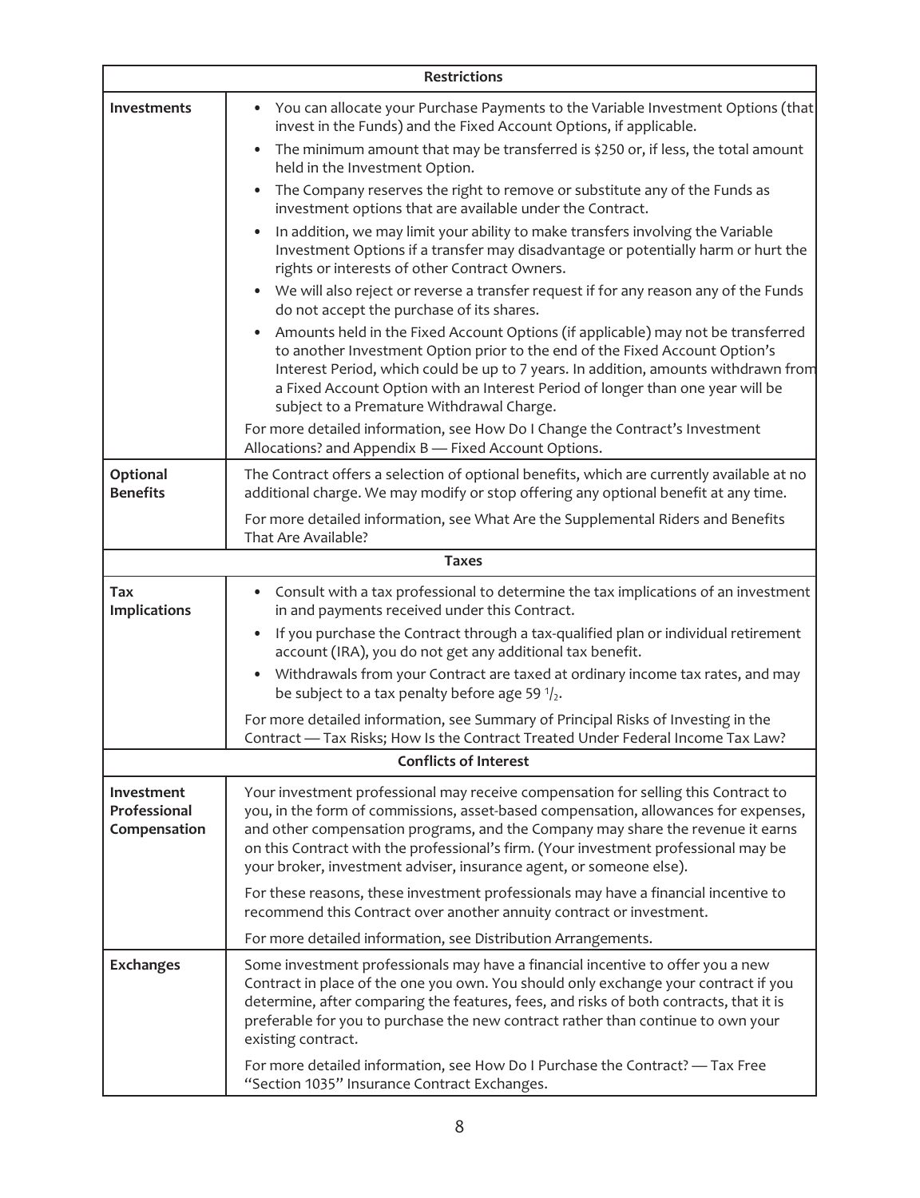| Restrictions | |
|---|---|
| **Investments** | • You can allocate your Purchase Payments to the Variable Investment Options (that invest in the Funds) and the Fixed Account Options, if applicable.<br>• The minimum amount that may be transferred is \$250 or, if less, the total amount held in the Investment Option.<br>• The Company reserves the right to remove or substitute any of the Funds as investment options that are available under the Contract.<br>• In addition, we may limit your ability to make transfers involving the Variable Investment Options if a transfer may disadvantage or potentially harm or hurt the rights or interests of other Contract Owners.<br>• We will also reject or reverse a transfer request if for any reason any of the Funds do not accept the purchase of its shares.<br>• Amounts held in the Fixed Account Options (if applicable) may not be transferred to another Investment Option prior to the end of the Fixed Account Option's Interest Period, which could be up to 7 years. In addition, amounts withdrawn from a Fixed Account Option with an Interest Period of longer than one year will be subject to a Premature Withdrawal Charge.<br><br>For more detailed information, see How Do I Change the Contract's Investment Allocations? and Appendix B — Fixed Account Options. |
| **Optional Benefits** | The Contract offers a selection of optional benefits, which are currently available at no additional charge. We may modify or stop offering any optional benefit at any time.<br><br>For more detailed information, see What Are the Supplemental Riders and Benefits That Are Available? |
| **Taxes** | |
| **Tax Implications** | • Consult with a tax professional to determine the tax implications of an investment in and payments received under this Contract.<br>• If you purchase the Contract through a tax-qualified plan or individual retirement account (IRA), you do not get any additional tax benefit.<br>• Withdrawals from your Contract are taxed at ordinary income tax rates, and may be subject to a tax penalty before age 59 ½.<br><br>For more detailed information, see Summary of Principal Risks of Investing in the Contract — Tax Risks; How Is the Contract Treated Under Federal Income Tax Law? |
| **Conflicts of Interest** | |
| **Investment Professional Compensation** | Your investment professional may receive compensation for selling this Contract to you, in the form of commissions, asset-based compensation, allowances for expenses, and other compensation programs, and the Company may share the revenue it earns on this Contract with the professional's firm. (Your investment professional may be your broker, investment adviser, insurance agent, or someone else).<br><br>For these reasons, these investment professionals may have a financial incentive to recommend this Contract over another annuity contract or investment.<br><br>For more detailed information, see Distribution Arrangements. |
| **Exchanges** | Some investment professionals may have a financial incentive to offer you a new Contract in place of the one you own. You should only exchange your contract if you determine, after comparing the features, fees, and risks of both contracts, that it is preferable for you to purchase the new contract rather than continue to own your existing contract.<br><br>For more detailed information, see How Do I Purchase the Contract? — Tax Free "Section 1035" Insurance Contract Exchanges. |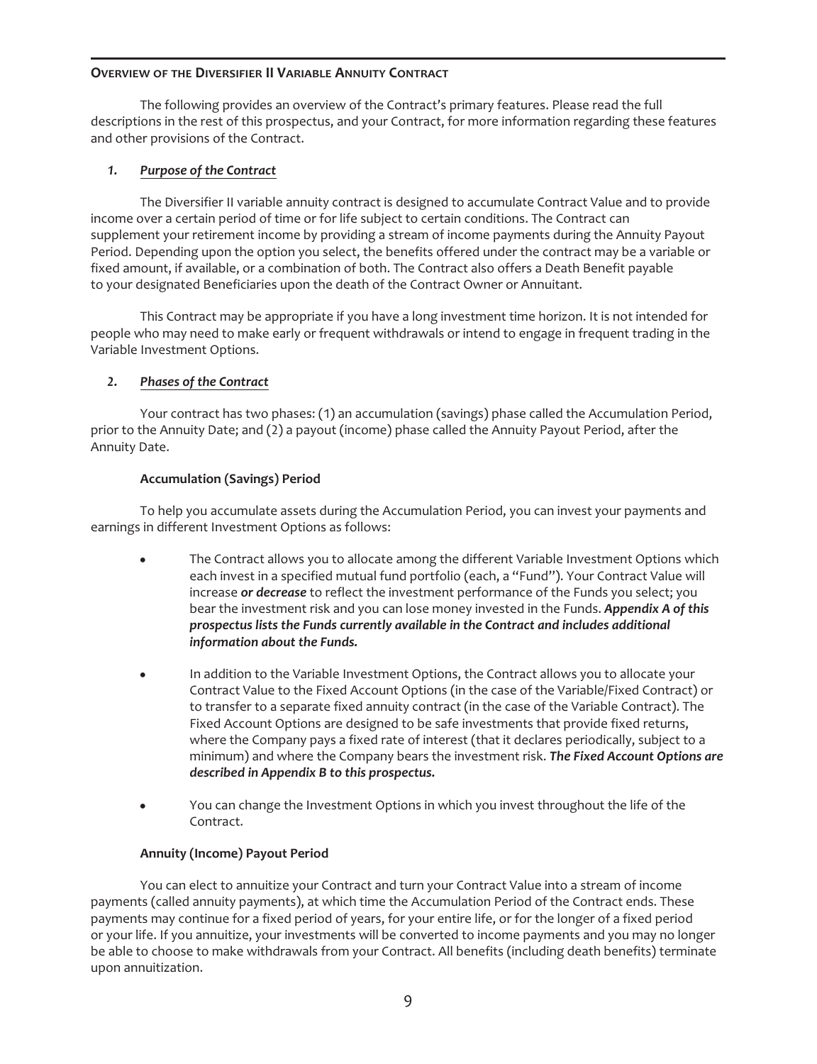## OVERVIEW OF THE DIVERSIFIER II VARIABLE ANNUITY CONTRACT

The following provides an overview of the Contract's primary features. Please read the full descriptions in the rest of this prospectus, and your Contract, for more information regarding these features and other provisions of the Contract.

### *1. Purpose of the Contract*

The Diversifier II variable annuity contract is designed to accumulate Contract Value and to provide income over a certain period of time or for life subject to certain conditions. The Contract can supplement your retirement income by providing a stream of income payments during the Annuity Payout Period. Depending upon the option you select, the benefits offered under the contract may be a variable or fixed amount, if available, or a combination of both. The Contract also offers a Death Benefit payable to your designated Beneficiaries upon the death of the Contract Owner or Annuitant.

This Contract may be appropriate if you have a long investment time horizon. It is not intended for people who may need to make early or frequent withdrawals or intend to engage in frequent trading in the Variable Investment Options.

### *2. Phases of the Contract*

Your contract has two phases: (1) an accumulation (savings) phase called the Accumulation Period, prior to the Annuity Date; and (2) a payout (income) phase called the Annuity Payout Period, after the Annuity Date.

#### Accumulation (Savings) Period

To help you accumulate assets during the Accumulation Period, you can invest your payments and earnings in different Investment Options as follows:

- The Contract allows you to allocate among the different Variable Investment Options which each invest in a specified mutual fund portfolio (each, a "Fund"). Your Contract Value will increase ***or decrease*** to reflect the investment performance of the Funds you select; you bear the investment risk and you can lose money invested in the Funds. ***Appendix A of this prospectus lists the Funds currently available in the Contract and includes additional information about the Funds.***
- In addition to the Variable Investment Options, the Contract allows you to allocate your Contract Value to the Fixed Account Options (in the case of the Variable/Fixed Contract) or to transfer to a separate fixed annuity contract (in the case of the Variable Contract). The Fixed Account Options are designed to be safe investments that provide fixed returns, where the Company pays a fixed rate of interest (that it declares periodically, subject to a minimum) and where the Company bears the investment risk. ***The Fixed Account Options are described in Appendix B to this prospectus.***
- You can change the Investment Options in which you invest throughout the life of the Contract.

#### Annuity (Income) Payout Period

You can elect to annuitize your Contract and turn your Contract Value into a stream of income payments (called annuity payments), at which time the Accumulation Period of the Contract ends. These payments may continue for a fixed period of years, for your entire life, or for the longer of a fixed period or your life. If you annuitize, your investments will be converted to income payments and you may no longer be able to choose to make withdrawals from your Contract. All benefits (including death benefits) terminate upon annuitization.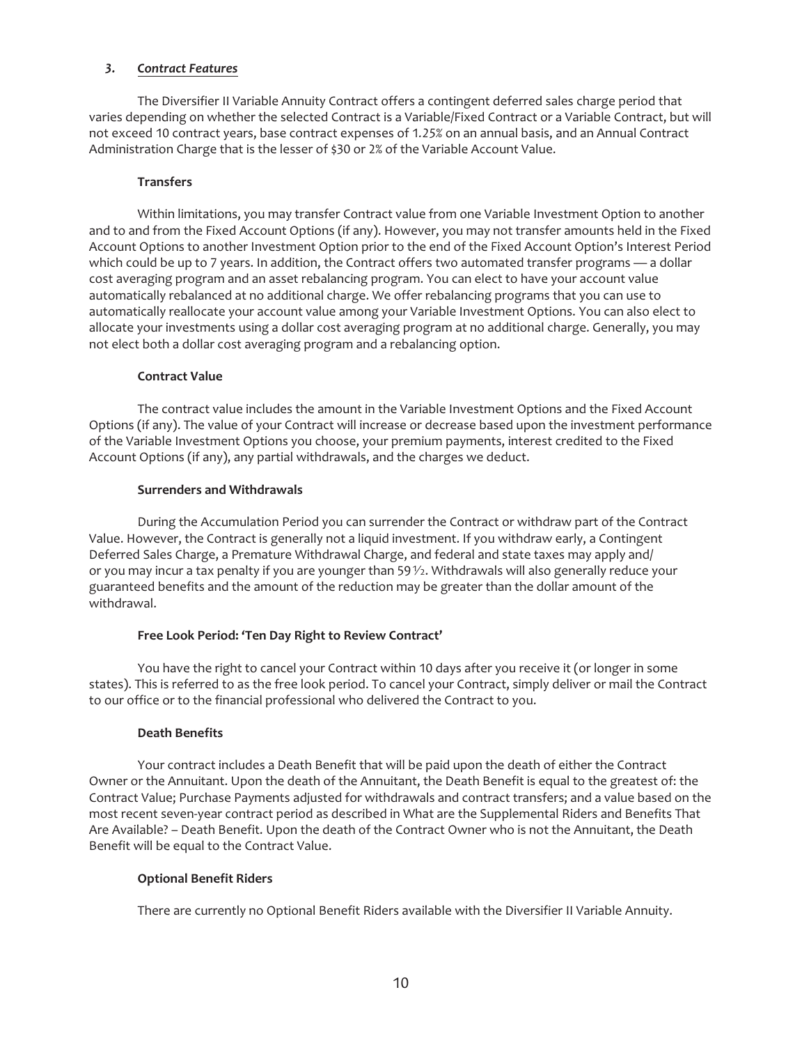### *3. Contract Features*

The Diversifier II Variable Annuity Contract offers a contingent deferred sales charge period that varies depending on whether the selected Contract is a Variable/Fixed Contract or a Variable Contract, but will not exceed 10 contract years, base contract expenses of 1.25% on an annual basis, and an Annual Contract Administration Charge that is the lesser of $30 or 2% of the Variable Account Value.

#### Transfers

Within limitations, you may transfer Contract value from one Variable Investment Option to another and to and from the Fixed Account Options (if any). However, you may not transfer amounts held in the Fixed Account Options to another Investment Option prior to the end of the Fixed Account Option's Interest Period which could be up to 7 years. In addition, the Contract offers two automated transfer programs — a dollar cost averaging program and an asset rebalancing program. You can elect to have your account value automatically rebalanced at no additional charge. We offer rebalancing programs that you can use to automatically reallocate your account value among your Variable Investment Options. You can also elect to allocate your investments using a dollar cost averaging program at no additional charge. Generally, you may not elect both a dollar cost averaging program and a rebalancing option.

#### Contract Value

The contract value includes the amount in the Variable Investment Options and the Fixed Account Options (if any). The value of your Contract will increase or decrease based upon the investment performance of the Variable Investment Options you choose, your premium payments, interest credited to the Fixed Account Options (if any), any partial withdrawals, and the charges we deduct.

#### Surrenders and Withdrawals

During the Accumulation Period you can surrender the Contract or withdraw part of the Contract Value. However, the Contract is generally not a liquid investment. If you withdraw early, a Contingent Deferred Sales Charge, a Premature Withdrawal Charge, and federal and state taxes may apply and/or you may incur a tax penalty if you are younger than 59½. Withdrawals will also generally reduce your guaranteed benefits and the amount of the reduction may be greater than the dollar amount of the withdrawal.

#### Free Look Period: 'Ten Day Right to Review Contract'

You have the right to cancel your Contract within 10 days after you receive it (or longer in some states). This is referred to as the free look period. To cancel your Contract, simply deliver or mail the Contract to our office or to the financial professional who delivered the Contract to you.

#### Death Benefits

Your contract includes a Death Benefit that will be paid upon the death of either the Contract Owner or the Annuitant. Upon the death of the Annuitant, the Death Benefit is equal to the greatest of: the Contract Value; Purchase Payments adjusted for withdrawals and contract transfers; and a value based on the most recent seven-year contract period as described in What are the Supplemental Riders and Benefits That Are Available? – Death Benefit. Upon the death of the Contract Owner who is not the Annuitant, the Death Benefit will be equal to the Contract Value.

#### Optional Benefit Riders

There are currently no Optional Benefit Riders available with the Diversifier II Variable Annuity.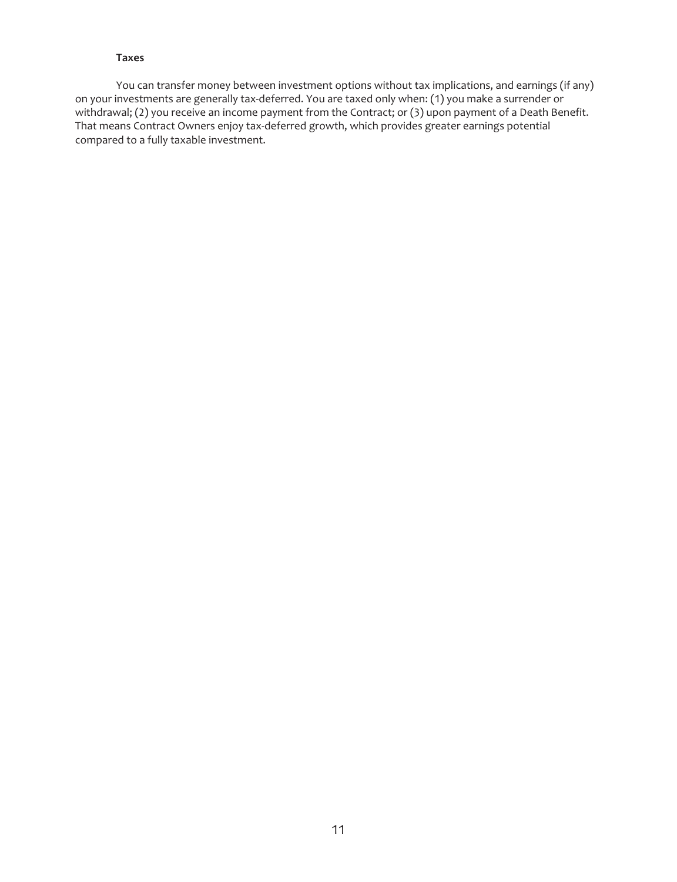**Taxes**

You can transfer money between investment options without tax implications, and earnings (if any) on your investments are generally tax-deferred. You are taxed only when: (1) you make a surrender or withdrawal; (2) you receive an income payment from the Contract; or (3) upon payment of a Death Benefit. That means Contract Owners enjoy tax-deferred growth, which provides greater earnings potential compared to a fully taxable investment.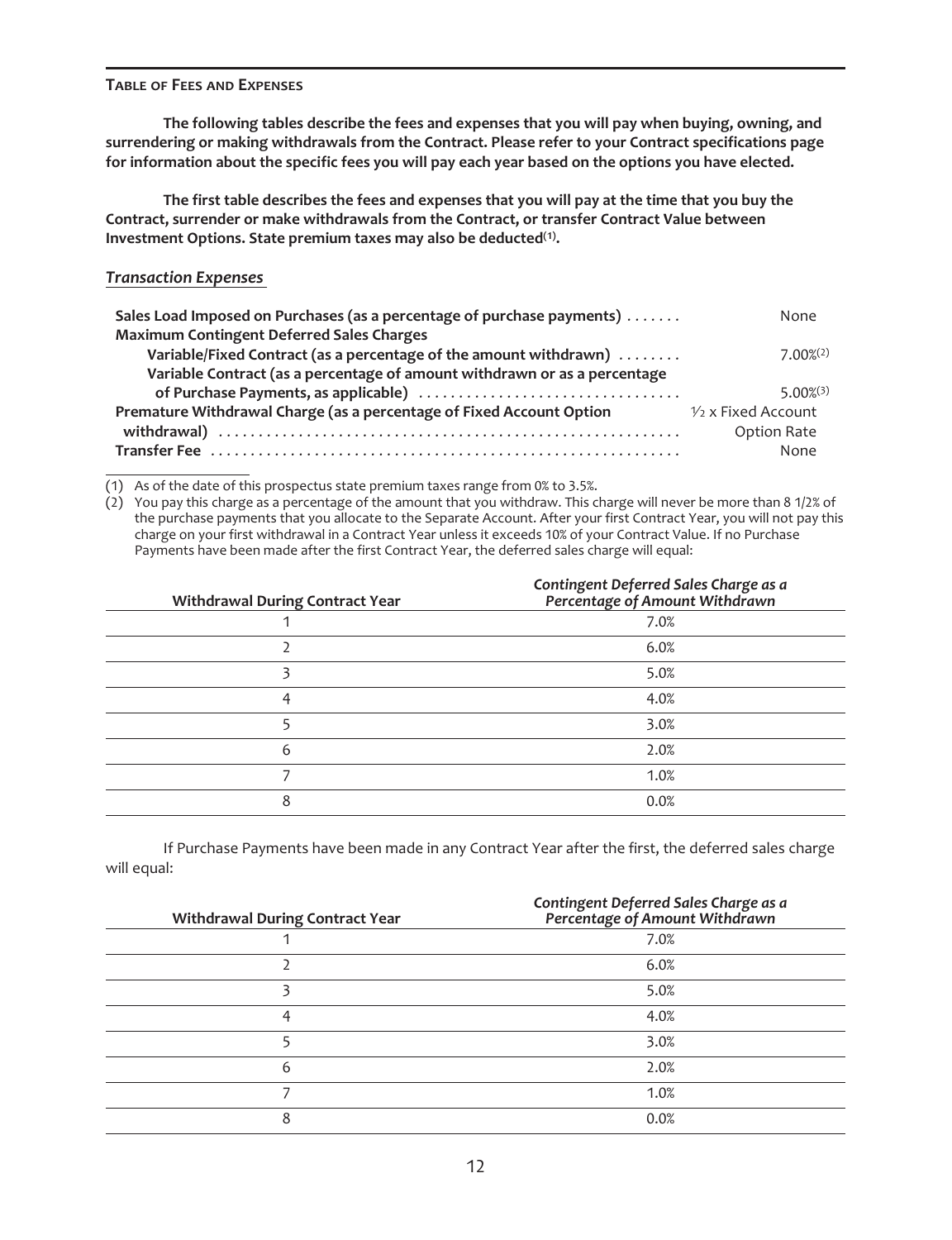### TABLE OF FEES AND EXPENSES

**The following tables describe the fees and expenses that you will pay when buying, owning, and surrendering or making withdrawals from the Contract. Please refer to your Contract specifications page for information about the specific fees you will pay each year based on the options you have elected.**

**The first table describes the fees and expenses that you will pay at the time that you buy the Contract, surrender or make withdrawals from the Contract, or transfer Contract Value between Investment Options. State premium taxes may also be deducted[(1)].**

***Transaction Expenses***

| | |
|---|---|
| **Sales Load Imposed on Purchases (as a percentage of purchase payments)** | None |
| **Maximum Contingent Deferred Sales Charges** | |
| **Variable/Fixed Contract (as a percentage of the amount withdrawn)** | 7.00%[(2)] |
| **Variable Contract (as a percentage of amount withdrawn or as a percentage of Purchase Payments, as applicable)** | 5.00%[(3)] |
| **Premature Withdrawal Charge (as a percentage of Fixed Account Option withdrawal)** | ½ x Fixed Account Option Rate |
| **Transfer Fee** | None |

(1) As of the date of this prospectus state premium taxes range from 0% to 3.5%.

(2) You pay this charge as a percentage of the amount that you withdraw. This charge will never be more than 8 1/2% of the purchase payments that you allocate to the Separate Account. After your first Contract Year, you will not pay this charge on your first withdrawal in a Contract Year unless it exceeds 10% of your Contract Value. If no Purchase Payments have been made after the first Contract Year, the deferred sales charge will equal:

| Withdrawal During Contract Year | *Contingent Deferred Sales Charge as a Percentage of Amount Withdrawn* |
|---|---|
| 1 | 7.0% |
| 2 | 6.0% |
| 3 | 5.0% |
| 4 | 4.0% |
| 5 | 3.0% |
| 6 | 2.0% |
| 7 | 1.0% |
| 8 | 0.0% |

If Purchase Payments have been made in any Contract Year after the first, the deferred sales charge will equal:

| Withdrawal During Contract Year | *Contingent Deferred Sales Charge as a Percentage of Amount Withdrawn* |
|---|---|
| 1 | 7.0% |
| 2 | 6.0% |
| 3 | 5.0% |
| 4 | 4.0% |
| 5 | 3.0% |
| 6 | 2.0% |
| 7 | 1.0% |
| 8 | 0.0% |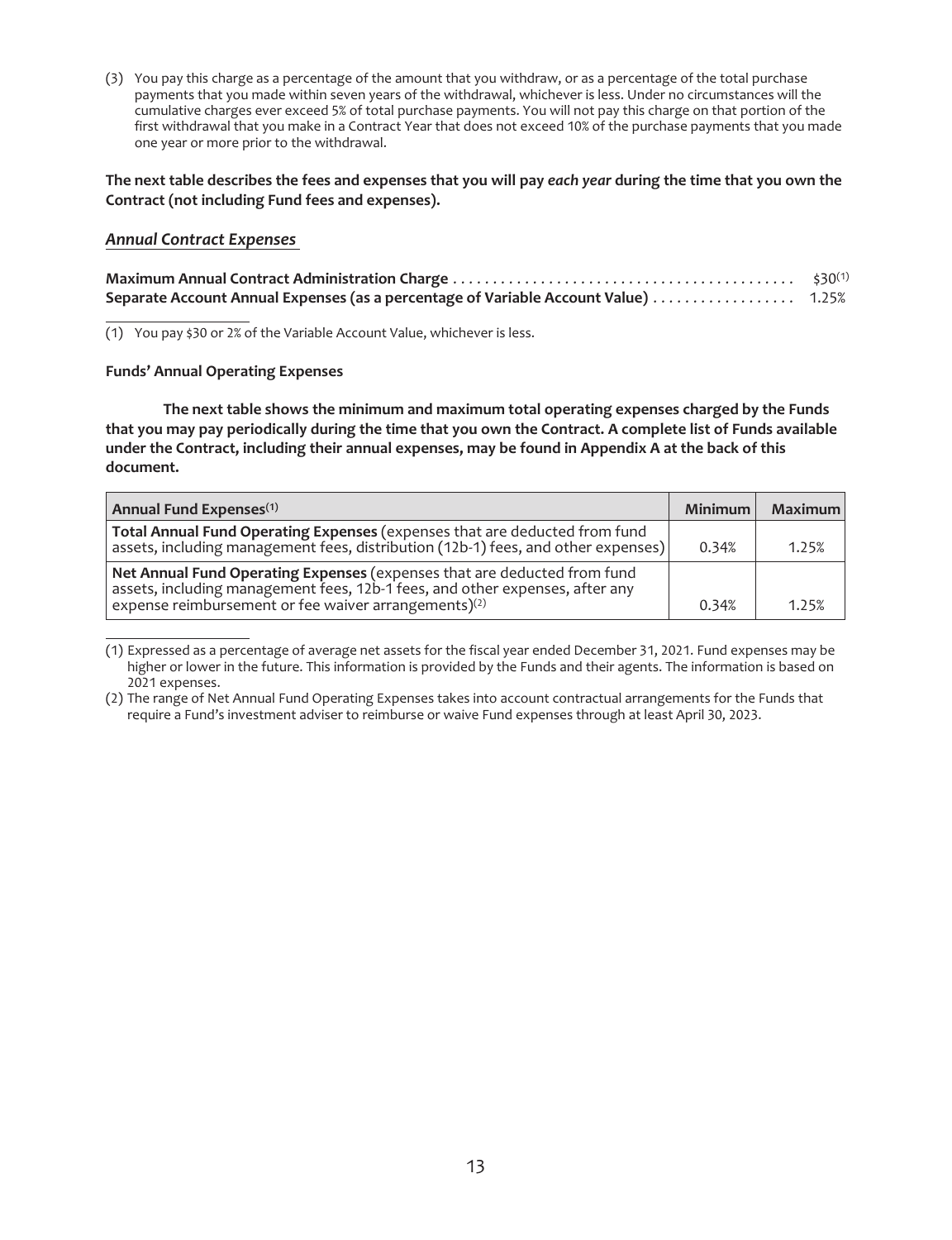(3) You pay this charge as a percentage of the amount that you withdraw, or as a percentage of the total purchase payments that you made within seven years of the withdrawal, whichever is less. Under no circumstances will the cumulative charges ever exceed 5% of total purchase payments. You will not pay this charge on that portion of the first withdrawal that you make in a Contract Year that does not exceed 10% of the purchase payments that you made one year or more prior to the withdrawal.

**The next table describes the fees and expenses that you will pay *each year* during the time that you own the Contract (not including Fund fees and expenses).**

### *Annual Contract Expenses*

| | |
|---|---|
| **Maximum Annual Contract Administration Charge** | \$30[1] |
| **Separate Account Annual Expenses (as a percentage of Variable Account Value)** | 1.25% |

(1) You pay \$30 or 2% of the Variable Account Value, whichever is less.

**Funds' Annual Operating Expenses**

**The next table shows the minimum and maximum total operating expenses charged by the Funds that you may pay periodically during the time that you own the Contract. A complete list of Funds available under the Contract, including their annual expenses, may be found in Appendix A at the back of this document.**

| Annual Fund Expenses[1] | Minimum | Maximum |
|---|---|---|
| **Total Annual Fund Operating Expenses** (expenses that are deducted from fund assets, including management fees, distribution (12b-1) fees, and other expenses) | 0.34% | 1.25% |
| **Net Annual Fund Operating Expenses** (expenses that are deducted from fund assets, including management fees, 12b-1 fees, and other expenses, after any expense reimbursement or fee waiver arrangements)[2] | 0.34% | 1.25% |

(1) Expressed as a percentage of average net assets for the fiscal year ended December 31, 2021. Fund expenses may be higher or lower in the future. This information is provided by the Funds and their agents. The information is based on 2021 expenses.

(2) The range of Net Annual Fund Operating Expenses takes into account contractual arrangements for the Funds that require a Fund's investment adviser to reimburse or waive Fund expenses through at least April 30, 2023.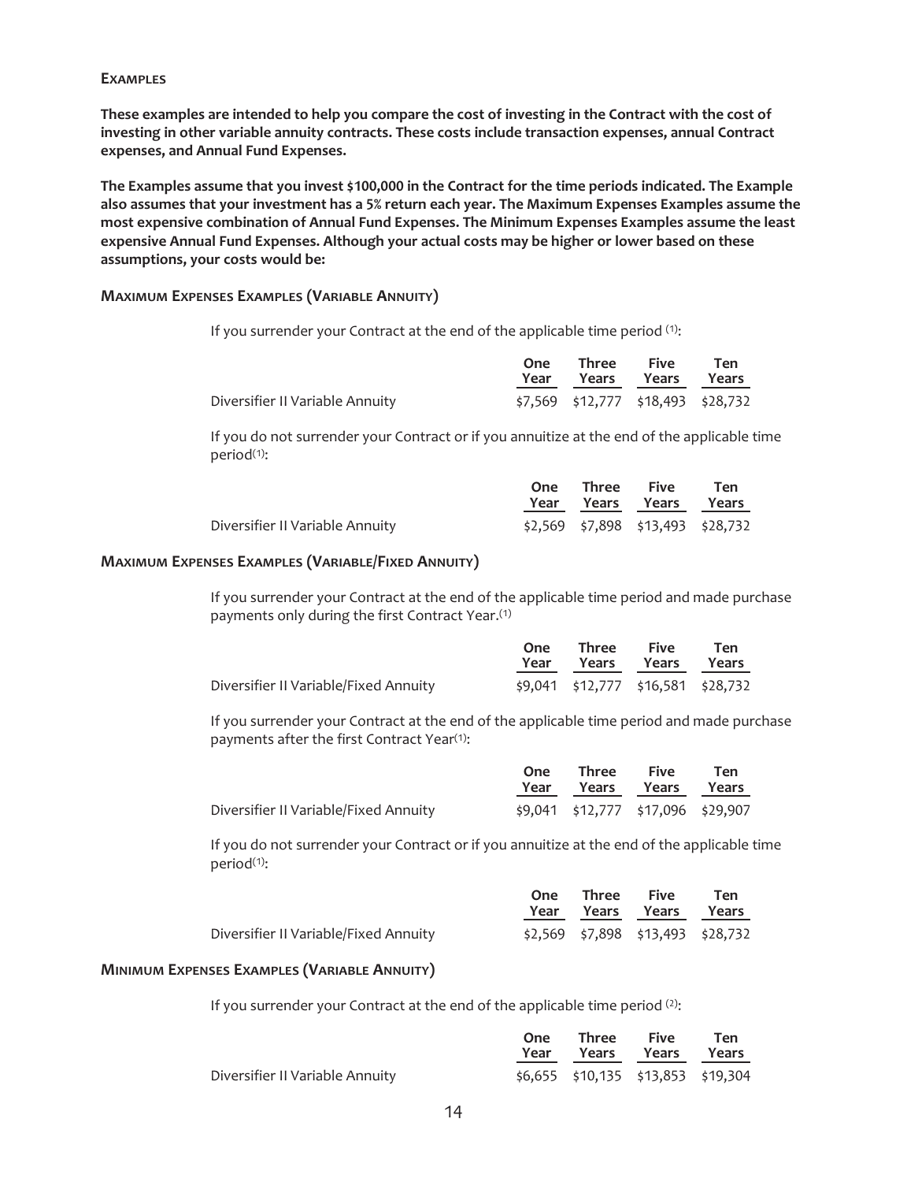### Examples

**These examples are intended to help you compare the cost of investing in the Contract with the cost of investing in other variable annuity contracts. These costs include transaction expenses, annual Contract expenses, and Annual Fund Expenses.**

**The Examples assume that you invest $100,000 in the Contract for the time periods indicated. The Example also assumes that your investment has a 5% return each year. The Maximum Expenses Examples assume the most expensive combination of Annual Fund Expenses. The Minimum Expenses Examples assume the least expensive Annual Fund Expenses. Although your actual costs may be higher or lower based on these assumptions, your costs would be:**

#### Maximum Expenses Examples (Variable Annuity)

If you surrender your Contract at the end of the applicable time period [(1)]:

| | One Year | Three Years | Five Years | Ten Years |
|---|---|---|---|---|
| Diversifier II Variable Annuity | $7,569 | $12,777 | $18,493 | $28,732 |

If you do not surrender your Contract or if you annuitize at the end of the applicable time period[(1)]:

| | One Year | Three Years | Five Years | Ten Years |
|---|---|---|---|---|
| Diversifier II Variable Annuity | $2,569 | $7,898 | $13,493 | $28,732 |

#### Maximum Expenses Examples (Variable/Fixed Annuity)

If you surrender your Contract at the end of the applicable time period and made purchase payments only during the first Contract Year.[(1)]

| | One Year | Three Years | Five Years | Ten Years |
|---|---|---|---|---|
| Diversifier II Variable/Fixed Annuity | $9,041 | $12,777 | $16,581 | $28,732 |

If you surrender your Contract at the end of the applicable time period and made purchase payments after the first Contract Year[(1)]:

| | One Year | Three Years | Five Years | Ten Years |
|---|---|---|---|---|
| Diversifier II Variable/Fixed Annuity | $9,041 | $12,777 | $17,096 | $29,907 |

If you do not surrender your Contract or if you annuitize at the end of the applicable time period[(1)]:

| | One Year | Three Years | Five Years | Ten Years |
|---|---|---|---|---|
| Diversifier II Variable/Fixed Annuity | $2,569 | $7,898 | $13,493 | $28,732 |

#### Minimum Expenses Examples (Variable Annuity)

If you surrender your Contract at the end of the applicable time period [(2)]:

| | One Year | Three Years | Five Years | Ten Years |
|---|---|---|---|---|
| Diversifier II Variable Annuity | $6,655 | $10,135 | $13,853 | $19,304 |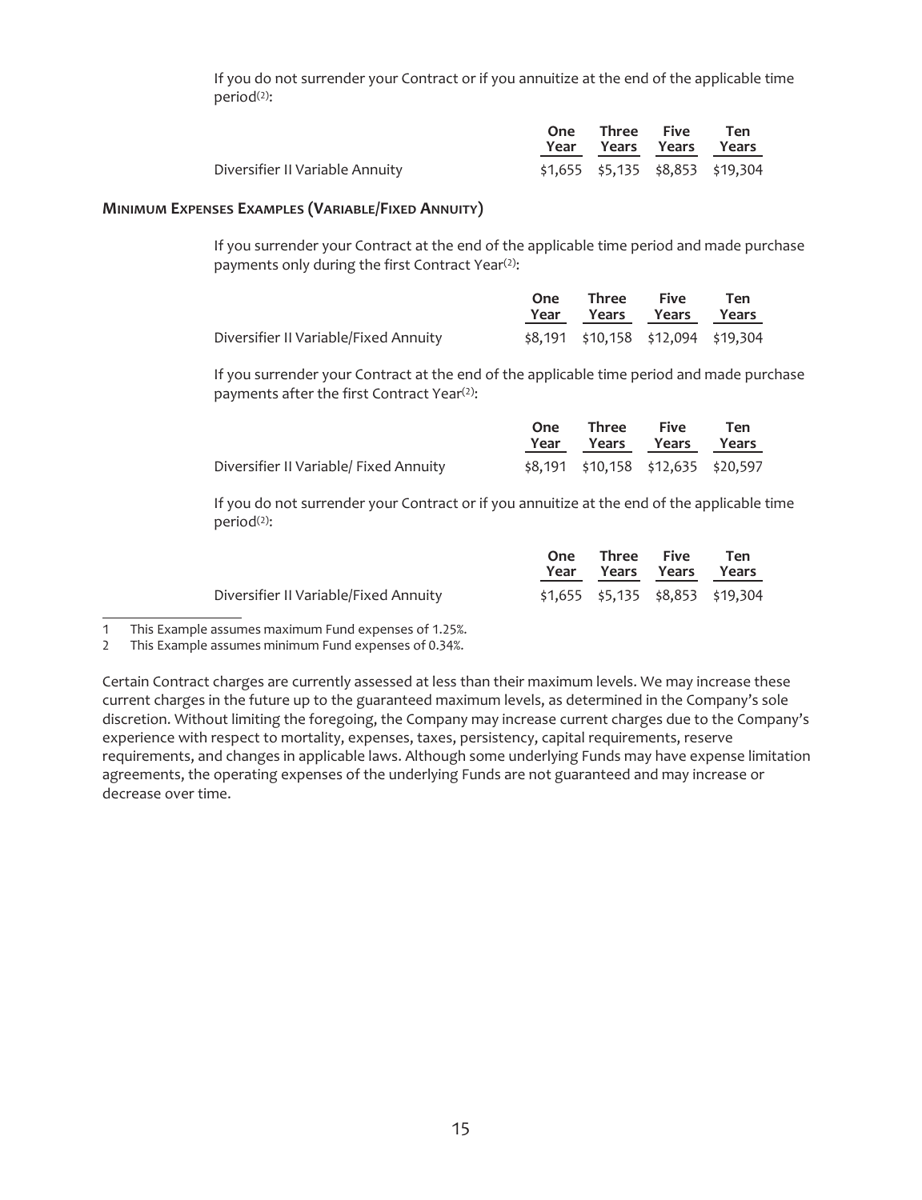If you do not surrender your Contract or if you annuitize at the end of the applicable time period[2]:

| | One Year | Three Years | Five Years | Ten Years |
|---|---|---|---|---|
| Diversifier II Variable Annuity | $1,655 | $5,135 | $8,853 | $19,304 |

#### **MINIMUM EXPENSES EXAMPLES (VARIABLE/FIXED ANNUITY)**

If you surrender your Contract at the end of the applicable time period and made purchase payments only during the first Contract Year[2]:

| | One Year | Three Years | Five Years | Ten Years |
|---|---|---|---|---|
| Diversifier II Variable/Fixed Annuity | $8,191 | $10,158 | $12,094 | $19,304 |

If you surrender your Contract at the end of the applicable time period and made purchase payments after the first Contract Year[2]:

| | One Year | Three Years | Five Years | Ten Years |
|---|---|---|---|---|
| Diversifier II Variable/ Fixed Annuity | $8,191 | $10,158 | $12,635 | $20,597 |

If you do not surrender your Contract or if you annuitize at the end of the applicable time period[2]:

| | One Year | Three Years | Five Years | Ten Years |
|---|---|---|---|---|
| Diversifier II Variable/Fixed Annuity | $1,655 | $5,135 | $8,853 | $19,304 |

1 This Example assumes maximum Fund expenses of 1.25%.

2 This Example assumes minimum Fund expenses of 0.34%.

Certain Contract charges are currently assessed at less than their maximum levels. We may increase these current charges in the future up to the guaranteed maximum levels, as determined in the Company's sole discretion. Without limiting the foregoing, the Company may increase current charges due to the Company's experience with respect to mortality, expenses, taxes, persistency, capital requirements, reserve requirements, and changes in applicable laws. Although some underlying Funds may have expense limitation agreements, the operating expenses of the underlying Funds are not guaranteed and may increase or decrease over time.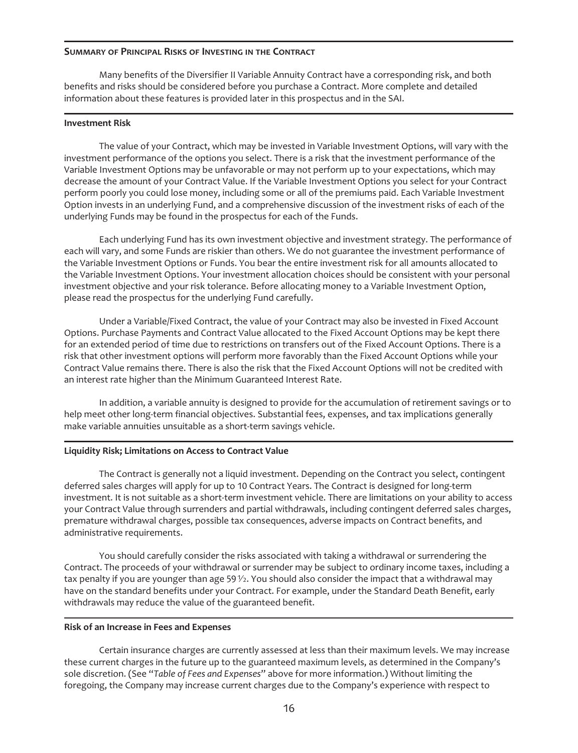## Summary of Principal Risks of Investing in the Contract

Many benefits of the Diversifier II Variable Annuity Contract have a corresponding risk, and both benefits and risks should be considered before you purchase a Contract. More complete and detailed information about these features is provided later in this prospectus and in the SAI.

### Investment Risk

The value of your Contract, which may be invested in Variable Investment Options, will vary with the investment performance of the options you select. There is a risk that the investment performance of the Variable Investment Options may be unfavorable or may not perform up to your expectations, which may decrease the amount of your Contract Value. If the Variable Investment Options you select for your Contract perform poorly you could lose money, including some or all of the premiums paid. Each Variable Investment Option invests in an underlying Fund, and a comprehensive discussion of the investment risks of each of the underlying Funds may be found in the prospectus for each of the Funds.

Each underlying Fund has its own investment objective and investment strategy. The performance of each will vary, and some Funds are riskier than others. We do not guarantee the investment performance of the Variable Investment Options or Funds. You bear the entire investment risk for all amounts allocated to the Variable Investment Options. Your investment allocation choices should be consistent with your personal investment objective and your risk tolerance. Before allocating money to a Variable Investment Option, please read the prospectus for the underlying Fund carefully.

Under a Variable/Fixed Contract, the value of your Contract may also be invested in Fixed Account Options. Purchase Payments and Contract Value allocated to the Fixed Account Options may be kept there for an extended period of time due to restrictions on transfers out of the Fixed Account Options. There is a risk that other investment options will perform more favorably than the Fixed Account Options while your Contract Value remains there. There is also the risk that the Fixed Account Options will not be credited with an interest rate higher than the Minimum Guaranteed Interest Rate.

In addition, a variable annuity is designed to provide for the accumulation of retirement savings or to help meet other long-term financial objectives. Substantial fees, expenses, and tax implications generally make variable annuities unsuitable as a short-term savings vehicle.

### Liquidity Risk; Limitations on Access to Contract Value

The Contract is generally not a liquid investment. Depending on the Contract you select, contingent deferred sales charges will apply for up to 10 Contract Years. The Contract is designed for long-term investment. It is not suitable as a short-term investment vehicle. There are limitations on your ability to access your Contract Value through surrenders and partial withdrawals, including contingent deferred sales charges, premature withdrawal charges, possible tax consequences, adverse impacts on Contract benefits, and administrative requirements.

You should carefully consider the risks associated with taking a withdrawal or surrendering the Contract. The proceeds of your withdrawal or surrender may be subject to ordinary income taxes, including a tax penalty if you are younger than age 59½. You should also consider the impact that a withdrawal may have on the standard benefits under your Contract. For example, under the Standard Death Benefit, early withdrawals may reduce the value of the guaranteed benefit.

### Risk of an Increase in Fees and Expenses

Certain insurance charges are currently assessed at less than their maximum levels. We may increase these current charges in the future up to the guaranteed maximum levels, as determined in the Company's sole discretion. (See "*Table of Fees and Expenses*" above for more information.) Without limiting the foregoing, the Company may increase current charges due to the Company's experience with respect to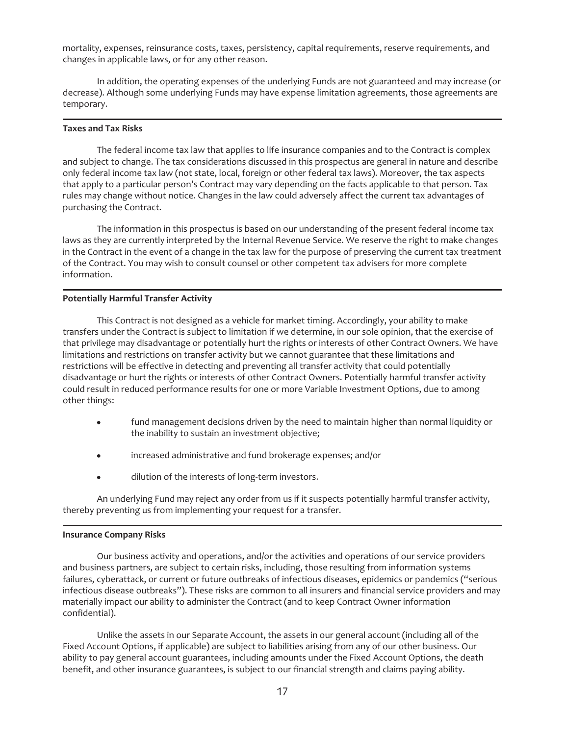mortality, expenses, reinsurance costs, taxes, persistency, capital requirements, reserve requirements, and changes in applicable laws, or for any other reason.

In addition, the operating expenses of the underlying Funds are not guaranteed and may increase (or decrease). Although some underlying Funds may have expense limitation agreements, those agreements are temporary.

**Taxes and Tax Risks**

The federal income tax law that applies to life insurance companies and to the Contract is complex and subject to change. The tax considerations discussed in this prospectus are general in nature and describe only federal income tax law (not state, local, foreign or other federal tax laws). Moreover, the tax aspects that apply to a particular person's Contract may vary depending on the facts applicable to that person. Tax rules may change without notice. Changes in the law could adversely affect the current tax advantages of purchasing the Contract.

The information in this prospectus is based on our understanding of the present federal income tax laws as they are currently interpreted by the Internal Revenue Service. We reserve the right to make changes in the Contract in the event of a change in the tax law for the purpose of preserving the current tax treatment of the Contract. You may wish to consult counsel or other competent tax advisers for more complete information.

**Potentially Harmful Transfer Activity**

This Contract is not designed as a vehicle for market timing. Accordingly, your ability to make transfers under the Contract is subject to limitation if we determine, in our sole opinion, that the exercise of that privilege may disadvantage or potentially hurt the rights or interests of other Contract Owners. We have limitations and restrictions on transfer activity but we cannot guarantee that these limitations and restrictions will be effective in detecting and preventing all transfer activity that could potentially disadvantage or hurt the rights or interests of other Contract Owners. Potentially harmful transfer activity could result in reduced performance results for one or more Variable Investment Options, due to among other things:

- fund management decisions driven by the need to maintain higher than normal liquidity or the inability to sustain an investment objective;
- increased administrative and fund brokerage expenses; and/or
- dilution of the interests of long-term investors.

An underlying Fund may reject any order from us if it suspects potentially harmful transfer activity, thereby preventing us from implementing your request for a transfer.

**Insurance Company Risks**

Our business activity and operations, and/or the activities and operations of our service providers and business partners, are subject to certain risks, including, those resulting from information systems failures, cyberattack, or current or future outbreaks of infectious diseases, epidemics or pandemics ("serious infectious disease outbreaks"). These risks are common to all insurers and financial service providers and may materially impact our ability to administer the Contract (and to keep Contract Owner information confidential).

Unlike the assets in our Separate Account, the assets in our general account (including all of the Fixed Account Options, if applicable) are subject to liabilities arising from any of our other business. Our ability to pay general account guarantees, including amounts under the Fixed Account Options, the death benefit, and other insurance guarantees, is subject to our financial strength and claims paying ability.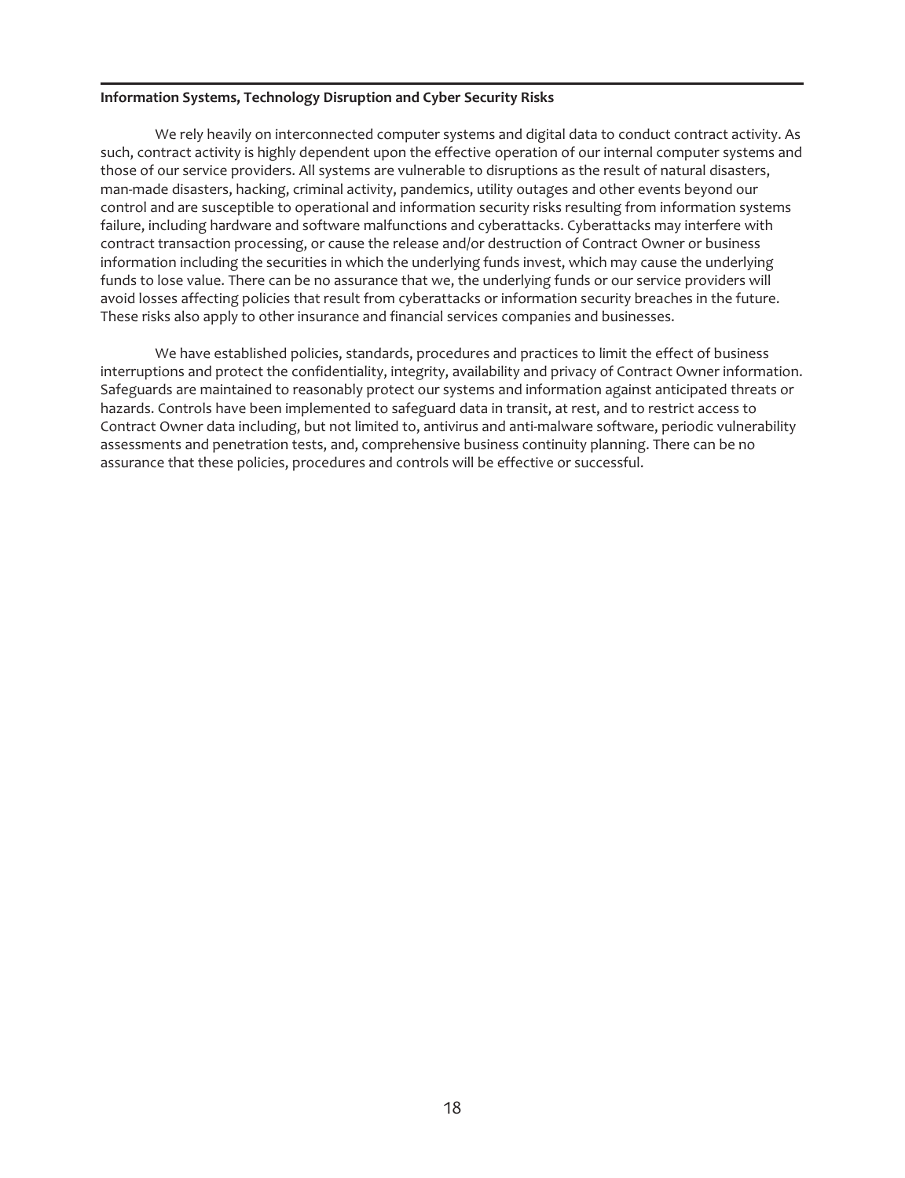**Information Systems, Technology Disruption and Cyber Security Risks**

We rely heavily on interconnected computer systems and digital data to conduct contract activity. As such, contract activity is highly dependent upon the effective operation of our internal computer systems and those of our service providers. All systems are vulnerable to disruptions as the result of natural disasters, man-made disasters, hacking, criminal activity, pandemics, utility outages and other events beyond our control and are susceptible to operational and information security risks resulting from information systems failure, including hardware and software malfunctions and cyberattacks. Cyberattacks may interfere with contract transaction processing, or cause the release and/or destruction of Contract Owner or business information including the securities in which the underlying funds invest, which may cause the underlying funds to lose value. There can be no assurance that we, the underlying funds or our service providers will avoid losses affecting policies that result from cyberattacks or information security breaches in the future. These risks also apply to other insurance and financial services companies and businesses.

We have established policies, standards, procedures and practices to limit the effect of business interruptions and protect the confidentiality, integrity, availability and privacy of Contract Owner information. Safeguards are maintained to reasonably protect our systems and information against anticipated threats or hazards. Controls have been implemented to safeguard data in transit, at rest, and to restrict access to Contract Owner data including, but not limited to, antivirus and anti-malware software, periodic vulnerability assessments and penetration tests, and, comprehensive business continuity planning. There can be no assurance that these policies, procedures and controls will be effective or successful.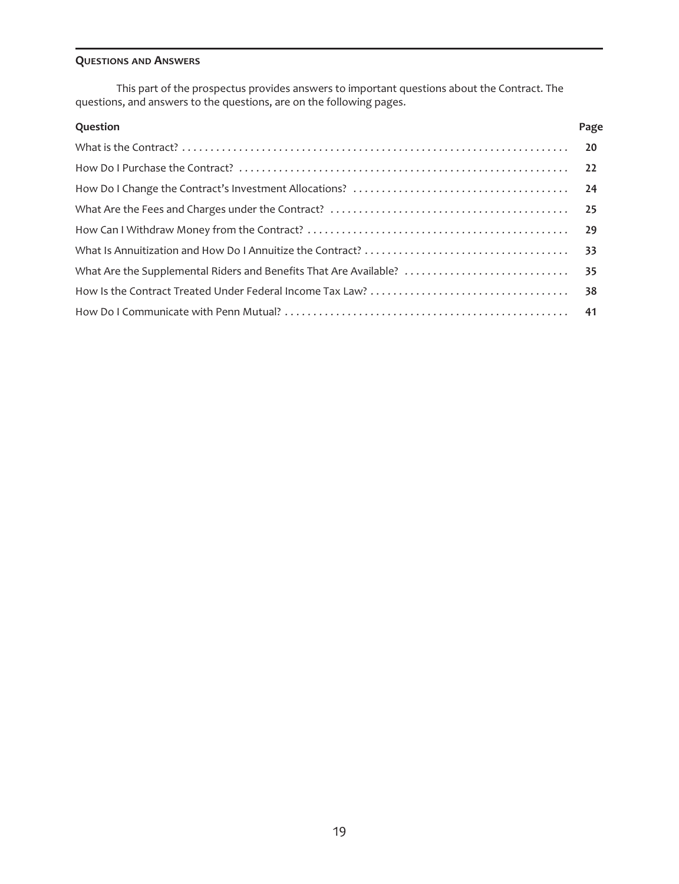## Questions and Answers

This part of the prospectus provides answers to important questions about the Contract. The questions, and answers to the questions, are on the following pages.

| Question | Page |
| --- | --- |
| What is the Contract? | 20 |
| How Do I Purchase the Contract? | 22 |
| How Do I Change the Contract's Investment Allocations? | 24 |
| What Are the Fees and Charges under the Contract? | 25 |
| How Can I Withdraw Money from the Contract? | 29 |
| What Is Annuitization and How Do I Annuitize the Contract? | 33 |
| What Are the Supplemental Riders and Benefits That Are Available? | 35 |
| How Is the Contract Treated Under Federal Income Tax Law? | 38 |
| How Do I Communicate with Penn Mutual? | 41 |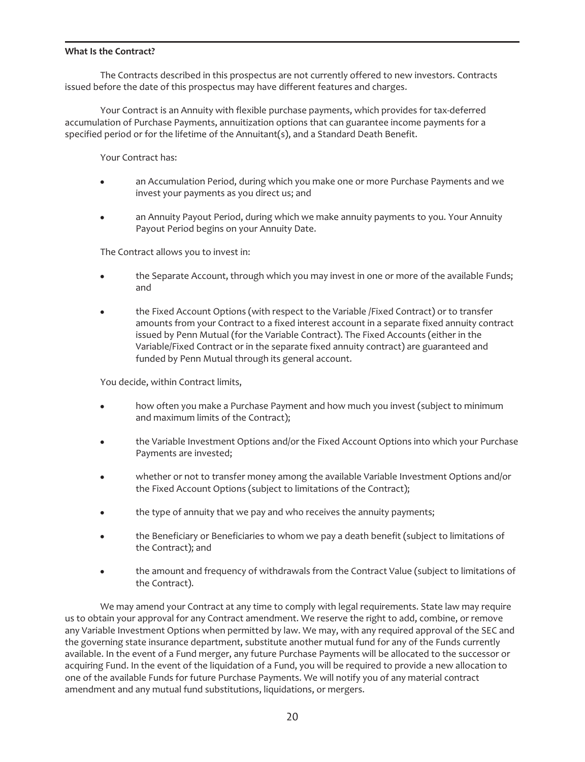**What Is the Contract?**

The Contracts described in this prospectus are not currently offered to new investors. Contracts issued before the date of this prospectus may have different features and charges.

Your Contract is an Annuity with flexible purchase payments, which provides for tax-deferred accumulation of Purchase Payments, annuitization options that can guarantee income payments for a specified period or for the lifetime of the Annuitant(s), and a Standard Death Benefit.

Your Contract has:

- an Accumulation Period, during which you make one or more Purchase Payments and we invest your payments as you direct us; and
- an Annuity Payout Period, during which we make annuity payments to you. Your Annuity Payout Period begins on your Annuity Date.

The Contract allows you to invest in:

- the Separate Account, through which you may invest in one or more of the available Funds; and
- the Fixed Account Options (with respect to the Variable /Fixed Contract) or to transfer amounts from your Contract to a fixed interest account in a separate fixed annuity contract issued by Penn Mutual (for the Variable Contract). The Fixed Accounts (either in the Variable/Fixed Contract or in the separate fixed annuity contract) are guaranteed and funded by Penn Mutual through its general account.

You decide, within Contract limits,

- how often you make a Purchase Payment and how much you invest (subject to minimum and maximum limits of the Contract);
- the Variable Investment Options and/or the Fixed Account Options into which your Purchase Payments are invested;
- whether or not to transfer money among the available Variable Investment Options and/or the Fixed Account Options (subject to limitations of the Contract);
- the type of annuity that we pay and who receives the annuity payments;
- the Beneficiary or Beneficiaries to whom we pay a death benefit (subject to limitations of the Contract); and
- the amount and frequency of withdrawals from the Contract Value (subject to limitations of the Contract).

We may amend your Contract at any time to comply with legal requirements. State law may require us to obtain your approval for any Contract amendment. We reserve the right to add, combine, or remove any Variable Investment Options when permitted by law. We may, with any required approval of the SEC and the governing state insurance department, substitute another mutual fund for any of the Funds currently available. In the event of a Fund merger, any future Purchase Payments will be allocated to the successor or acquiring Fund. In the event of the liquidation of a Fund, you will be required to provide a new allocation to one of the available Funds for future Purchase Payments. We will notify you of any material contract amendment and any mutual fund substitutions, liquidations, or mergers.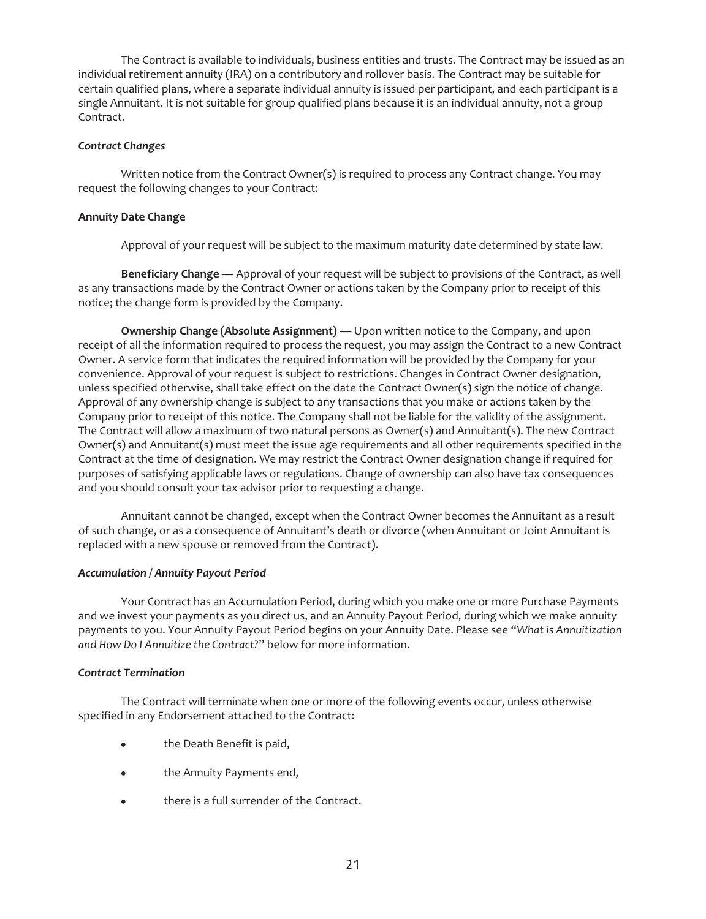The Contract is available to individuals, business entities and trusts. The Contract may be issued as an individual retirement annuity (IRA) on a contributory and rollover basis. The Contract may be suitable for certain qualified plans, where a separate individual annuity is issued per participant, and each participant is a single Annuitant. It is not suitable for group qualified plans because it is an individual annuity, not a group Contract.

***Contract Changes***

Written notice from the Contract Owner(s) is required to process any Contract change. You may request the following changes to your Contract:

**Annuity Date Change**

Approval of your request will be subject to the maximum maturity date determined by state law.

**Beneficiary Change —** Approval of your request will be subject to provisions of the Contract, as well as any transactions made by the Contract Owner or actions taken by the Company prior to receipt of this notice; the change form is provided by the Company.

**Ownership Change (Absolute Assignment) —** Upon written notice to the Company, and upon receipt of all the information required to process the request, you may assign the Contract to a new Contract Owner. A service form that indicates the required information will be provided by the Company for your convenience. Approval of your request is subject to restrictions. Changes in Contract Owner designation, unless specified otherwise, shall take effect on the date the Contract Owner(s) sign the notice of change. Approval of any ownership change is subject to any transactions that you make or actions taken by the Company prior to receipt of this notice. The Company shall not be liable for the validity of the assignment. The Contract will allow a maximum of two natural persons as Owner(s) and Annuitant(s). The new Contract Owner(s) and Annuitant(s) must meet the issue age requirements and all other requirements specified in the Contract at the time of designation. We may restrict the Contract Owner designation change if required for purposes of satisfying applicable laws or regulations. Change of ownership can also have tax consequences and you should consult your tax advisor prior to requesting a change.

Annuitant cannot be changed, except when the Contract Owner becomes the Annuitant as a result of such change, or as a consequence of Annuitant's death or divorce (when Annuitant or Joint Annuitant is replaced with a new spouse or removed from the Contract).

***Accumulation / Annuity Payout Period***

Your Contract has an Accumulation Period, during which you make one or more Purchase Payments and we invest your payments as you direct us, and an Annuity Payout Period, during which we make annuity payments to you. Your Annuity Payout Period begins on your Annuity Date. Please see "*What is Annuitization and How Do I Annuitize the Contract?*" below for more information.

***Contract Termination***

The Contract will terminate when one or more of the following events occur, unless otherwise specified in any Endorsement attached to the Contract:

- the Death Benefit is paid,
- the Annuity Payments end,
- there is a full surrender of the Contract.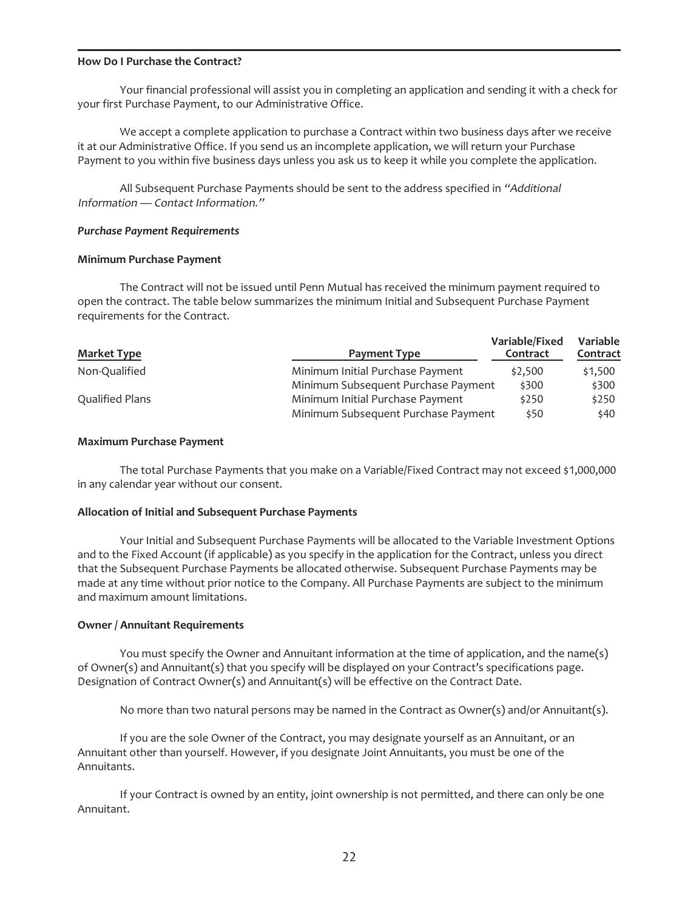## How Do I Purchase the Contract?

Your financial professional will assist you in completing an application and sending it with a check for your first Purchase Payment, to our Administrative Office.

We accept a complete application to purchase a Contract within two business days after we receive it at our Administrative Office. If you send us an incomplete application, we will return your Purchase Payment to you within five business days unless you ask us to keep it while you complete the application.

All Subsequent Purchase Payments should be sent to the address specified in *"Additional Information — Contact Information."*

### *Purchase Payment Requirements*

#### Minimum Purchase Payment

The Contract will not be issued until Penn Mutual has received the minimum payment required to open the contract. The table below summarizes the minimum Initial and Subsequent Purchase Payment requirements for the Contract.

| Market Type | Payment Type | Variable/Fixed Contract | Variable Contract |
|---|---|---|---|
| Non-Qualified | Minimum Initial Purchase Payment | $2,500 | $1,500 |
| | Minimum Subsequent Purchase Payment | $300 | $300 |
| Qualified Plans | Minimum Initial Purchase Payment | $250 | $250 |
| | Minimum Subsequent Purchase Payment | $50 | $40 |

#### Maximum Purchase Payment

The total Purchase Payments that you make on a Variable/Fixed Contract may not exceed $1,000,000 in any calendar year without our consent.

#### Allocation of Initial and Subsequent Purchase Payments

Your Initial and Subsequent Purchase Payments will be allocated to the Variable Investment Options and to the Fixed Account (if applicable) as you specify in the application for the Contract, unless you direct that the Subsequent Purchase Payments be allocated otherwise. Subsequent Purchase Payments may be made at any time without prior notice to the Company. All Purchase Payments are subject to the minimum and maximum amount limitations.

#### Owner / Annuitant Requirements

You must specify the Owner and Annuitant information at the time of application, and the name(s) of Owner(s) and Annuitant(s) that you specify will be displayed on your Contract's specifications page. Designation of Contract Owner(s) and Annuitant(s) will be effective on the Contract Date.

No more than two natural persons may be named in the Contract as Owner(s) and/or Annuitant(s).

If you are the sole Owner of the Contract, you may designate yourself as an Annuitant, or an Annuitant other than yourself. However, if you designate Joint Annuitants, you must be one of the Annuitants.

If your Contract is owned by an entity, joint ownership is not permitted, and there can only be one Annuitant.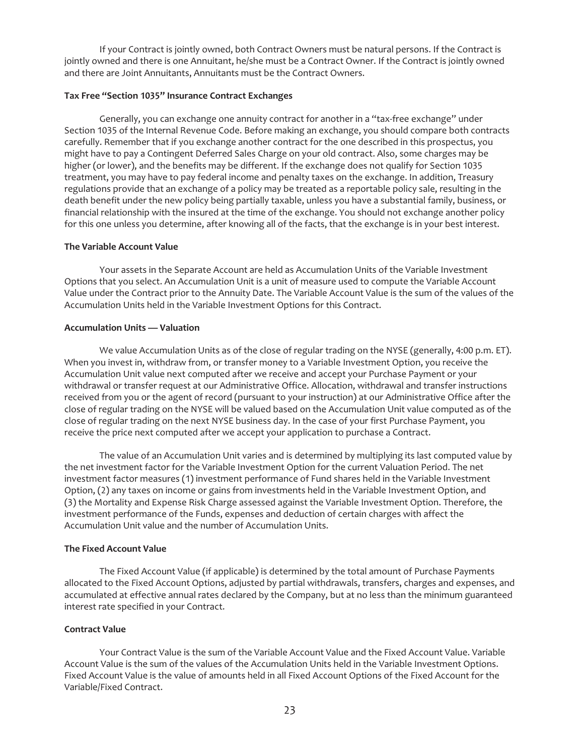If your Contract is jointly owned, both Contract Owners must be natural persons. If the Contract is jointly owned and there is one Annuitant, he/she must be a Contract Owner. If the Contract is jointly owned and there are Joint Annuitants, Annuitants must be the Contract Owners.

**Tax Free "Section 1035" Insurance Contract Exchanges**

Generally, you can exchange one annuity contract for another in a "tax-free exchange" under Section 1035 of the Internal Revenue Code. Before making an exchange, you should compare both contracts carefully. Remember that if you exchange another contract for the one described in this prospectus, you might have to pay a Contingent Deferred Sales Charge on your old contract. Also, some charges may be higher (or lower), and the benefits may be different. If the exchange does not qualify for Section 1035 treatment, you may have to pay federal income and penalty taxes on the exchange. In addition, Treasury regulations provide that an exchange of a policy may be treated as a reportable policy sale, resulting in the death benefit under the new policy being partially taxable, unless you have a substantial family, business, or financial relationship with the insured at the time of the exchange. You should not exchange another policy for this one unless you determine, after knowing all of the facts, that the exchange is in your best interest.

**The Variable Account Value**

Your assets in the Separate Account are held as Accumulation Units of the Variable Investment Options that you select. An Accumulation Unit is a unit of measure used to compute the Variable Account Value under the Contract prior to the Annuity Date. The Variable Account Value is the sum of the values of the Accumulation Units held in the Variable Investment Options for this Contract.

**Accumulation Units — Valuation**

We value Accumulation Units as of the close of regular trading on the NYSE (generally, 4:00 p.m. ET). When you invest in, withdraw from, or transfer money to a Variable Investment Option, you receive the Accumulation Unit value next computed after we receive and accept your Purchase Payment or your withdrawal or transfer request at our Administrative Office. Allocation, withdrawal and transfer instructions received from you or the agent of record (pursuant to your instruction) at our Administrative Office after the close of regular trading on the NYSE will be valued based on the Accumulation Unit value computed as of the close of regular trading on the next NYSE business day. In the case of your first Purchase Payment, you receive the price next computed after we accept your application to purchase a Contract.

The value of an Accumulation Unit varies and is determined by multiplying its last computed value by the net investment factor for the Variable Investment Option for the current Valuation Period. The net investment factor measures (1) investment performance of Fund shares held in the Variable Investment Option, (2) any taxes on income or gains from investments held in the Variable Investment Option, and (3) the Mortality and Expense Risk Charge assessed against the Variable Investment Option. Therefore, the investment performance of the Funds, expenses and deduction of certain charges with affect the Accumulation Unit value and the number of Accumulation Units.

**The Fixed Account Value**

The Fixed Account Value (if applicable) is determined by the total amount of Purchase Payments allocated to the Fixed Account Options, adjusted by partial withdrawals, transfers, charges and expenses, and accumulated at effective annual rates declared by the Company, but at no less than the minimum guaranteed interest rate specified in your Contract.

**Contract Value**

Your Contract Value is the sum of the Variable Account Value and the Fixed Account Value. Variable Account Value is the sum of the values of the Accumulation Units held in the Variable Investment Options. Fixed Account Value is the value of amounts held in all Fixed Account Options of the Fixed Account for the Variable/Fixed Contract.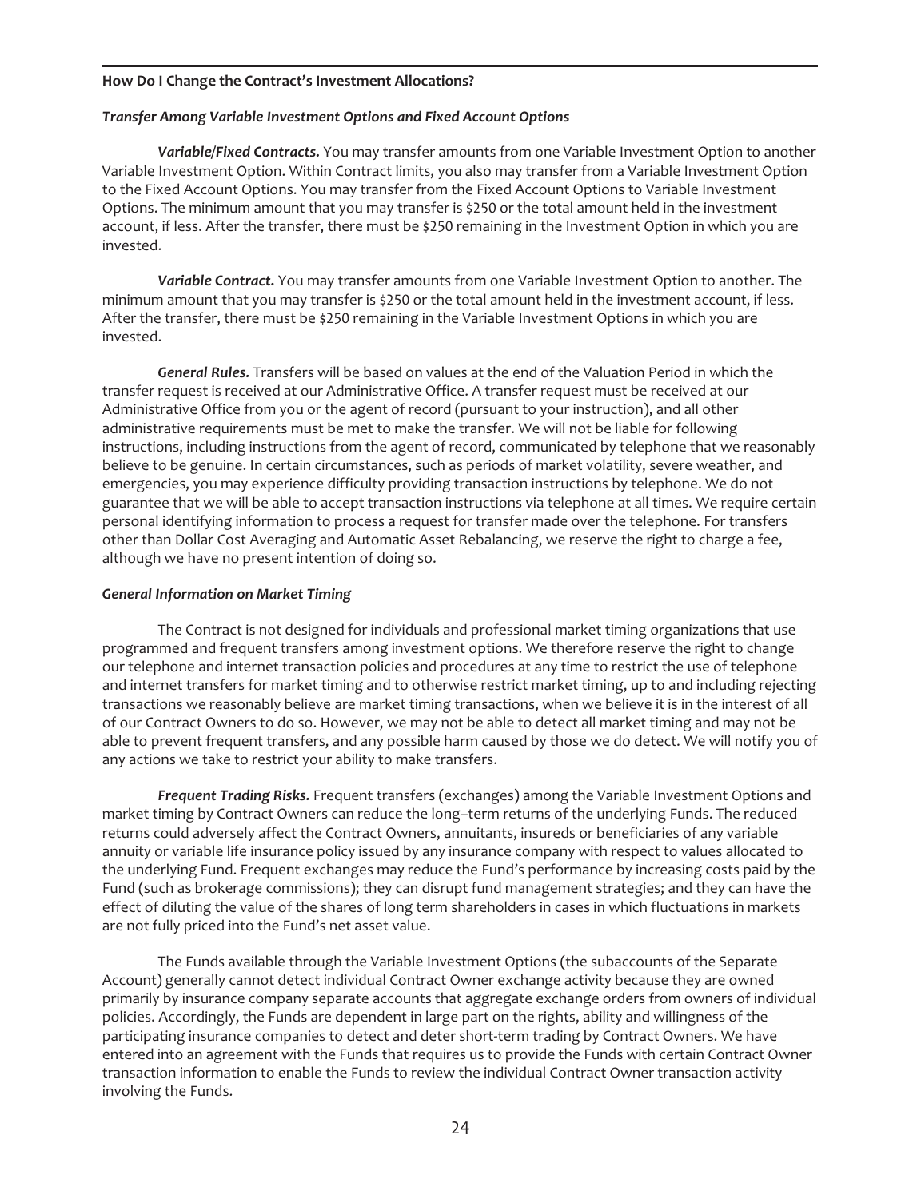### How Do I Change the Contract's Investment Allocations?

#### *Transfer Among Variable Investment Options and Fixed Account Options*

***Variable/Fixed Contracts.*** You may transfer amounts from one Variable Investment Option to another Variable Investment Option. Within Contract limits, you also may transfer from a Variable Investment Option to the Fixed Account Options. You may transfer from the Fixed Account Options to Variable Investment Options. The minimum amount that you may transfer is $250 or the total amount held in the investment account, if less. After the transfer, there must be $250 remaining in the Investment Option in which you are invested.

***Variable Contract.*** You may transfer amounts from one Variable Investment Option to another. The minimum amount that you may transfer is $250 or the total amount held in the investment account, if less. After the transfer, there must be $250 remaining in the Variable Investment Options in which you are invested.

***General Rules.*** Transfers will be based on values at the end of the Valuation Period in which the transfer request is received at our Administrative Office. A transfer request must be received at our Administrative Office from you or the agent of record (pursuant to your instruction), and all other administrative requirements must be met to make the transfer. We will not be liable for following instructions, including instructions from the agent of record, communicated by telephone that we reasonably believe to be genuine. In certain circumstances, such as periods of market volatility, severe weather, and emergencies, you may experience difficulty providing transaction instructions by telephone. We do not guarantee that we will be able to accept transaction instructions via telephone at all times. We require certain personal identifying information to process a request for transfer made over the telephone. For transfers other than Dollar Cost Averaging and Automatic Asset Rebalancing, we reserve the right to charge a fee, although we have no present intention of doing so.

#### *General Information on Market Timing*

The Contract is not designed for individuals and professional market timing organizations that use programmed and frequent transfers among investment options. We therefore reserve the right to change our telephone and internet transaction policies and procedures at any time to restrict the use of telephone and internet transfers for market timing and to otherwise restrict market timing, up to and including rejecting transactions we reasonably believe are market timing transactions, when we believe it is in the interest of all of our Contract Owners to do so. However, we may not be able to detect all market timing and may not be able to prevent frequent transfers, and any possible harm caused by those we do detect. We will notify you of any actions we take to restrict your ability to make transfers.

***Frequent Trading Risks.*** Frequent transfers (exchanges) among the Variable Investment Options and market timing by Contract Owners can reduce the long–term returns of the underlying Funds. The reduced returns could adversely affect the Contract Owners, annuitants, insureds or beneficiaries of any variable annuity or variable life insurance policy issued by any insurance company with respect to values allocated to the underlying Fund. Frequent exchanges may reduce the Fund's performance by increasing costs paid by the Fund (such as brokerage commissions); they can disrupt fund management strategies; and they can have the effect of diluting the value of the shares of long term shareholders in cases in which fluctuations in markets are not fully priced into the Fund's net asset value.

The Funds available through the Variable Investment Options (the subaccounts of the Separate Account) generally cannot detect individual Contract Owner exchange activity because they are owned primarily by insurance company separate accounts that aggregate exchange orders from owners of individual policies. Accordingly, the Funds are dependent in large part on the rights, ability and willingness of the participating insurance companies to detect and deter short-term trading by Contract Owners. We have entered into an agreement with the Funds that requires us to provide the Funds with certain Contract Owner transaction information to enable the Funds to review the individual Contract Owner transaction activity involving the Funds.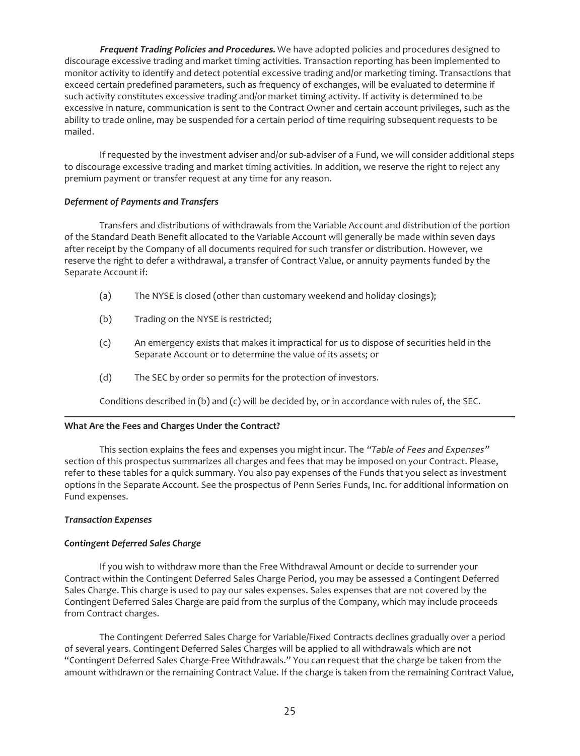***Frequent Trading Policies and Procedures.*** We have adopted policies and procedures designed to discourage excessive trading and market timing activities. Transaction reporting has been implemented to monitor activity to identify and detect potential excessive trading and/or marketing timing. Transactions that exceed certain predefined parameters, such as frequency of exchanges, will be evaluated to determine if such activity constitutes excessive trading and/or market timing activity. If activity is determined to be excessive in nature, communication is sent to the Contract Owner and certain account privileges, such as the ability to trade online, may be suspended for a certain period of time requiring subsequent requests to be mailed.

If requested by the investment adviser and/or sub-adviser of a Fund, we will consider additional steps to discourage excessive trading and market timing activities. In addition, we reserve the right to reject any premium payment or transfer request at any time for any reason.

***Deferment of Payments and Transfers***

Transfers and distributions of withdrawals from the Variable Account and distribution of the portion of the Standard Death Benefit allocated to the Variable Account will generally be made within seven days after receipt by the Company of all documents required for such transfer or distribution. However, we reserve the right to defer a withdrawal, a transfer of Contract Value, or annuity payments funded by the Separate Account if:

(a) The NYSE is closed (other than customary weekend and holiday closings);

(b) Trading on the NYSE is restricted;

(c) An emergency exists that makes it impractical for us to dispose of securities held in the Separate Account or to determine the value of its assets; or

(d) The SEC by order so permits for the protection of investors.

Conditions described in (b) and (c) will be decided by, or in accordance with rules of, the SEC.

**What Are the Fees and Charges Under the Contract?**

This section explains the fees and expenses you might incur. The *"Table of Fees and Expenses"* section of this prospectus summarizes all charges and fees that may be imposed on your Contract. Please, refer to these tables for a quick summary. You also pay expenses of the Funds that you select as investment options in the Separate Account. See the prospectus of Penn Series Funds, Inc. for additional information on Fund expenses.

***Transaction Expenses***

***Contingent Deferred Sales Charge***

If you wish to withdraw more than the Free Withdrawal Amount or decide to surrender your Contract within the Contingent Deferred Sales Charge Period, you may be assessed a Contingent Deferred Sales Charge. This charge is used to pay our sales expenses. Sales expenses that are not covered by the Contingent Deferred Sales Charge are paid from the surplus of the Company, which may include proceeds from Contract charges.

The Contingent Deferred Sales Charge for Variable/Fixed Contracts declines gradually over a period of several years. Contingent Deferred Sales Charges will be applied to all withdrawals which are not "Contingent Deferred Sales Charge-Free Withdrawals." You can request that the charge be taken from the amount withdrawn or the remaining Contract Value. If the charge is taken from the remaining Contract Value,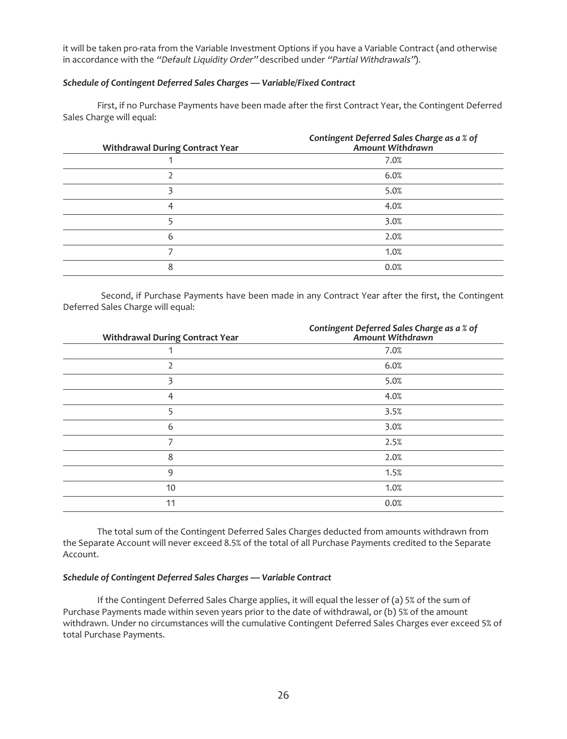it will be taken pro-rata from the Variable Investment Options if you have a Variable Contract (and otherwise in accordance with the *"Default Liquidity Order"* described under *"Partial Withdrawals"*).

***Schedule of Contingent Deferred Sales Charges — Variable/Fixed Contract***

First, if no Purchase Payments have been made after the first Contract Year, the Contingent Deferred Sales Charge will equal:

| Withdrawal During Contract Year | *Contingent Deferred Sales Charge as a % of Amount Withdrawn* |
|---|---|
| 1 | 7.0% |
| 2 | 6.0% |
| 3 | 5.0% |
| 4 | 4.0% |
| 5 | 3.0% |
| 6 | 2.0% |
| 7 | 1.0% |
| 8 | 0.0% |

Second, if Purchase Payments have been made in any Contract Year after the first, the Contingent Deferred Sales Charge will equal:

| Withdrawal During Contract Year | *Contingent Deferred Sales Charge as a % of Amount Withdrawn* |
|---|---|
| 1 | 7.0% |
| 2 | 6.0% |
| 3 | 5.0% |
| 4 | 4.0% |
| 5 | 3.5% |
| 6 | 3.0% |
| 7 | 2.5% |
| 8 | 2.0% |
| 9 | 1.5% |
| 10 | 1.0% |
| 11 | 0.0% |

The total sum of the Contingent Deferred Sales Charges deducted from amounts withdrawn from the Separate Account will never exceed 8.5% of the total of all Purchase Payments credited to the Separate Account.

***Schedule of Contingent Deferred Sales Charges — Variable Contract***

If the Contingent Deferred Sales Charge applies, it will equal the lesser of (a) 5% of the sum of Purchase Payments made within seven years prior to the date of withdrawal, or (b) 5% of the amount withdrawn. Under no circumstances will the cumulative Contingent Deferred Sales Charges ever exceed 5% of total Purchase Payments.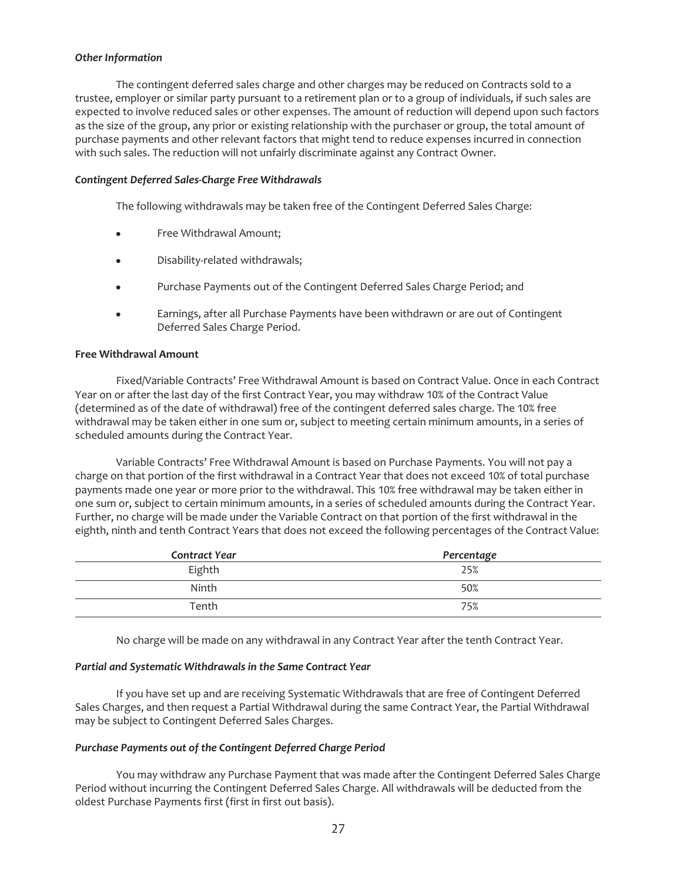### *Other Information*

The contingent deferred sales charge and other charges may be reduced on Contracts sold to a trustee, employer or similar party pursuant to a retirement plan or to a group of individuals, if such sales are expected to involve reduced sales or other expenses. The amount of reduction will depend upon such factors as the size of the group, any prior or existing relationship with the purchaser or group, the total amount of purchase payments and other relevant factors that might tend to reduce expenses incurred in connection with such sales. The reduction will not unfairly discriminate against any Contract Owner.

### *Contingent Deferred Sales-Charge Free Withdrawals*

The following withdrawals may be taken free of the Contingent Deferred Sales Charge:

- Free Withdrawal Amount;
- Disability-related withdrawals;
- Purchase Payments out of the Contingent Deferred Sales Charge Period; and
- Earnings, after all Purchase Payments have been withdrawn or are out of Contingent Deferred Sales Charge Period.

### **Free Withdrawal Amount**

Fixed/Variable Contracts' Free Withdrawal Amount is based on Contract Value. Once in each Contract Year on or after the last day of the first Contract Year, you may withdraw 10% of the Contract Value (determined as of the date of withdrawal) free of the contingent deferred sales charge. The 10% free withdrawal may be taken either in one sum or, subject to meeting certain minimum amounts, in a series of scheduled amounts during the Contract Year.

Variable Contracts' Free Withdrawal Amount is based on Purchase Payments. You will not pay a charge on that portion of the first withdrawal in a Contract Year that does not exceed 10% of total purchase payments made one year or more prior to the withdrawal. This 10% free withdrawal may be taken either in one sum or, subject to certain minimum amounts, in a series of scheduled amounts during the Contract Year. Further, no charge will be made under the Variable Contract on that portion of the first withdrawal in the eighth, ninth and tenth Contract Years that does not exceed the following percentages of the Contract Value:

| *Contract Year* | *Percentage* |
|---|---|
| Eighth | 25% |
| Ninth | 50% |
| Tenth | 75% |

No charge will be made on any withdrawal in any Contract Year after the tenth Contract Year.

### *Partial and Systematic Withdrawals in the Same Contract Year*

If you have set up and are receiving Systematic Withdrawals that are free of Contingent Deferred Sales Charges, and then request a Partial Withdrawal during the same Contract Year, the Partial Withdrawal may be subject to Contingent Deferred Sales Charges.

### *Purchase Payments out of the Contingent Deferred Charge Period*

You may withdraw any Purchase Payment that was made after the Contingent Deferred Sales Charge Period without incurring the Contingent Deferred Sales Charge. All withdrawals will be deducted from the oldest Purchase Payments first (first in first out basis).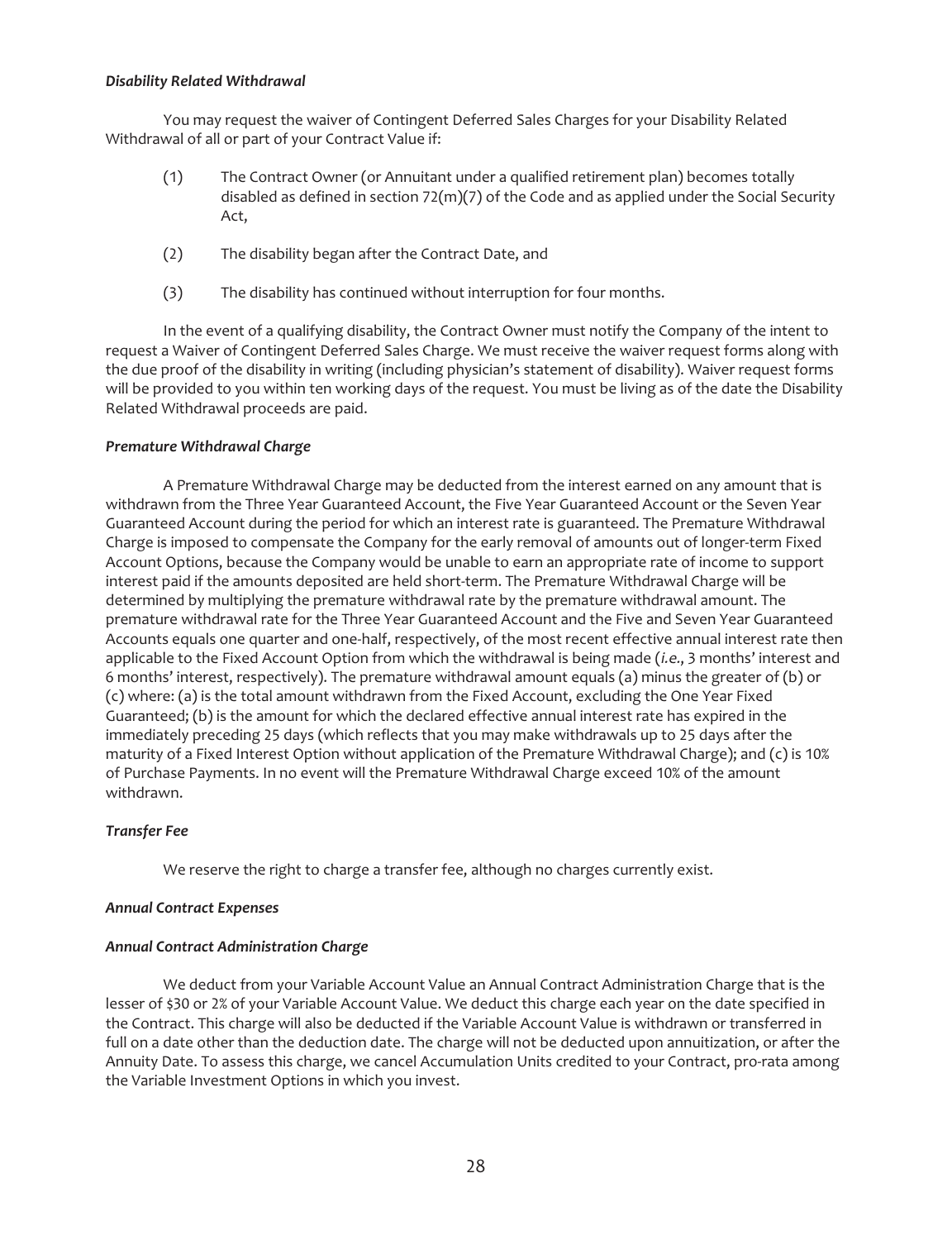***Disability Related Withdrawal***

You may request the waiver of Contingent Deferred Sales Charges for your Disability Related Withdrawal of all or part of your Contract Value if:

(1) The Contract Owner (or Annuitant under a qualified retirement plan) becomes totally disabled as defined in section 72(m)(7) of the Code and as applied under the Social Security Act,

(2) The disability began after the Contract Date, and

(3) The disability has continued without interruption for four months.

In the event of a qualifying disability, the Contract Owner must notify the Company of the intent to request a Waiver of Contingent Deferred Sales Charge. We must receive the waiver request forms along with the due proof of the disability in writing (including physician's statement of disability). Waiver request forms will be provided to you within ten working days of the request. You must be living as of the date the Disability Related Withdrawal proceeds are paid.

***Premature Withdrawal Charge***

A Premature Withdrawal Charge may be deducted from the interest earned on any amount that is withdrawn from the Three Year Guaranteed Account, the Five Year Guaranteed Account or the Seven Year Guaranteed Account during the period for which an interest rate is guaranteed. The Premature Withdrawal Charge is imposed to compensate the Company for the early removal of amounts out of longer-term Fixed Account Options, because the Company would be unable to earn an appropriate rate of income to support interest paid if the amounts deposited are held short-term. The Premature Withdrawal Charge will be determined by multiplying the premature withdrawal rate by the premature withdrawal amount. The premature withdrawal rate for the Three Year Guaranteed Account and the Five and Seven Year Guaranteed Accounts equals one quarter and one-half, respectively, of the most recent effective annual interest rate then applicable to the Fixed Account Option from which the withdrawal is being made (*i.e.*, 3 months' interest and 6 months' interest, respectively). The premature withdrawal amount equals (a) minus the greater of (b) or (c) where: (a) is the total amount withdrawn from the Fixed Account, excluding the One Year Fixed Guaranteed; (b) is the amount for which the declared effective annual interest rate has expired in the immediately preceding 25 days (which reflects that you may make withdrawals up to 25 days after the maturity of a Fixed Interest Option without application of the Premature Withdrawal Charge); and (c) is 10% of Purchase Payments. In no event will the Premature Withdrawal Charge exceed 10% of the amount withdrawn.

***Transfer Fee***

We reserve the right to charge a transfer fee, although no charges currently exist.

***Annual Contract Expenses***

***Annual Contract Administration Charge***

We deduct from your Variable Account Value an Annual Contract Administration Charge that is the lesser of $30 or 2% of your Variable Account Value. We deduct this charge each year on the date specified in the Contract. This charge will also be deducted if the Variable Account Value is withdrawn or transferred in full on a date other than the deduction date. The charge will not be deducted upon annuitization, or after the Annuity Date. To assess this charge, we cancel Accumulation Units credited to your Contract, pro-rata among the Variable Investment Options in which you invest.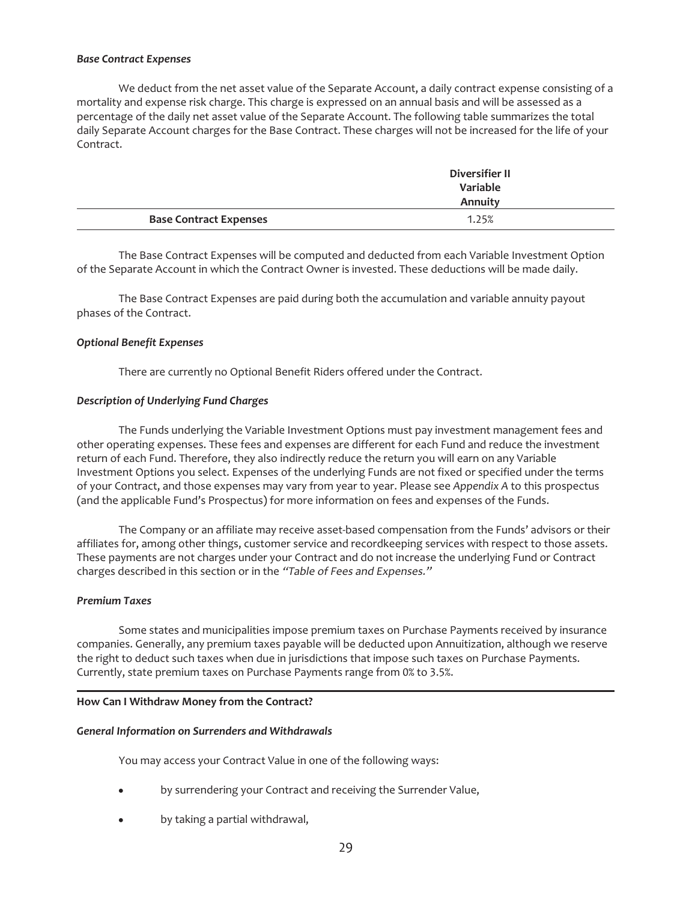***Base Contract Expenses***

We deduct from the net asset value of the Separate Account, a daily contract expense consisting of a mortality and expense risk charge. This charge is expressed on an annual basis and will be assessed as a percentage of the daily net asset value of the Separate Account. The following table summarizes the total daily Separate Account charges for the Base Contract. These charges will not be increased for the life of your Contract.

| | Diversifier II Variable Annuity |
|---|---|
| **Base Contract Expenses** | 1.25% |

The Base Contract Expenses will be computed and deducted from each Variable Investment Option of the Separate Account in which the Contract Owner is invested. These deductions will be made daily.

The Base Contract Expenses are paid during both the accumulation and variable annuity payout phases of the Contract.

***Optional Benefit Expenses***

There are currently no Optional Benefit Riders offered under the Contract.

***Description of Underlying Fund Charges***

The Funds underlying the Variable Investment Options must pay investment management fees and other operating expenses. These fees and expenses are different for each Fund and reduce the investment return of each Fund. Therefore, they also indirectly reduce the return you will earn on any Variable Investment Options you select. Expenses of the underlying Funds are not fixed or specified under the terms of your Contract, and those expenses may vary from year to year. Please see *Appendix A* to this prospectus (and the applicable Fund's Prospectus) for more information on fees and expenses of the Funds.

The Company or an affiliate may receive asset-based compensation from the Funds' advisors or their affiliates for, among other things, customer service and recordkeeping services with respect to those assets. These payments are not charges under your Contract and do not increase the underlying Fund or Contract charges described in this section or in the *"Table of Fees and Expenses."*

***Premium Taxes***

Some states and municipalities impose premium taxes on Purchase Payments received by insurance companies. Generally, any premium taxes payable will be deducted upon Annuitization, although we reserve the right to deduct such taxes when due in jurisdictions that impose such taxes on Purchase Payments. Currently, state premium taxes on Purchase Payments range from 0% to 3.5%.

## **How Can I Withdraw Money from the Contract?**

***General Information on Surrenders and Withdrawals***

You may access your Contract Value in one of the following ways:

- by surrendering your Contract and receiving the Surrender Value,
- by taking a partial withdrawal,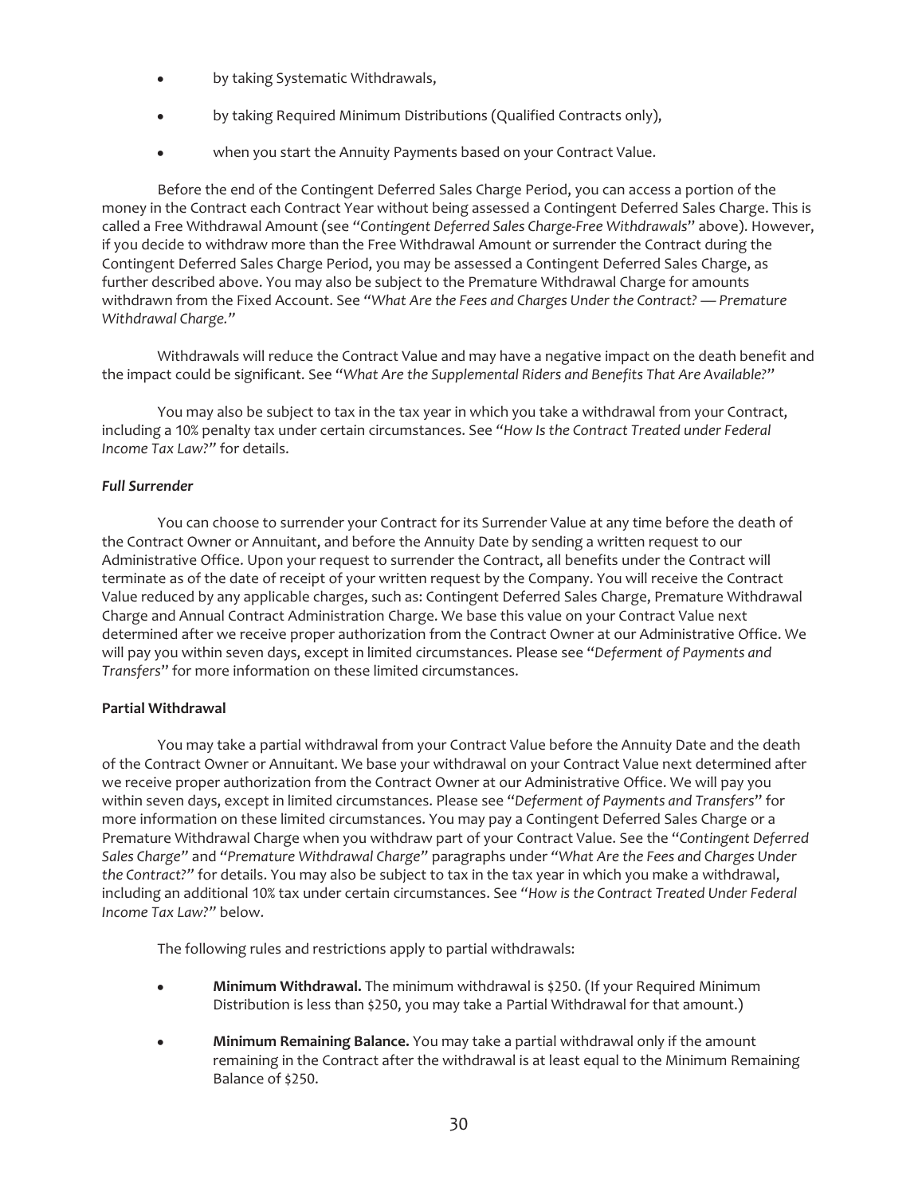- by taking Systematic Withdrawals,
- by taking Required Minimum Distributions (Qualified Contracts only),
- when you start the Annuity Payments based on your Contract Value.

Before the end of the Contingent Deferred Sales Charge Period, you can access a portion of the money in the Contract each Contract Year without being assessed a Contingent Deferred Sales Charge. This is called a Free Withdrawal Amount (see "*Contingent Deferred Sales Charge-Free Withdrawals*" above). However, if you decide to withdraw more than the Free Withdrawal Amount or surrender the Contract during the Contingent Deferred Sales Charge Period, you may be assessed a Contingent Deferred Sales Charge, as further described above. You may also be subject to the Premature Withdrawal Charge for amounts withdrawn from the Fixed Account. See "*What Are the Fees and Charges Under the Contract? — Premature Withdrawal Charge.*"

Withdrawals will reduce the Contract Value and may have a negative impact on the death benefit and the impact could be significant. See "*What Are the Supplemental Riders and Benefits That Are Available*?"

You may also be subject to tax in the tax year in which you take a withdrawal from your Contract, including a 10% penalty tax under certain circumstances. See "*How Is the Contract Treated under Federal Income Tax Law?*" for details.

***Full Surrender***

You can choose to surrender your Contract for its Surrender Value at any time before the death of the Contract Owner or Annuitant, and before the Annuity Date by sending a written request to our Administrative Office. Upon your request to surrender the Contract, all benefits under the Contract will terminate as of the date of receipt of your written request by the Company. You will receive the Contract Value reduced by any applicable charges, such as: Contingent Deferred Sales Charge, Premature Withdrawal Charge and Annual Contract Administration Charge. We base this value on your Contract Value next determined after we receive proper authorization from the Contract Owner at our Administrative Office. We will pay you within seven days, except in limited circumstances. Please see "*Deferment of Payments and Transfers*" for more information on these limited circumstances.

**Partial Withdrawal**

You may take a partial withdrawal from your Contract Value before the Annuity Date and the death of the Contract Owner or Annuitant. We base your withdrawal on your Contract Value next determined after we receive proper authorization from the Contract Owner at our Administrative Office. We will pay you within seven days, except in limited circumstances. Please see "*Deferment of Payments and Transfers*" for more information on these limited circumstances. You may pay a Contingent Deferred Sales Charge or a Premature Withdrawal Charge when you withdraw part of your Contract Value. See the "*Contingent Deferred Sales Charge*" and "*Premature Withdrawal Charge*" paragraphs under "*What Are the Fees and Charges Under the Contract?*" for details. You may also be subject to tax in the tax year in which you make a withdrawal, including an additional 10% tax under certain circumstances. See "*How is the Contract Treated Under Federal Income Tax Law?*" below.

The following rules and restrictions apply to partial withdrawals:

- **Minimum Withdrawal.** The minimum withdrawal is $250. (If your Required Minimum Distribution is less than $250, you may take a Partial Withdrawal for that amount.)
- **Minimum Remaining Balance.** You may take a partial withdrawal only if the amount remaining in the Contract after the withdrawal is at least equal to the Minimum Remaining Balance of $250.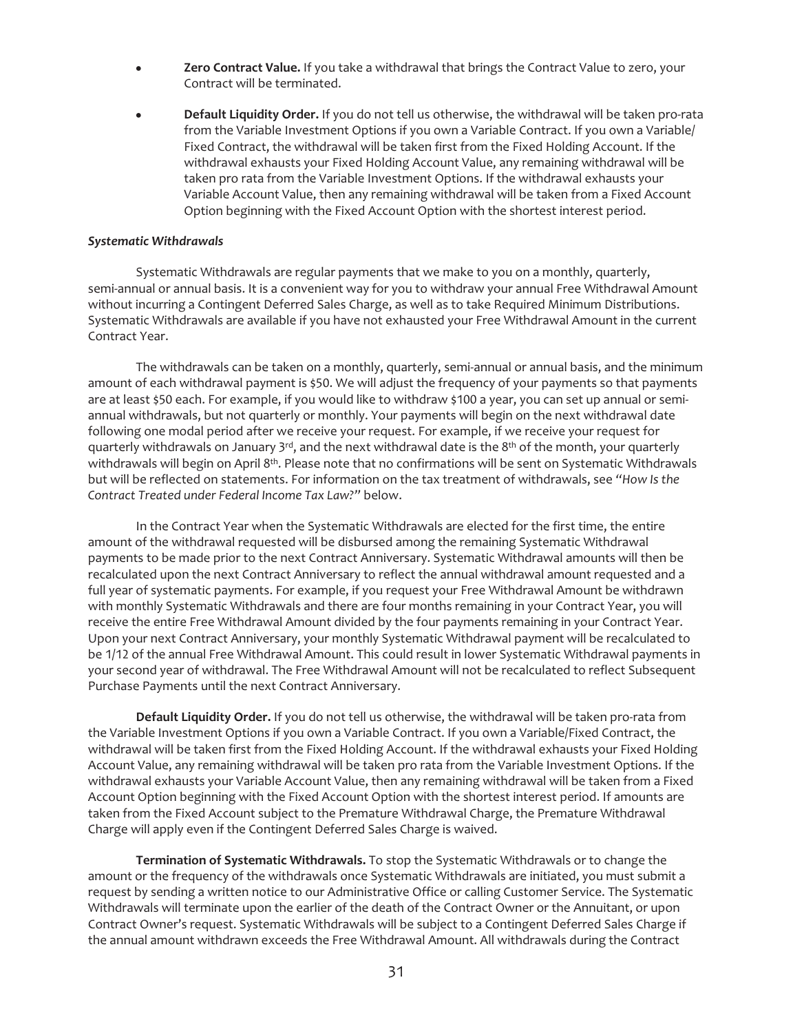- **Zero Contract Value.** If you take a withdrawal that brings the Contract Value to zero, your Contract will be terminated.
- **Default Liquidity Order.** If you do not tell us otherwise, the withdrawal will be taken pro-rata from the Variable Investment Options if you own a Variable Contract. If you own a Variable/ Fixed Contract, the withdrawal will be taken first from the Fixed Holding Account. If the withdrawal exhausts your Fixed Holding Account Value, any remaining withdrawal will be taken pro rata from the Variable Investment Options. If the withdrawal exhausts your Variable Account Value, then any remaining withdrawal will be taken from a Fixed Account Option beginning with the Fixed Account Option with the shortest interest period.

***Systematic Withdrawals***

Systematic Withdrawals are regular payments that we make to you on a monthly, quarterly, semi-annual or annual basis. It is a convenient way for you to withdraw your annual Free Withdrawal Amount without incurring a Contingent Deferred Sales Charge, as well as to take Required Minimum Distributions. Systematic Withdrawals are available if you have not exhausted your Free Withdrawal Amount in the current Contract Year.

The withdrawals can be taken on a monthly, quarterly, semi-annual or annual basis, and the minimum amount of each withdrawal payment is $50. We will adjust the frequency of your payments so that payments are at least $50 each. For example, if you would like to withdraw $100 a year, you can set up annual or semi-annual withdrawals, but not quarterly or monthly. Your payments will begin on the next withdrawal date following one modal period after we receive your request. For example, if we receive your request for quarterly withdrawals on January 3rd, and the next withdrawal date is the 8th of the month, your quarterly withdrawals will begin on April 8th. Please note that no confirmations will be sent on Systematic Withdrawals but will be reflected on statements. For information on the tax treatment of withdrawals, see *"How Is the Contract Treated under Federal Income Tax Law?"* below.

In the Contract Year when the Systematic Withdrawals are elected for the first time, the entire amount of the withdrawal requested will be disbursed among the remaining Systematic Withdrawal payments to be made prior to the next Contract Anniversary. Systematic Withdrawal amounts will then be recalculated upon the next Contract Anniversary to reflect the annual withdrawal amount requested and a full year of systematic payments. For example, if you request your Free Withdrawal Amount be withdrawn with monthly Systematic Withdrawals and there are four months remaining in your Contract Year, you will receive the entire Free Withdrawal Amount divided by the four payments remaining in your Contract Year. Upon your next Contract Anniversary, your monthly Systematic Withdrawal payment will be recalculated to be 1/12 of the annual Free Withdrawal Amount. This could result in lower Systematic Withdrawal payments in your second year of withdrawal. The Free Withdrawal Amount will not be recalculated to reflect Subsequent Purchase Payments until the next Contract Anniversary.

**Default Liquidity Order.** If you do not tell us otherwise, the withdrawal will be taken pro-rata from the Variable Investment Options if you own a Variable Contract. If you own a Variable/Fixed Contract, the withdrawal will be taken first from the Fixed Holding Account. If the withdrawal exhausts your Fixed Holding Account Value, any remaining withdrawal will be taken pro rata from the Variable Investment Options. If the withdrawal exhausts your Variable Account Value, then any remaining withdrawal will be taken from a Fixed Account Option beginning with the Fixed Account Option with the shortest interest period. If amounts are taken from the Fixed Account subject to the Premature Withdrawal Charge, the Premature Withdrawal Charge will apply even if the Contingent Deferred Sales Charge is waived.

**Termination of Systematic Withdrawals.** To stop the Systematic Withdrawals or to change the amount or the frequency of the withdrawals once Systematic Withdrawals are initiated, you must submit a request by sending a written notice to our Administrative Office or calling Customer Service. The Systematic Withdrawals will terminate upon the earlier of the death of the Contract Owner or the Annuitant, or upon Contract Owner's request. Systematic Withdrawals will be subject to a Contingent Deferred Sales Charge if the annual amount withdrawn exceeds the Free Withdrawal Amount. All withdrawals during the Contract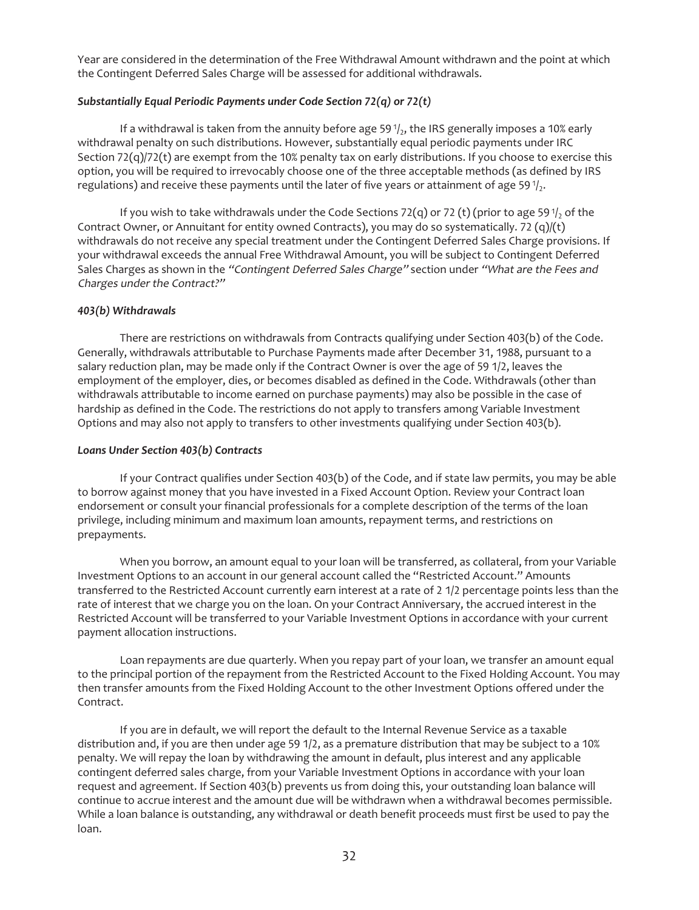Year are considered in the determination of the Free Withdrawal Amount withdrawn and the point at which the Contingent Deferred Sales Charge will be assessed for additional withdrawals.

***Substantially Equal Periodic Payments under Code Section 72(q) or 72(t)***

If a withdrawal is taken from the annuity before age 59 1/2, the IRS generally imposes a 10% early withdrawal penalty on such distributions. However, substantially equal periodic payments under IRC Section 72(q)/72(t) are exempt from the 10% penalty tax on early distributions. If you choose to exercise this option, you will be required to irrevocably choose one of the three acceptable methods (as defined by IRS regulations) and receive these payments until the later of five years or attainment of age 59 1/2.

If you wish to take withdrawals under the Code Sections 72(q) or 72 (t) (prior to age 59 1/2 of the Contract Owner, or Annuitant for entity owned Contracts), you may do so systematically. 72 (q)/(t) withdrawals do not receive any special treatment under the Contingent Deferred Sales Charge provisions. If your withdrawal exceeds the annual Free Withdrawal Amount, you will be subject to Contingent Deferred Sales Charges as shown in the *"Contingent Deferred Sales Charge"* section under *"What are the Fees and Charges under the Contract?"*

***403(b) Withdrawals***

There are restrictions on withdrawals from Contracts qualifying under Section 403(b) of the Code. Generally, withdrawals attributable to Purchase Payments made after December 31, 1988, pursuant to a salary reduction plan, may be made only if the Contract Owner is over the age of 59 1/2, leaves the employment of the employer, dies, or becomes disabled as defined in the Code. Withdrawals (other than withdrawals attributable to income earned on purchase payments) may also be possible in the case of hardship as defined in the Code. The restrictions do not apply to transfers among Variable Investment Options and may also not apply to transfers to other investments qualifying under Section 403(b).

***Loans Under Section 403(b) Contracts***

If your Contract qualifies under Section 403(b) of the Code, and if state law permits, you may be able to borrow against money that you have invested in a Fixed Account Option. Review your Contract loan endorsement or consult your financial professionals for a complete description of the terms of the loan privilege, including minimum and maximum loan amounts, repayment terms, and restrictions on prepayments.

When you borrow, an amount equal to your loan will be transferred, as collateral, from your Variable Investment Options to an account in our general account called the "Restricted Account." Amounts transferred to the Restricted Account currently earn interest at a rate of 2 1/2 percentage points less than the rate of interest that we charge you on the loan. On your Contract Anniversary, the accrued interest in the Restricted Account will be transferred to your Variable Investment Options in accordance with your current payment allocation instructions.

Loan repayments are due quarterly. When you repay part of your loan, we transfer an amount equal to the principal portion of the repayment from the Restricted Account to the Fixed Holding Account. You may then transfer amounts from the Fixed Holding Account to the other Investment Options offered under the Contract.

If you are in default, we will report the default to the Internal Revenue Service as a taxable distribution and, if you are then under age 59 1/2, as a premature distribution that may be subject to a 10% penalty. We will repay the loan by withdrawing the amount in default, plus interest and any applicable contingent deferred sales charge, from your Variable Investment Options in accordance with your loan request and agreement. If Section 403(b) prevents us from doing this, your outstanding loan balance will continue to accrue interest and the amount due will be withdrawn when a withdrawal becomes permissible. While a loan balance is outstanding, any withdrawal or death benefit proceeds must first be used to pay the loan.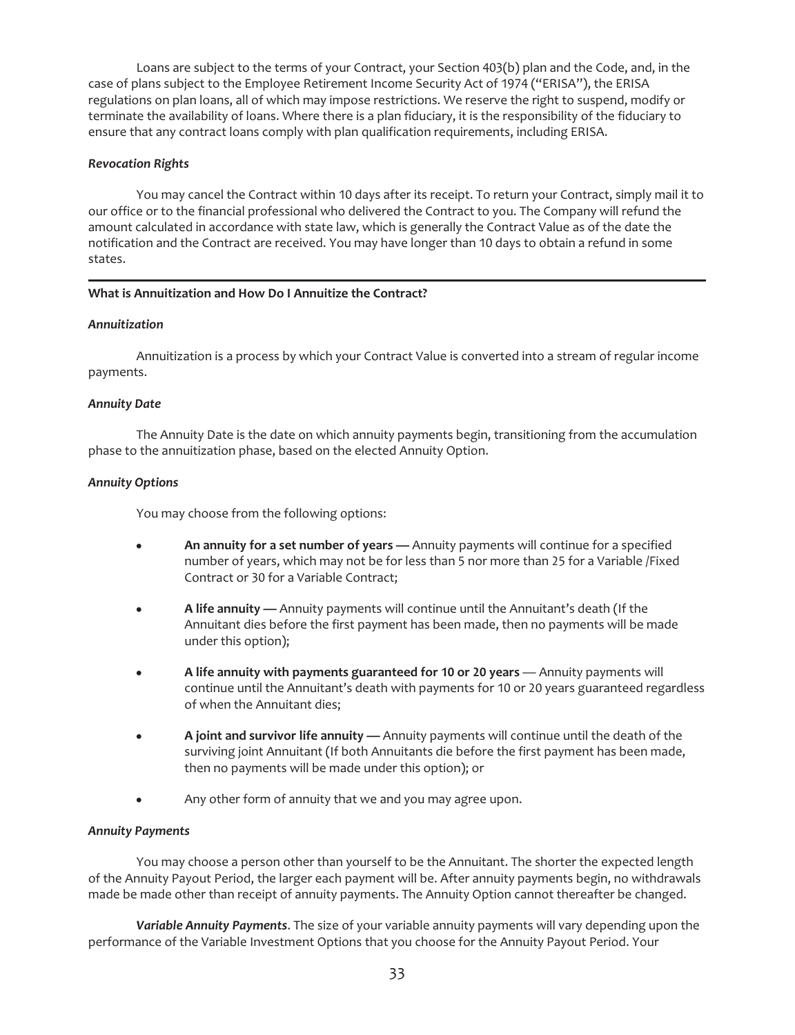Loans are subject to the terms of your Contract, your Section 403(b) plan and the Code, and, in the case of plans subject to the Employee Retirement Income Security Act of 1974 ("ERISA"), the ERISA regulations on plan loans, all of which may impose restrictions. We reserve the right to suspend, modify or terminate the availability of loans. Where there is a plan fiduciary, it is the responsibility of the fiduciary to ensure that any contract loans comply with plan qualification requirements, including ERISA.

***Revocation Rights***

You may cancel the Contract within 10 days after its receipt. To return your Contract, simply mail it to our office or to the financial professional who delivered the Contract to you. The Company will refund the amount calculated in accordance with state law, which is generally the Contract Value as of the date the notification and the Contract are received. You may have longer than 10 days to obtain a refund in some states.

---

**What is Annuitization and How Do I Annuitize the Contract?**

***Annuitization***

Annuitization is a process by which your Contract Value is converted into a stream of regular income payments.

***Annuity Date***

The Annuity Date is the date on which annuity payments begin, transitioning from the accumulation phase to the annuitization phase, based on the elected Annuity Option.

***Annuity Options***

You may choose from the following options:

- **An annuity for a set number of years —** Annuity payments will continue for a specified number of years, which may not be for less than 5 nor more than 25 for a Variable /Fixed Contract or 30 for a Variable Contract;
- **A life annuity —** Annuity payments will continue until the Annuitant's death (If the Annuitant dies before the first payment has been made, then no payments will be made under this option);
- **A life annuity with payments guaranteed for 10 or 20 years** — Annuity payments will continue until the Annuitant's death with payments for 10 or 20 years guaranteed regardless of when the Annuitant dies;
- **A joint and survivor life annuity —** Annuity payments will continue until the death of the surviving joint Annuitant (If both Annuitants die before the first payment has been made, then no payments will be made under this option); or
- Any other form of annuity that we and you may agree upon.

***Annuity Payments***

You may choose a person other than yourself to be the Annuitant. The shorter the expected length of the Annuity Payout Period, the larger each payment will be. After annuity payments begin, no withdrawals made be made other than receipt of annuity payments. The Annuity Option cannot thereafter be changed.

***Variable Annuity Payments***. The size of your variable annuity payments will vary depending upon the performance of the Variable Investment Options that you choose for the Annuity Payout Period. Your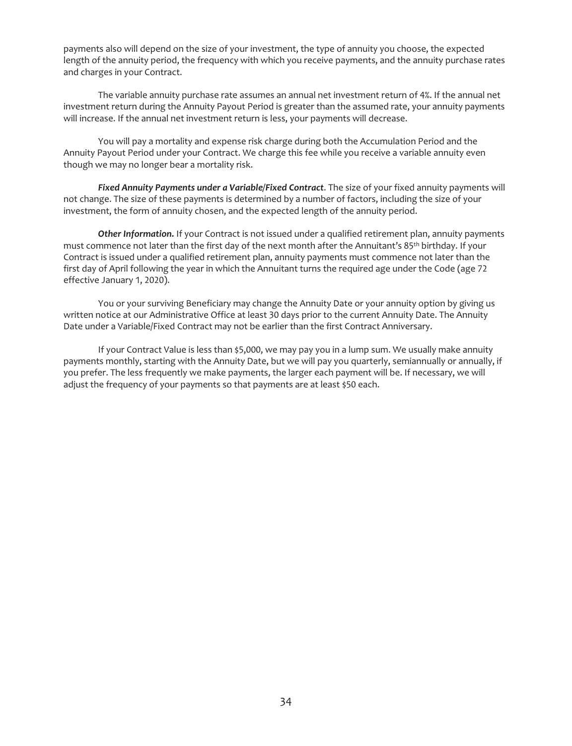payments also will depend on the size of your investment, the type of annuity you choose, the expected length of the annuity period, the frequency with which you receive payments, and the annuity purchase rates and charges in your Contract.

The variable annuity purchase rate assumes an annual net investment return of 4%. If the annual net investment return during the Annuity Payout Period is greater than the assumed rate, your annuity payments will increase. If the annual net investment return is less, your payments will decrease.

You will pay a mortality and expense risk charge during both the Accumulation Period and the Annuity Payout Period under your Contract. We charge this fee while you receive a variable annuity even though we may no longer bear a mortality risk.

***Fixed Annuity Payments under a Variable/Fixed Contract***. The size of your fixed annuity payments will not change. The size of these payments is determined by a number of factors, including the size of your investment, the form of annuity chosen, and the expected length of the annuity period.

***Other Information.*** If your Contract is not issued under a qualified retirement plan, annuity payments must commence not later than the first day of the next month after the Annuitant's 85th birthday. If your Contract is issued under a qualified retirement plan, annuity payments must commence not later than the first day of April following the year in which the Annuitant turns the required age under the Code (age 72 effective January 1, 2020).

You or your surviving Beneficiary may change the Annuity Date or your annuity option by giving us written notice at our Administrative Office at least 30 days prior to the current Annuity Date. The Annuity Date under a Variable/Fixed Contract may not be earlier than the first Contract Anniversary.

If your Contract Value is less than $5,000, we may pay you in a lump sum. We usually make annuity payments monthly, starting with the Annuity Date, but we will pay you quarterly, semiannually or annually, if you prefer. The less frequently we make payments, the larger each payment will be. If necessary, we will adjust the frequency of your payments so that payments are at least $50 each.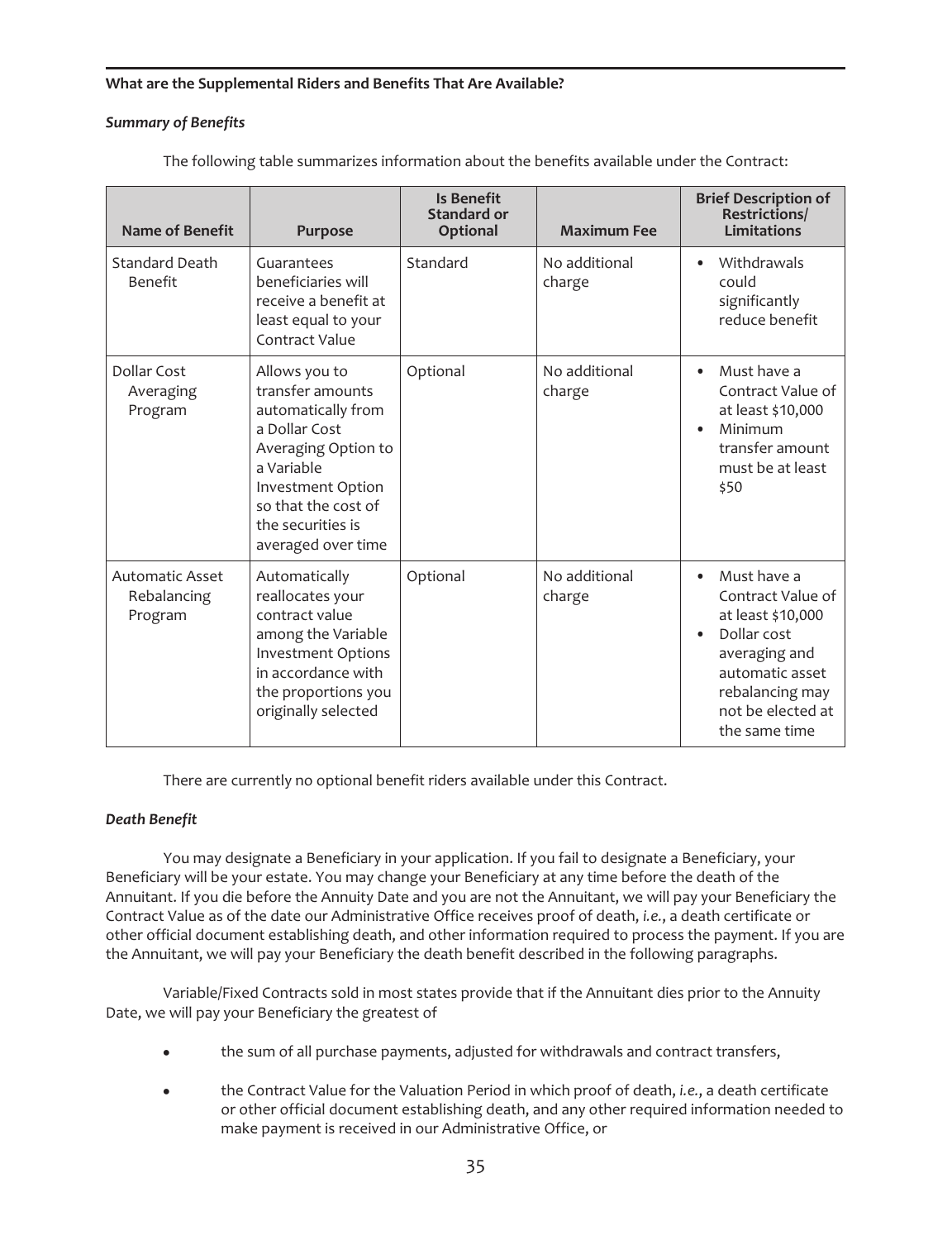**What are the Supplemental Riders and Benefits That Are Available?**

***Summary of Benefits***

The following table summarizes information about the benefits available under the Contract:

| Name of Benefit | Purpose | Is Benefit Standard or Optional | Maximum Fee | Brief Description of Restrictions/ Limitations |
|---|---|---|---|---|
| Standard Death Benefit | Guarantees beneficiaries will receive a benefit at least equal to your Contract Value | Standard | No additional charge | • Withdrawals could significantly reduce benefit |
| Dollar Cost Averaging Program | Allows you to transfer amounts automatically from a Dollar Cost Averaging Option to a Variable Investment Option so that the cost of the securities is averaged over time | Optional | No additional charge | • Must have a Contract Value of at least $10,000<br>• Minimum transfer amount must be at least $50 |
| Automatic Asset Rebalancing Program | Automatically reallocates your contract value among the Variable Investment Options in accordance with the proportions you originally selected | Optional | No additional charge | • Must have a Contract Value of at least $10,000<br>• Dollar cost averaging and automatic asset rebalancing may not be elected at the same time |

There are currently no optional benefit riders available under this Contract.

***Death Benefit***

You may designate a Beneficiary in your application. If you fail to designate a Beneficiary, your Beneficiary will be your estate. You may change your Beneficiary at any time before the death of the Annuitant. If you die before the Annuity Date and you are not the Annuitant, we will pay your Beneficiary the Contract Value as of the date our Administrative Office receives proof of death, *i.e.*, a death certificate or other official document establishing death, and other information required to process the payment. If you are the Annuitant, we will pay your Beneficiary the death benefit described in the following paragraphs.

Variable/Fixed Contracts sold in most states provide that if the Annuitant dies prior to the Annuity Date, we will pay your Beneficiary the greatest of

- the sum of all purchase payments, adjusted for withdrawals and contract transfers,
- the Contract Value for the Valuation Period in which proof of death, *i.e.*, a death certificate or other official document establishing death, and any other required information needed to make payment is received in our Administrative Office, or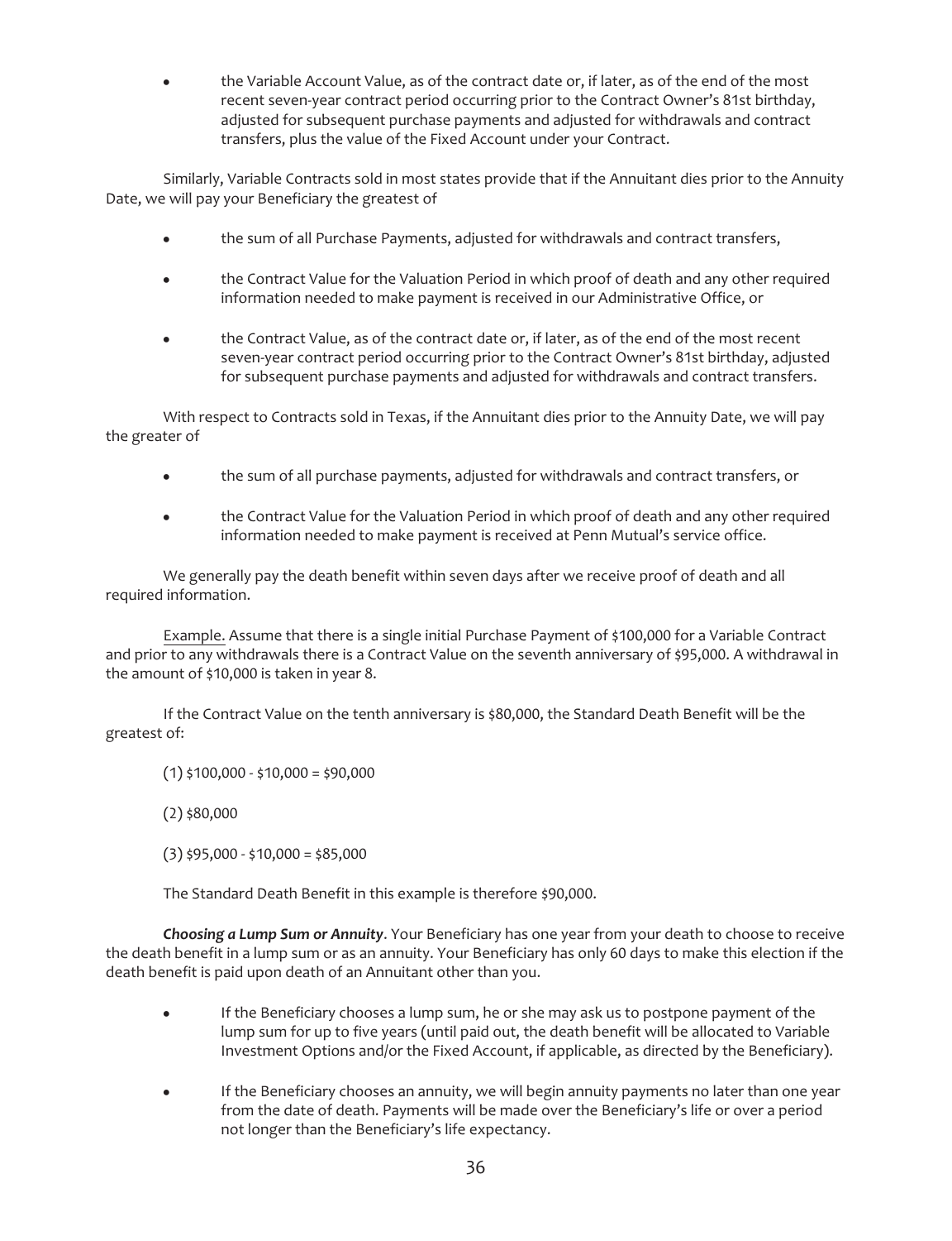- the Variable Account Value, as of the contract date or, if later, as of the end of the most recent seven-year contract period occurring prior to the Contract Owner's 81st birthday, adjusted for subsequent purchase payments and adjusted for withdrawals and contract transfers, plus the value of the Fixed Account under your Contract.

Similarly, Variable Contracts sold in most states provide that if the Annuitant dies prior to the Annuity Date, we will pay your Beneficiary the greatest of

- the sum of all Purchase Payments, adjusted for withdrawals and contract transfers,
- the Contract Value for the Valuation Period in which proof of death and any other required information needed to make payment is received in our Administrative Office, or
- the Contract Value, as of the contract date or, if later, as of the end of the most recent seven-year contract period occurring prior to the Contract Owner's 81st birthday, adjusted for subsequent purchase payments and adjusted for withdrawals and contract transfers.

With respect to Contracts sold in Texas, if the Annuitant dies prior to the Annuity Date, we will pay the greater of

- the sum of all purchase payments, adjusted for withdrawals and contract transfers, or
- the Contract Value for the Valuation Period in which proof of death and any other required information needed to make payment is received at Penn Mutual's service office.

We generally pay the death benefit within seven days after we receive proof of death and all required information.

Example. Assume that there is a single initial Purchase Payment of $100,000 for a Variable Contract and prior to any withdrawals there is a Contract Value on the seventh anniversary of $95,000. A withdrawal in the amount of $10,000 is taken in year 8.

If the Contract Value on the tenth anniversary is $80,000, the Standard Death Benefit will be the greatest of:

(1) $100,000 - $10,000 = $90,000

(2) $80,000

(3) $95,000 - $10,000 = $85,000

The Standard Death Benefit in this example is therefore $90,000.

***Choosing a Lump Sum or Annuity***. Your Beneficiary has one year from your death to choose to receive the death benefit in a lump sum or as an annuity. Your Beneficiary has only 60 days to make this election if the death benefit is paid upon death of an Annuitant other than you.

- If the Beneficiary chooses a lump sum, he or she may ask us to postpone payment of the lump sum for up to five years (until paid out, the death benefit will be allocated to Variable Investment Options and/or the Fixed Account, if applicable, as directed by the Beneficiary).
- If the Beneficiary chooses an annuity, we will begin annuity payments no later than one year from the date of death. Payments will be made over the Beneficiary's life or over a period not longer than the Beneficiary's life expectancy.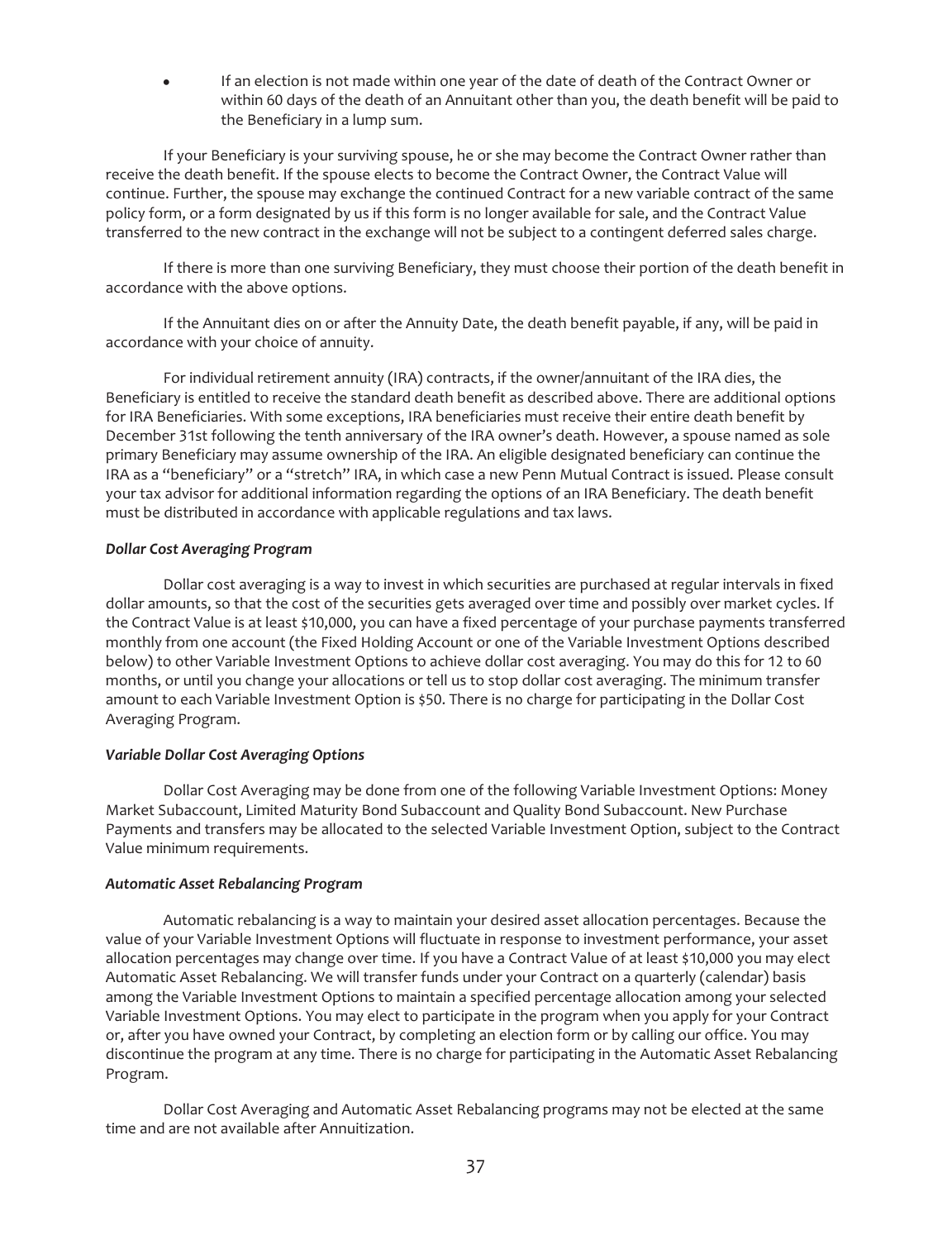- If an election is not made within one year of the date of death of the Contract Owner or within 60 days of the death of an Annuitant other than you, the death benefit will be paid to the Beneficiary in a lump sum.

If your Beneficiary is your surviving spouse, he or she may become the Contract Owner rather than receive the death benefit. If the spouse elects to become the Contract Owner, the Contract Value will continue. Further, the spouse may exchange the continued Contract for a new variable contract of the same policy form, or a form designated by us if this form is no longer available for sale, and the Contract Value transferred to the new contract in the exchange will not be subject to a contingent deferred sales charge.

If there is more than one surviving Beneficiary, they must choose their portion of the death benefit in accordance with the above options.

If the Annuitant dies on or after the Annuity Date, the death benefit payable, if any, will be paid in accordance with your choice of annuity.

For individual retirement annuity (IRA) contracts, if the owner/annuitant of the IRA dies, the Beneficiary is entitled to receive the standard death benefit as described above. There are additional options for IRA Beneficiaries. With some exceptions, IRA beneficiaries must receive their entire death benefit by December 31st following the tenth anniversary of the IRA owner's death. However, a spouse named as sole primary Beneficiary may assume ownership of the IRA. An eligible designated beneficiary can continue the IRA as a "beneficiary" or a "stretch" IRA, in which case a new Penn Mutual Contract is issued. Please consult your tax advisor for additional information regarding the options of an IRA Beneficiary. The death benefit must be distributed in accordance with applicable regulations and tax laws.

***Dollar Cost Averaging Program***

Dollar cost averaging is a way to invest in which securities are purchased at regular intervals in fixed dollar amounts, so that the cost of the securities gets averaged over time and possibly over market cycles. If the Contract Value is at least $10,000, you can have a fixed percentage of your purchase payments transferred monthly from one account (the Fixed Holding Account or one of the Variable Investment Options described below) to other Variable Investment Options to achieve dollar cost averaging. You may do this for 12 to 60 months, or until you change your allocations or tell us to stop dollar cost averaging. The minimum transfer amount to each Variable Investment Option is $50. There is no charge for participating in the Dollar Cost Averaging Program.

***Variable Dollar Cost Averaging Options***

Dollar Cost Averaging may be done from one of the following Variable Investment Options: Money Market Subaccount, Limited Maturity Bond Subaccount and Quality Bond Subaccount. New Purchase Payments and transfers may be allocated to the selected Variable Investment Option, subject to the Contract Value minimum requirements.

***Automatic Asset Rebalancing Program***

Automatic rebalancing is a way to maintain your desired asset allocation percentages. Because the value of your Variable Investment Options will fluctuate in response to investment performance, your asset allocation percentages may change over time. If you have a Contract Value of at least $10,000 you may elect Automatic Asset Rebalancing. We will transfer funds under your Contract on a quarterly (calendar) basis among the Variable Investment Options to maintain a specified percentage allocation among your selected Variable Investment Options. You may elect to participate in the program when you apply for your Contract or, after you have owned your Contract, by completing an election form or by calling our office. You may discontinue the program at any time. There is no charge for participating in the Automatic Asset Rebalancing Program.

Dollar Cost Averaging and Automatic Asset Rebalancing programs may not be elected at the same time and are not available after Annuitization.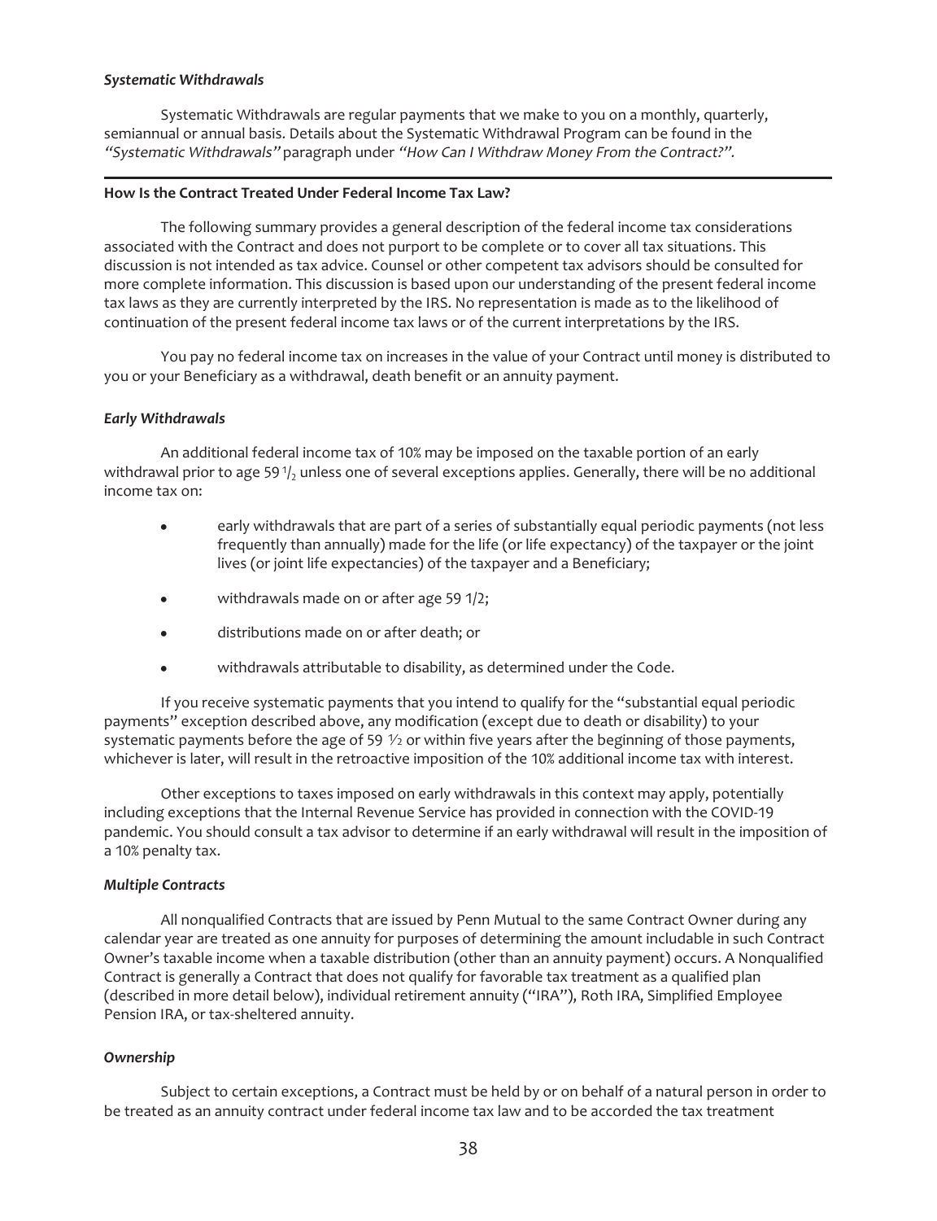### *Systematic Withdrawals*

Systematic Withdrawals are regular payments that we make to you on a monthly, quarterly, semiannual or annual basis. Details about the Systematic Withdrawal Program can be found in the *"Systematic Withdrawals"* paragraph under *"How Can I Withdraw Money From the Contract?"*.

---

## How Is the Contract Treated Under Federal Income Tax Law?

The following summary provides a general description of the federal income tax considerations associated with the Contract and does not purport to be complete or to cover all tax situations. This discussion is not intended as tax advice. Counsel or other competent tax advisors should be consulted for more complete information. This discussion is based upon our understanding of the present federal income tax laws as they are currently interpreted by the IRS. No representation is made as to the likelihood of continuation of the present federal income tax laws or of the current interpretations by the IRS.

You pay no federal income tax on increases in the value of your Contract until money is distributed to you or your Beneficiary as a withdrawal, death benefit or an annuity payment.

### *Early Withdrawals*

An additional federal income tax of 10% may be imposed on the taxable portion of an early withdrawal prior to age 59 $^{1}/_{2}$ unless one of several exceptions applies. Generally, there will be no additional income tax on:

- early withdrawals that are part of a series of substantially equal periodic payments (not less frequently than annually) made for the life (or life expectancy) of the taxpayer or the joint lives (or joint life expectancies) of the taxpayer and a Beneficiary;
- withdrawals made on or after age 59 1/2;
- distributions made on or after death; or
- withdrawals attributable to disability, as determined under the Code.

If you receive systematic payments that you intend to qualify for the "substantial equal periodic payments" exception described above, any modification (except due to death or disability) to your systematic payments before the age of 59 ½ or within five years after the beginning of those payments, whichever is later, will result in the retroactive imposition of the 10% additional income tax with interest.

Other exceptions to taxes imposed on early withdrawals in this context may apply, potentially including exceptions that the Internal Revenue Service has provided in connection with the COVID-19 pandemic. You should consult a tax advisor to determine if an early withdrawal will result in the imposition of a 10% penalty tax.

### *Multiple Contracts*

All nonqualified Contracts that are issued by Penn Mutual to the same Contract Owner during any calendar year are treated as one annuity for purposes of determining the amount includable in such Contract Owner's taxable income when a taxable distribution (other than an annuity payment) occurs. A Nonqualified Contract is generally a Contract that does not qualify for favorable tax treatment as a qualified plan (described in more detail below), individual retirement annuity ("IRA"), Roth IRA, Simplified Employee Pension IRA, or tax-sheltered annuity.

### *Ownership*

Subject to certain exceptions, a Contract must be held by or on behalf of a natural person in order to be treated as an annuity contract under federal income tax law and to be accorded the tax treatment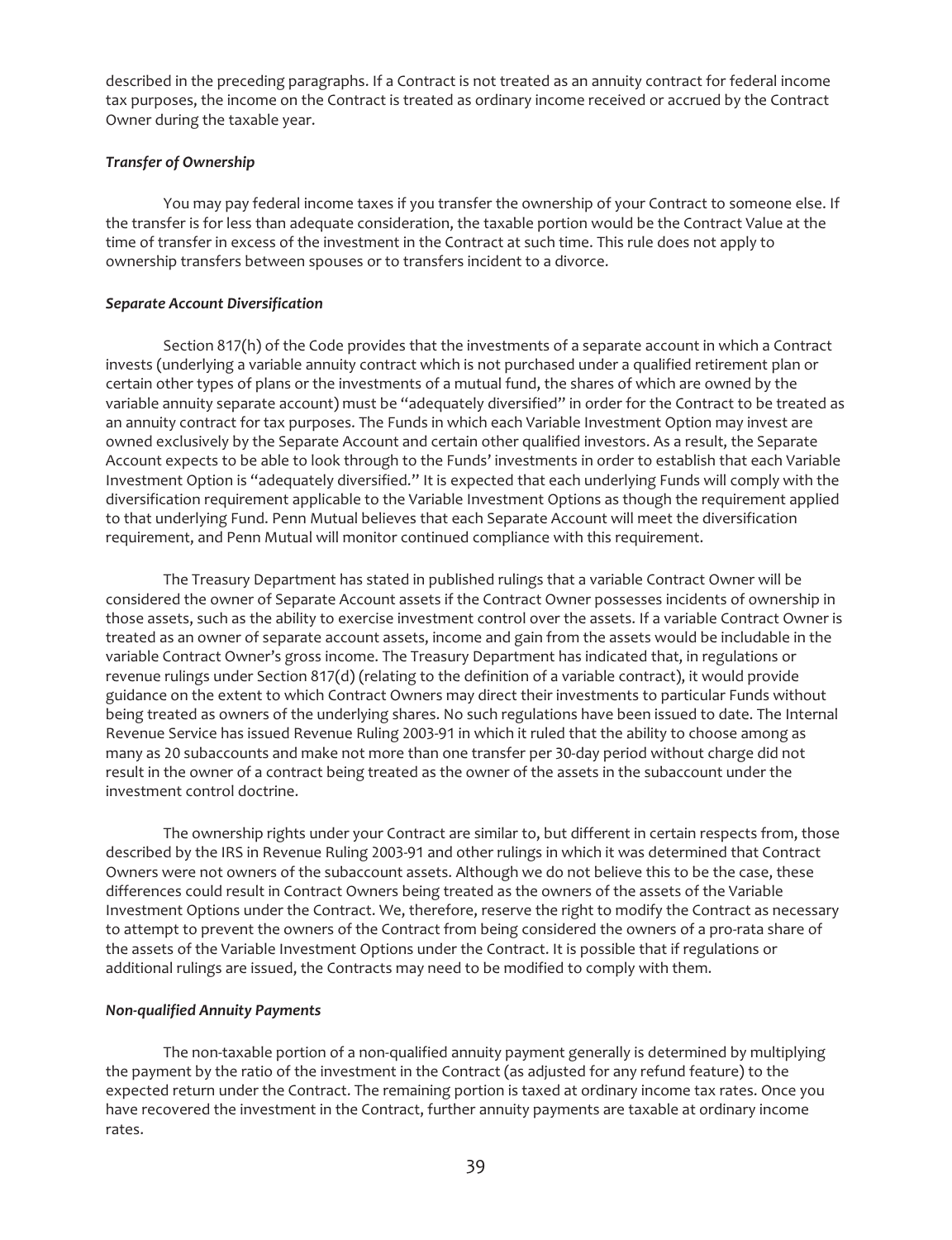described in the preceding paragraphs. If a Contract is not treated as an annuity contract for federal income tax purposes, the income on the Contract is treated as ordinary income received or accrued by the Contract Owner during the taxable year.

***Transfer of Ownership***

You may pay federal income taxes if you transfer the ownership of your Contract to someone else. If the transfer is for less than adequate consideration, the taxable portion would be the Contract Value at the time of transfer in excess of the investment in the Contract at such time. This rule does not apply to ownership transfers between spouses or to transfers incident to a divorce.

***Separate Account Diversification***

Section 817(h) of the Code provides that the investments of a separate account in which a Contract invests (underlying a variable annuity contract which is not purchased under a qualified retirement plan or certain other types of plans or the investments of a mutual fund, the shares of which are owned by the variable annuity separate account) must be "adequately diversified" in order for the Contract to be treated as an annuity contract for tax purposes. The Funds in which each Variable Investment Option may invest are owned exclusively by the Separate Account and certain other qualified investors. As a result, the Separate Account expects to be able to look through to the Funds' investments in order to establish that each Variable Investment Option is "adequately diversified." It is expected that each underlying Funds will comply with the diversification requirement applicable to the Variable Investment Options as though the requirement applied to that underlying Fund. Penn Mutual believes that each Separate Account will meet the diversification requirement, and Penn Mutual will monitor continued compliance with this requirement.

The Treasury Department has stated in published rulings that a variable Contract Owner will be considered the owner of Separate Account assets if the Contract Owner possesses incidents of ownership in those assets, such as the ability to exercise investment control over the assets. If a variable Contract Owner is treated as an owner of separate account assets, income and gain from the assets would be includable in the variable Contract Owner's gross income. The Treasury Department has indicated that, in regulations or revenue rulings under Section 817(d) (relating to the definition of a variable contract), it would provide guidance on the extent to which Contract Owners may direct their investments to particular Funds without being treated as owners of the underlying shares. No such regulations have been issued to date. The Internal Revenue Service has issued Revenue Ruling 2003-91 in which it ruled that the ability to choose among as many as 20 subaccounts and make not more than one transfer per 30-day period without charge did not result in the owner of a contract being treated as the owner of the assets in the subaccount under the investment control doctrine.

The ownership rights under your Contract are similar to, but different in certain respects from, those described by the IRS in Revenue Ruling 2003-91 and other rulings in which it was determined that Contract Owners were not owners of the subaccount assets. Although we do not believe this to be the case, these differences could result in Contract Owners being treated as the owners of the assets of the Variable Investment Options under the Contract. We, therefore, reserve the right to modify the Contract as necessary to attempt to prevent the owners of the Contract from being considered the owners of a pro-rata share of the assets of the Variable Investment Options under the Contract. It is possible that if regulations or additional rulings are issued, the Contracts may need to be modified to comply with them.

***Non-qualified Annuity Payments***

The non-taxable portion of a non-qualified annuity payment generally is determined by multiplying the payment by the ratio of the investment in the Contract (as adjusted for any refund feature) to the expected return under the Contract. The remaining portion is taxed at ordinary income tax rates. Once you have recovered the investment in the Contract, further annuity payments are taxable at ordinary income rates.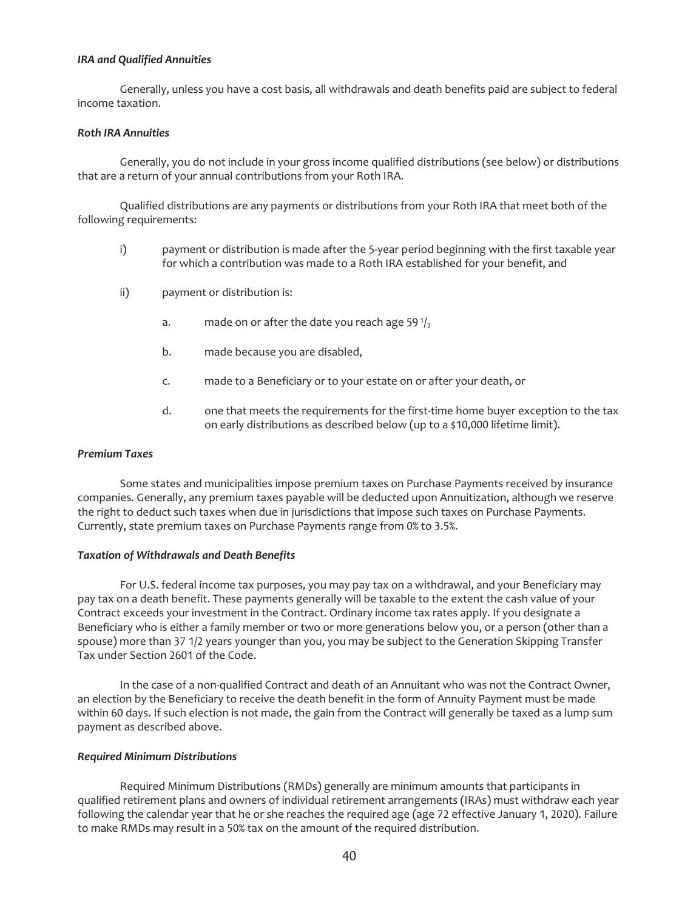***IRA and Qualified Annuities***

Generally, unless you have a cost basis, all withdrawals and death benefits paid are subject to federal income taxation.

***Roth IRA Annuities***

Generally, you do not include in your gross income qualified distributions (see below) or distributions that are a return of your annual contributions from your Roth IRA.

Qualified distributions are any payments or distributions from your Roth IRA that meet both of the following requirements:

i) payment or distribution is made after the 5-year period beginning with the first taxable year for which a contribution was made to a Roth IRA established for your benefit, and

ii) payment or distribution is:

   a. made on or after the date you reach age 59 $^{1}/_{2}$

   b. made because you are disabled,

   c. made to a Beneficiary or to your estate on or after your death, or

   d. one that meets the requirements for the first-time home buyer exception to the tax on early distributions as described below (up to a $10,000 lifetime limit).

***Premium Taxes***

Some states and municipalities impose premium taxes on Purchase Payments received by insurance companies. Generally, any premium taxes payable will be deducted upon Annuitization, although we reserve the right to deduct such taxes when due in jurisdictions that impose such taxes on Purchase Payments. Currently, state premium taxes on Purchase Payments range from 0% to 3.5%.

***Taxation of Withdrawals and Death Benefits***

For U.S. federal income tax purposes, you may pay tax on a withdrawal, and your Beneficiary may pay tax on a death benefit. These payments generally will be taxable to the extent the cash value of your Contract exceeds your investment in the Contract. Ordinary income tax rates apply. If you designate a Beneficiary who is either a family member or two or more generations below you, or a person (other than a spouse) more than 37 1/2 years younger than you, you may be subject to the Generation Skipping Transfer Tax under Section 2601 of the Code.

In the case of a non-qualified Contract and death of an Annuitant who was not the Contract Owner, an election by the Beneficiary to receive the death benefit in the form of Annuity Payment must be made within 60 days. If such election is not made, the gain from the Contract will generally be taxed as a lump sum payment as described above.

***Required Minimum Distributions***

Required Minimum Distributions (RMDs) generally are minimum amounts that participants in qualified retirement plans and owners of individual retirement arrangements (IRAs) must withdraw each year following the calendar year that he or she reaches the required age (age 72 effective January 1, 2020). Failure to make RMDs may result in a 50% tax on the amount of the required distribution.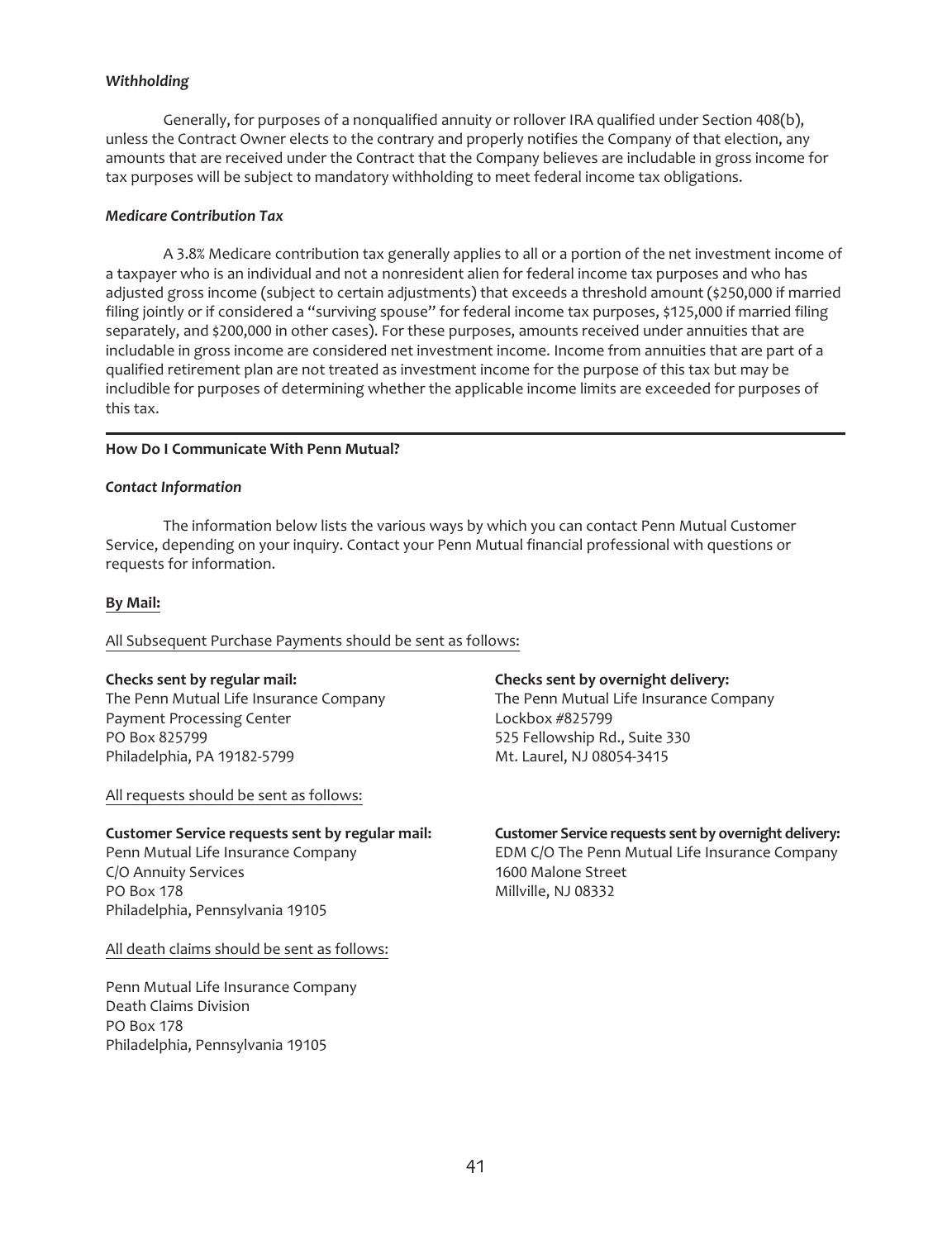*Withholding*

Generally, for purposes of a nonqualified annuity or rollover IRA qualified under Section 408(b), unless the Contract Owner elects to the contrary and properly notifies the Company of that election, any amounts that are received under the Contract that the Company believes are includable in gross income for tax purposes will be subject to mandatory withholding to meet federal income tax obligations.

*Medicare Contribution Tax*

A 3.8% Medicare contribution tax generally applies to all or a portion of the net investment income of a taxpayer who is an individual and not a nonresident alien for federal income tax purposes and who has adjusted gross income (subject to certain adjustments) that exceeds a threshold amount ($250,000 if married filing jointly or if considered a "surviving spouse" for federal income tax purposes, $125,000 if married filing separately, and $200,000 in other cases). For these purposes, amounts received under annuities that are includable in gross income are considered net investment income. Income from annuities that are part of a qualified retirement plan are not treated as investment income for the purpose of this tax but may be includible for purposes of determining whether the applicable income limits are exceeded for purposes of this tax.

---

**How Do I Communicate With Penn Mutual?**

*Contact Information*

The information below lists the various ways by which you can contact Penn Mutual Customer Service, depending on your inquiry. Contact your Penn Mutual financial professional with questions or requests for information.

**By Mail:**

All Subsequent Purchase Payments should be sent as follows:

**Checks sent by regular mail:**
The Penn Mutual Life Insurance Company
Payment Processing Center
PO Box 825799
Philadelphia, PA 19182-5799

**Checks sent by overnight delivery:**
The Penn Mutual Life Insurance Company
Lockbox #825799
525 Fellowship Rd., Suite 330
Mt. Laurel, NJ 08054-3415

All requests should be sent as follows:

**Customer Service requests sent by regular mail:**
Penn Mutual Life Insurance Company
C/O Annuity Services
PO Box 178
Philadelphia, Pennsylvania 19105

**Customer Service requests sent by overnight delivery:**
EDM C/O The Penn Mutual Life Insurance Company
1600 Malone Street
Millville, NJ 08332

All death claims should be sent as follows:

Penn Mutual Life Insurance Company
Death Claims Division
PO Box 178
Philadelphia, Pennsylvania 19105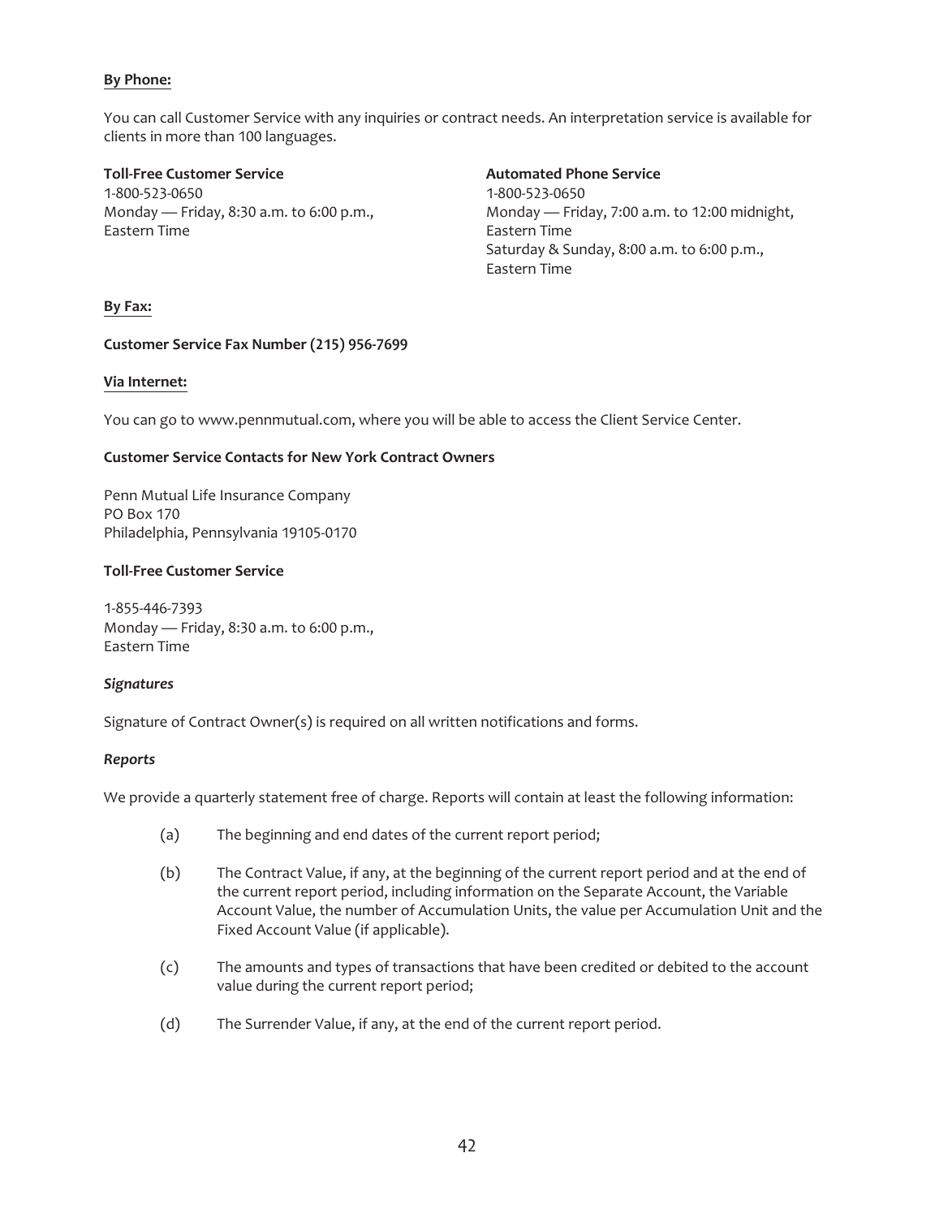**By Phone:**

You can call Customer Service with any inquiries or contract needs. An interpretation service is available for clients in more than 100 languages.

**Toll-Free Customer Service**
1-800-523-0650
Monday — Friday, 8:30 a.m. to 6:00 p.m., Eastern Time

**Automated Phone Service**
1-800-523-0650
Monday — Friday, 7:00 a.m. to 12:00 midnight, Eastern Time
Saturday & Sunday, 8:00 a.m. to 6:00 p.m., Eastern Time

**By Fax:**

**Customer Service Fax Number (215) 956-7699**

**Via Internet:**

You can go to www.pennmutual.com, where you will be able to access the Client Service Center.

**Customer Service Contacts for New York Contract Owners**

Penn Mutual Life Insurance Company
PO Box 170
Philadelphia, Pennsylvania 19105-0170

**Toll-Free Customer Service**

1-855-446-7393
Monday — Friday, 8:30 a.m. to 6:00 p.m., Eastern Time

***Signatures***

Signature of Contract Owner(s) is required on all written notifications and forms.

***Reports***

We provide a quarterly statement free of charge. Reports will contain at least the following information:

(a) The beginning and end dates of the current report period;

(b) The Contract Value, if any, at the beginning of the current report period and at the end of the current report period, including information on the Separate Account, the Variable Account Value, the number of Accumulation Units, the value per Accumulation Unit and the Fixed Account Value (if applicable).

(c) The amounts and types of transactions that have been credited or debited to the account value during the current report period;

(d) The Surrender Value, if any, at the end of the current report period.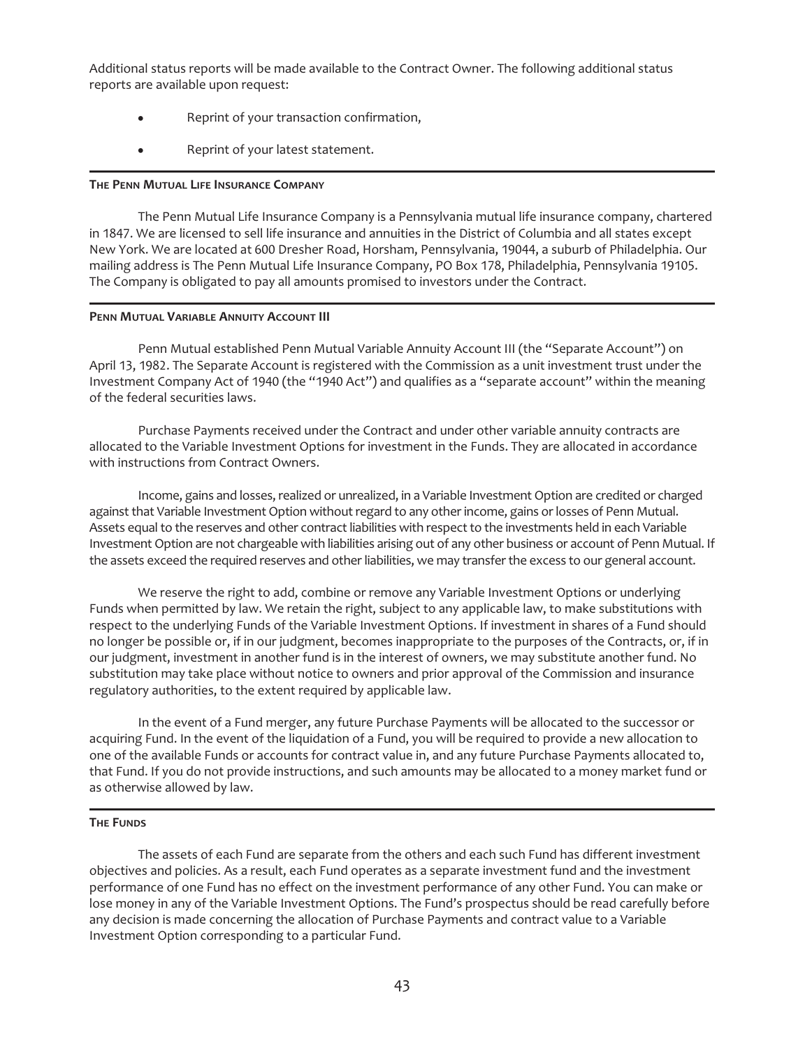Additional status reports will be made available to the Contract Owner. The following additional status reports are available upon request:

- Reprint of your transaction confirmation,
- Reprint of your latest statement.

## THE PENN MUTUAL LIFE INSURANCE COMPANY

The Penn Mutual Life Insurance Company is a Pennsylvania mutual life insurance company, chartered in 1847. We are licensed to sell life insurance and annuities in the District of Columbia and all states except New York. We are located at 600 Dresher Road, Horsham, Pennsylvania, 19044, a suburb of Philadelphia. Our mailing address is The Penn Mutual Life Insurance Company, PO Box 178, Philadelphia, Pennsylvania 19105. The Company is obligated to pay all amounts promised to investors under the Contract.

## PENN MUTUAL VARIABLE ANNUITY ACCOUNT III

Penn Mutual established Penn Mutual Variable Annuity Account III (the "Separate Account") on April 13, 1982. The Separate Account is registered with the Commission as a unit investment trust under the Investment Company Act of 1940 (the "1940 Act") and qualifies as a "separate account" within the meaning of the federal securities laws.

Purchase Payments received under the Contract and under other variable annuity contracts are allocated to the Variable Investment Options for investment in the Funds. They are allocated in accordance with instructions from Contract Owners.

Income, gains and losses, realized or unrealized, in a Variable Investment Option are credited or charged against that Variable Investment Option without regard to any other income, gains or losses of Penn Mutual. Assets equal to the reserves and other contract liabilities with respect to the investments held in each Variable Investment Option are not chargeable with liabilities arising out of any other business or account of Penn Mutual. If the assets exceed the required reserves and other liabilities, we may transfer the excess to our general account.

We reserve the right to add, combine or remove any Variable Investment Options or underlying Funds when permitted by law. We retain the right, subject to any applicable law, to make substitutions with respect to the underlying Funds of the Variable Investment Options. If investment in shares of a Fund should no longer be possible or, if in our judgment, becomes inappropriate to the purposes of the Contracts, or, if in our judgment, investment in another fund is in the interest of owners, we may substitute another fund. No substitution may take place without notice to owners and prior approval of the Commission and insurance regulatory authorities, to the extent required by applicable law.

In the event of a Fund merger, any future Purchase Payments will be allocated to the successor or acquiring Fund. In the event of the liquidation of a Fund, you will be required to provide a new allocation to one of the available Funds or accounts for contract value in, and any future Purchase Payments allocated to, that Fund. If you do not provide instructions, and such amounts may be allocated to a money market fund or as otherwise allowed by law.

## THE FUNDS

The assets of each Fund are separate from the others and each such Fund has different investment objectives and policies. As a result, each Fund operates as a separate investment fund and the investment performance of one Fund has no effect on the investment performance of any other Fund. You can make or lose money in any of the Variable Investment Options. The Fund's prospectus should be read carefully before any decision is made concerning the allocation of Purchase Payments and contract value to a Variable Investment Option corresponding to a particular Fund.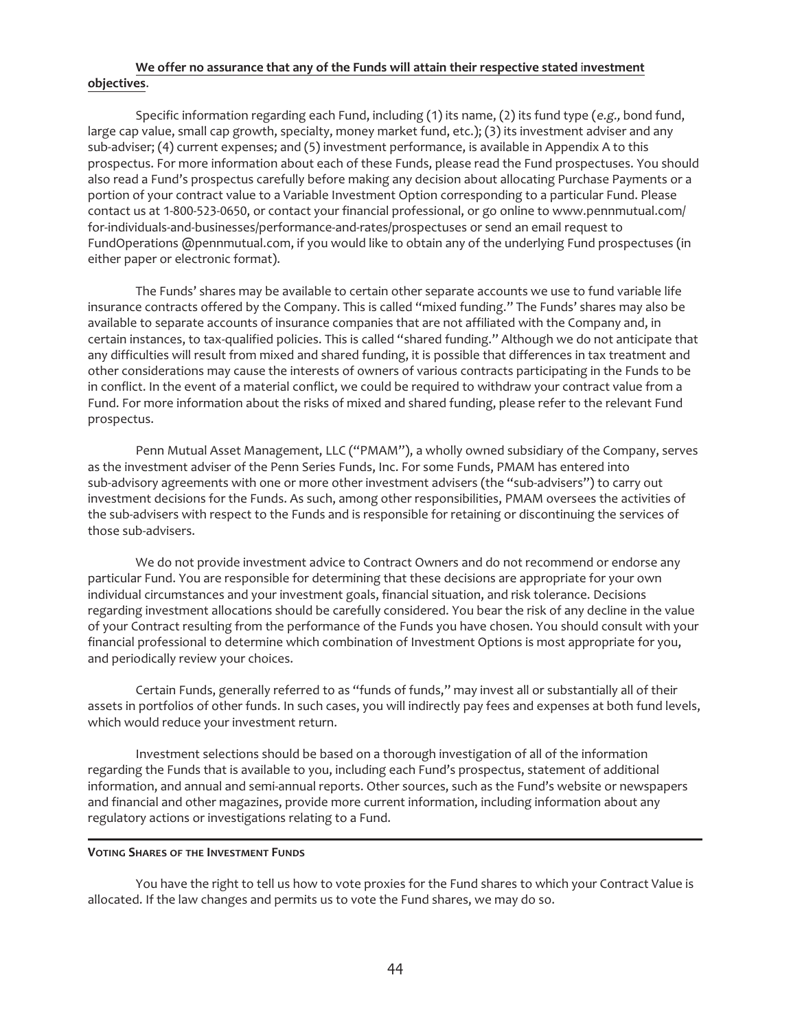**We offer no assurance that any of the Funds will attain their respective stated investment objectives**.

Specific information regarding each Fund, including (1) its name, (2) its fund type (*e.g.,* bond fund, large cap value, small cap growth, specialty, money market fund, etc.); (3) its investment adviser and any sub-adviser; (4) current expenses; and (5) investment performance, is available in Appendix A to this prospectus. For more information about each of these Funds, please read the Fund prospectuses. You should also read a Fund's prospectus carefully before making any decision about allocating Purchase Payments or a portion of your contract value to a Variable Investment Option corresponding to a particular Fund. Please contact us at 1-800-523-0650, or contact your financial professional, or go online to www.pennmutual.com/for-individuals-and-businesses/performance-and-rates/prospectuses or send an email request to FundOperations @pennmutual.com, if you would like to obtain any of the underlying Fund prospectuses (in either paper or electronic format).

The Funds' shares may be available to certain other separate accounts we use to fund variable life insurance contracts offered by the Company. This is called "mixed funding." The Funds' shares may also be available to separate accounts of insurance companies that are not affiliated with the Company and, in certain instances, to tax-qualified policies. This is called "shared funding." Although we do not anticipate that any difficulties will result from mixed and shared funding, it is possible that differences in tax treatment and other considerations may cause the interests of owners of various contracts participating in the Funds to be in conflict. In the event of a material conflict, we could be required to withdraw your contract value from a Fund. For more information about the risks of mixed and shared funding, please refer to the relevant Fund prospectus.

Penn Mutual Asset Management, LLC ("PMAM"), a wholly owned subsidiary of the Company, serves as the investment adviser of the Penn Series Funds, Inc. For some Funds, PMAM has entered into sub-advisory agreements with one or more other investment advisers (the "sub-advisers") to carry out investment decisions for the Funds. As such, among other responsibilities, PMAM oversees the activities of the sub-advisers with respect to the Funds and is responsible for retaining or discontinuing the services of those sub-advisers.

We do not provide investment advice to Contract Owners and do not recommend or endorse any particular Fund. You are responsible for determining that these decisions are appropriate for your own individual circumstances and your investment goals, financial situation, and risk tolerance. Decisions regarding investment allocations should be carefully considered. You bear the risk of any decline in the value of your Contract resulting from the performance of the Funds you have chosen. You should consult with your financial professional to determine which combination of Investment Options is most appropriate for you, and periodically review your choices.

Certain Funds, generally referred to as "funds of funds," may invest all or substantially all of their assets in portfolios of other funds. In such cases, you will indirectly pay fees and expenses at both fund levels, which would reduce your investment return.

Investment selections should be based on a thorough investigation of all of the information regarding the Funds that is available to you, including each Fund's prospectus, statement of additional information, and annual and semi-annual reports. Other sources, such as the Fund's website or newspapers and financial and other magazines, provide more current information, including information about any regulatory actions or investigations relating to a Fund.

## VOTING SHARES OF THE INVESTMENT FUNDS

You have the right to tell us how to vote proxies for the Fund shares to which your Contract Value is allocated. If the law changes and permits us to vote the Fund shares, we may do so.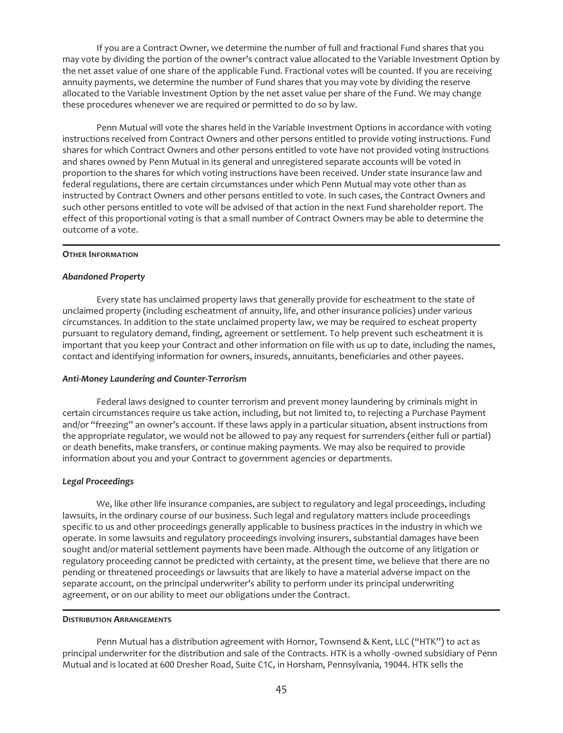If you are a Contract Owner, we determine the number of full and fractional Fund shares that you may vote by dividing the portion of the owner's contract value allocated to the Variable Investment Option by the net asset value of one share of the applicable Fund. Fractional votes will be counted. If you are receiving annuity payments, we determine the number of Fund shares that you may vote by dividing the reserve allocated to the Variable Investment Option by the net asset value per share of the Fund. We may change these procedures whenever we are required or permitted to do so by law.

Penn Mutual will vote the shares held in the Variable Investment Options in accordance with voting instructions received from Contract Owners and other persons entitled to provide voting instructions. Fund shares for which Contract Owners and other persons entitled to vote have not provided voting instructions and shares owned by Penn Mutual in its general and unregistered separate accounts will be voted in proportion to the shares for which voting instructions have been received. Under state insurance law and federal regulations, there are certain circumstances under which Penn Mutual may vote other than as instructed by Contract Owners and other persons entitled to vote. In such cases, the Contract Owners and such other persons entitled to vote will be advised of that action in the next Fund shareholder report. The effect of this proportional voting is that a small number of Contract Owners may be able to determine the outcome of a vote.

## OTHER INFORMATION

### *Abandoned Property*

Every state has unclaimed property laws that generally provide for escheatment to the state of unclaimed property (including escheatment of annuity, life, and other insurance policies) under various circumstances. In addition to the state unclaimed property law, we may be required to escheat property pursuant to regulatory demand, finding, agreement or settlement. To help prevent such escheatment it is important that you keep your Contract and other information on file with us up to date, including the names, contact and identifying information for owners, insureds, annuitants, beneficiaries and other payees.

### *Anti-Money Laundering and Counter-Terrorism*

Federal laws designed to counter terrorism and prevent money laundering by criminals might in certain circumstances require us take action, including, but not limited to, to rejecting a Purchase Payment and/or "freezing" an owner's account. If these laws apply in a particular situation, absent instructions from the appropriate regulator, we would not be allowed to pay any request for surrenders (either full or partial) or death benefits, make transfers, or continue making payments. We may also be required to provide information about you and your Contract to government agencies or departments.

### *Legal Proceedings*

We, like other life insurance companies, are subject to regulatory and legal proceedings, including lawsuits, in the ordinary course of our business. Such legal and regulatory matters include proceedings specific to us and other proceedings generally applicable to business practices in the industry in which we operate. In some lawsuits and regulatory proceedings involving insurers, substantial damages have been sought and/or material settlement payments have been made. Although the outcome of any litigation or regulatory proceeding cannot be predicted with certainty, at the present time, we believe that there are no pending or threatened proceedings or lawsuits that are likely to have a material adverse impact on the separate account, on the principal underwriter's ability to perform under its principal underwriting agreement, or on our ability to meet our obligations under the Contract.

## DISTRIBUTION ARRANGEMENTS

Penn Mutual has a distribution agreement with Hornor, Townsend & Kent, LLC ("HTK") to act as principal underwriter for the distribution and sale of the Contracts. HTK is a wholly -owned subsidiary of Penn Mutual and is located at 600 Dresher Road, Suite C1C, in Horsham, Pennsylvania, 19044. HTK sells the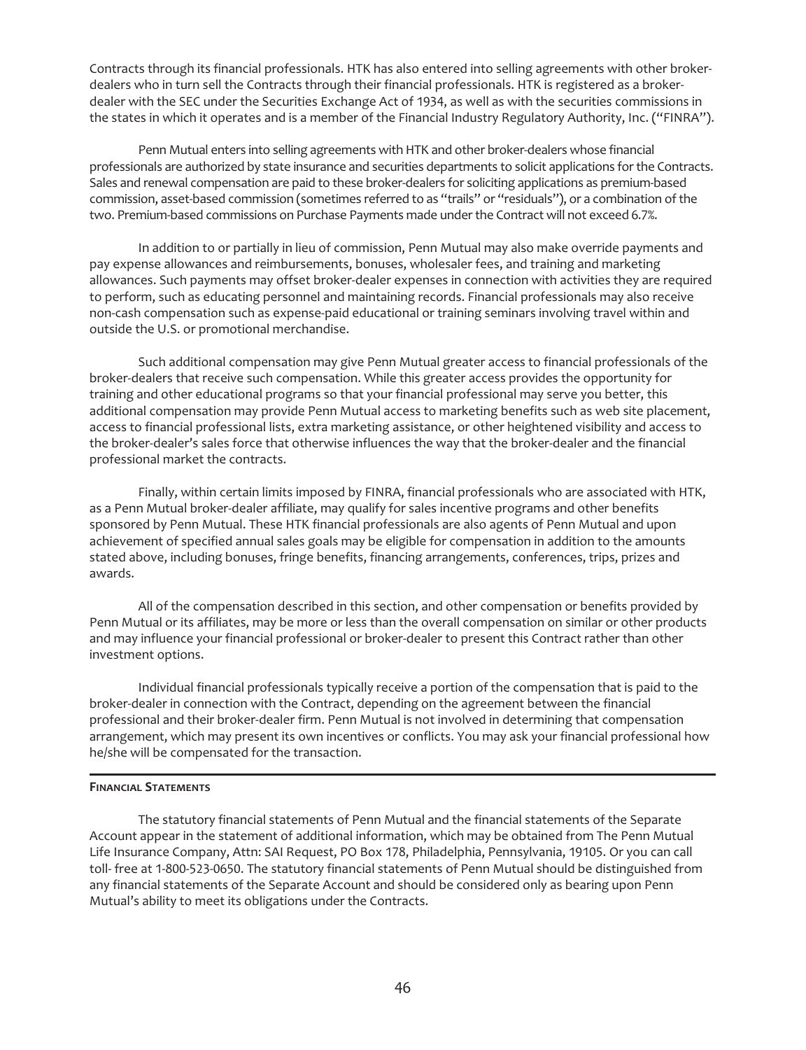Contracts through its financial professionals. HTK has also entered into selling agreements with other broker-dealers who in turn sell the Contracts through their financial professionals. HTK is registered as a broker-dealer with the SEC under the Securities Exchange Act of 1934, as well as with the securities commissions in the states in which it operates and is a member of the Financial Industry Regulatory Authority, Inc. ("FINRA").

Penn Mutual enters into selling agreements with HTK and other broker-dealers whose financial professionals are authorized by state insurance and securities departments to solicit applications for the Contracts. Sales and renewal compensation are paid to these broker-dealers for soliciting applications as premium-based commission, asset-based commission (sometimes referred to as "trails" or "residuals"), or a combination of the two. Premium-based commissions on Purchase Payments made under the Contract will not exceed 6.7%.

In addition to or partially in lieu of commission, Penn Mutual may also make override payments and pay expense allowances and reimbursements, bonuses, wholesaler fees, and training and marketing allowances. Such payments may offset broker-dealer expenses in connection with activities they are required to perform, such as educating personnel and maintaining records. Financial professionals may also receive non-cash compensation such as expense-paid educational or training seminars involving travel within and outside the U.S. or promotional merchandise.

Such additional compensation may give Penn Mutual greater access to financial professionals of the broker-dealers that receive such compensation. While this greater access provides the opportunity for training and other educational programs so that your financial professional may serve you better, this additional compensation may provide Penn Mutual access to marketing benefits such as web site placement, access to financial professional lists, extra marketing assistance, or other heightened visibility and access to the broker-dealer's sales force that otherwise influences the way that the broker-dealer and the financial professional market the contracts.

Finally, within certain limits imposed by FINRA, financial professionals who are associated with HTK, as a Penn Mutual broker-dealer affiliate, may qualify for sales incentive programs and other benefits sponsored by Penn Mutual. These HTK financial professionals are also agents of Penn Mutual and upon achievement of specified annual sales goals may be eligible for compensation in addition to the amounts stated above, including bonuses, fringe benefits, financing arrangements, conferences, trips, prizes and awards.

All of the compensation described in this section, and other compensation or benefits provided by Penn Mutual or its affiliates, may be more or less than the overall compensation on similar or other products and may influence your financial professional or broker-dealer to present this Contract rather than other investment options.

Individual financial professionals typically receive a portion of the compensation that is paid to the broker-dealer in connection with the Contract, depending on the agreement between the financial professional and their broker-dealer firm. Penn Mutual is not involved in determining that compensation arrangement, which may present its own incentives or conflicts. You may ask your financial professional how he/she will be compensated for the transaction.

## Financial Statements

The statutory financial statements of Penn Mutual and the financial statements of the Separate Account appear in the statement of additional information, which may be obtained from The Penn Mutual Life Insurance Company, Attn: SAI Request, PO Box 178, Philadelphia, Pennsylvania, 19105. Or you can call toll- free at 1-800-523-0650. The statutory financial statements of Penn Mutual should be distinguished from any financial statements of the Separate Account and should be considered only as bearing upon Penn Mutual's ability to meet its obligations under the Contracts.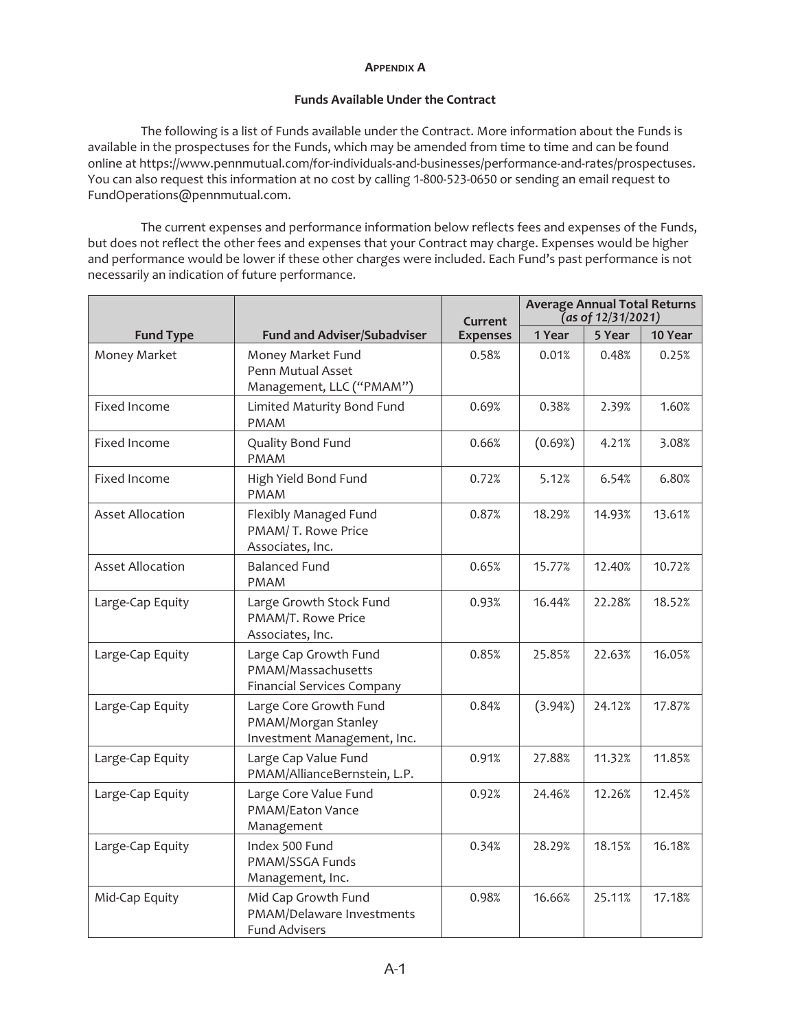## Appendix A

### Funds Available Under the Contract

The following is a list of Funds available under the Contract. More information about the Funds is available in the prospectuses for the Funds, which may be amended from time to time and can be found online at https://www.pennmutual.com/for-individuals-and-businesses/performance-and-rates/prospectuses. You can also request this information at no cost by calling 1-800-523-0650 or sending an email request to FundOperations@pennmutual.com.

The current expenses and performance information below reflects fees and expenses of the Funds, but does not reflect the other fees and expenses that your Contract may charge. Expenses would be higher and performance would be lower if these other charges were included. Each Fund's past performance is not necessarily an indication of future performance.

| Fund Type | Fund and Adviser/Subadviser | Current Expenses | Average Annual Total Returns (*as of 12/31/2021*) | | |
|---|---|---|---|---|---|
| | | | 1 Year | 5 Year | 10 Year |
| Money Market | Money Market Fund Penn Mutual Asset Management, LLC ("PMAM") | 0.58% | 0.01% | 0.48% | 0.25% |
| Fixed Income | Limited Maturity Bond Fund PMAM | 0.69% | 0.38% | 2.39% | 1.60% |
| Fixed Income | Quality Bond Fund PMAM | 0.66% | (0.69%) | 4.21% | 3.08% |
| Fixed Income | High Yield Bond Fund PMAM | 0.72% | 5.12% | 6.54% | 6.80% |
| Asset Allocation | Flexibly Managed Fund PMAM/ T. Rowe Price Associates, Inc. | 0.87% | 18.29% | 14.93% | 13.61% |
| Asset Allocation | Balanced Fund PMAM | 0.65% | 15.77% | 12.40% | 10.72% |
| Large-Cap Equity | Large Growth Stock Fund PMAM/T. Rowe Price Associates, Inc. | 0.93% | 16.44% | 22.28% | 18.52% |
| Large-Cap Equity | Large Cap Growth Fund PMAM/Massachusetts Financial Services Company | 0.85% | 25.85% | 22.63% | 16.05% |
| Large-Cap Equity | Large Core Growth Fund PMAM/Morgan Stanley Investment Management, Inc. | 0.84% | (3.94%) | 24.12% | 17.87% |
| Large-Cap Equity | Large Cap Value Fund PMAM/AllianceBernstein, L.P. | 0.91% | 27.88% | 11.32% | 11.85% |
| Large-Cap Equity | Large Core Value Fund PMAM/Eaton Vance Management | 0.92% | 24.46% | 12.26% | 12.45% |
| Large-Cap Equity | Index 500 Fund PMAM/SSGA Funds Management, Inc. | 0.34% | 28.29% | 18.15% | 16.18% |
| Mid-Cap Equity | Mid Cap Growth Fund PMAM/Delaware Investments Fund Advisers | 0.98% | 16.66% | 25.11% | 17.18% |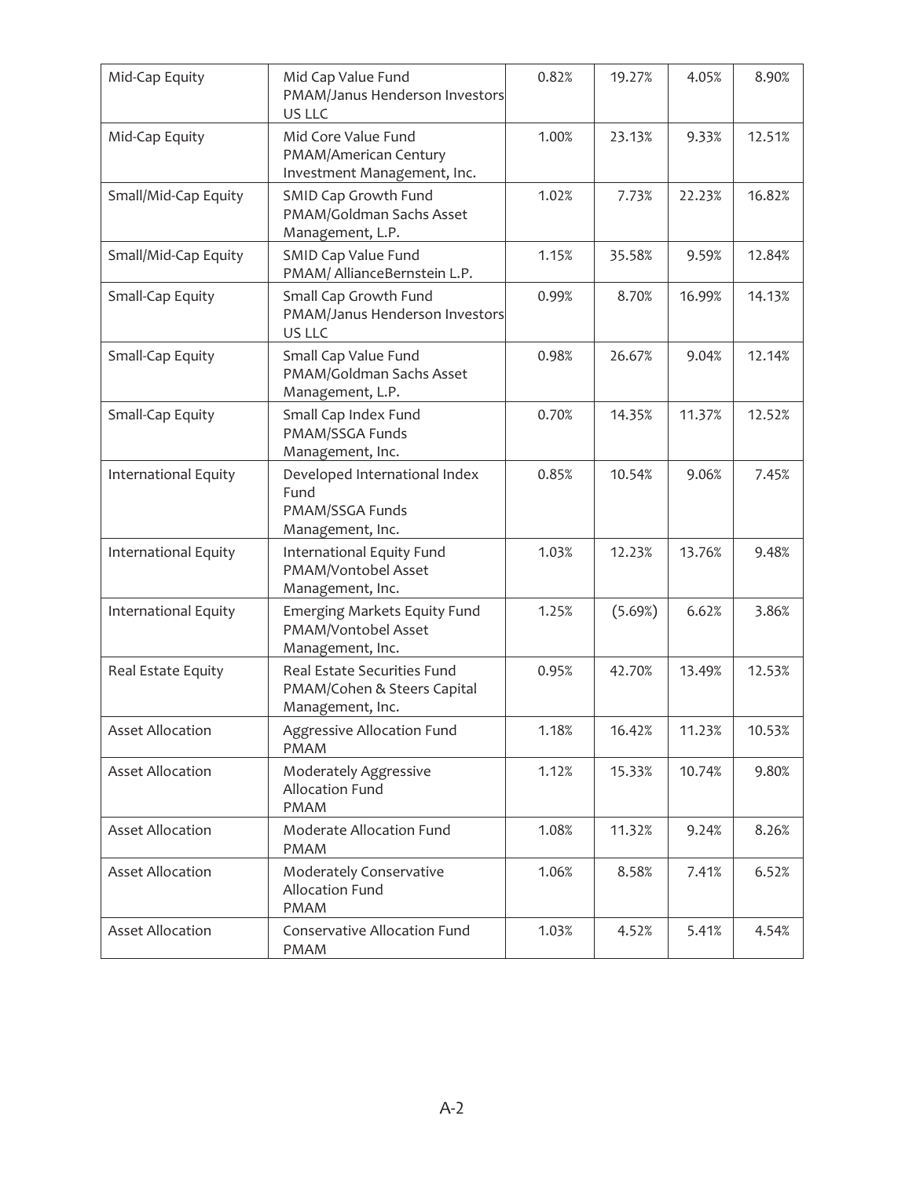| Mid-Cap Equity | Mid Cap Value Fund PMAM/Janus Henderson Investors US LLC | 0.82% | 19.27% | 4.05% | 8.90% |
|---|---|---|---|---|---|
| Mid-Cap Equity | Mid Core Value Fund PMAM/American Century Investment Management, Inc. | 1.00% | 23.13% | 9.33% | 12.51% |
| Small/Mid-Cap Equity | SMID Cap Growth Fund PMAM/Goldman Sachs Asset Management, L.P. | 1.02% | 7.73% | 22.23% | 16.82% |
| Small/Mid-Cap Equity | SMID Cap Value Fund PMAM/ AllianceBernstein L.P. | 1.15% | 35.58% | 9.59% | 12.84% |
| Small-Cap Equity | Small Cap Growth Fund PMAM/Janus Henderson Investors US LLC | 0.99% | 8.70% | 16.99% | 14.13% |
| Small-Cap Equity | Small Cap Value Fund PMAM/Goldman Sachs Asset Management, L.P. | 0.98% | 26.67% | 9.04% | 12.14% |
| Small-Cap Equity | Small Cap Index Fund PMAM/SSGA Funds Management, Inc. | 0.70% | 14.35% | 11.37% | 12.52% |
| International Equity | Developed International Index Fund PMAM/SSGA Funds Management, Inc. | 0.85% | 10.54% | 9.06% | 7.45% |
| International Equity | International Equity Fund PMAM/Vontobel Asset Management, Inc. | 1.03% | 12.23% | 13.76% | 9.48% |
| International Equity | Emerging Markets Equity Fund PMAM/Vontobel Asset Management, Inc. | 1.25% | (5.69%) | 6.62% | 3.86% |
| Real Estate Equity | Real Estate Securities Fund PMAM/Cohen & Steers Capital Management, Inc. | 0.95% | 42.70% | 13.49% | 12.53% |
| Asset Allocation | Aggressive Allocation Fund PMAM | 1.18% | 16.42% | 11.23% | 10.53% |
| Asset Allocation | Moderately Aggressive Allocation Fund PMAM | 1.12% | 15.33% | 10.74% | 9.80% |
| Asset Allocation | Moderate Allocation Fund PMAM | 1.08% | 11.32% | 9.24% | 8.26% |
| Asset Allocation | Moderately Conservative Allocation Fund PMAM | 1.06% | 8.58% | 7.41% | 6.52% |
| Asset Allocation | Conservative Allocation Fund PMAM | 1.03% | 4.52% | 5.41% | 4.54% |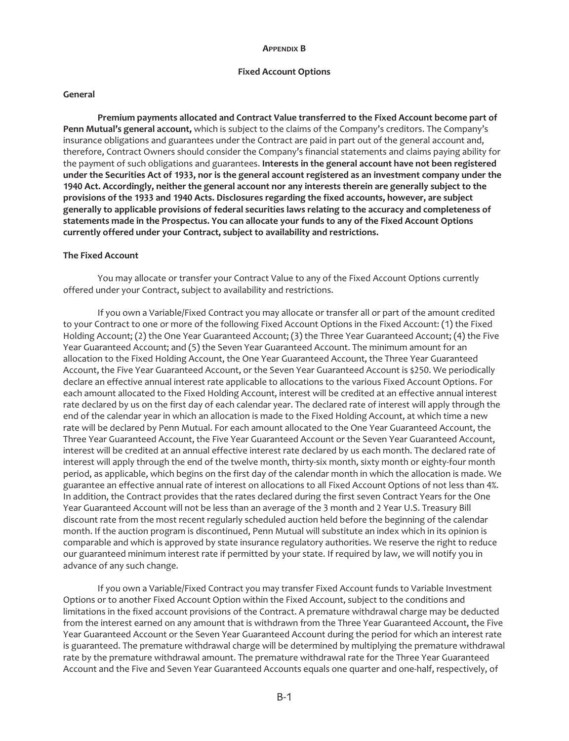## Appendix B

### Fixed Account Options

**General**

**Premium payments allocated and Contract Value transferred to the Fixed Account become part of Penn Mutual's general account,** which is subject to the claims of the Company's creditors. The Company's insurance obligations and guarantees under the Contract are paid in part out of the general account and, therefore, Contract Owners should consider the Company's financial statements and claims paying ability for the payment of such obligations and guarantees. **Interests in the general account have not been registered under the Securities Act of 1933, nor is the general account registered as an investment company under the 1940 Act. Accordingly, neither the general account nor any interests therein are generally subject to the provisions of the 1933 and 1940 Acts. Disclosures regarding the fixed accounts, however, are subject generally to applicable provisions of federal securities laws relating to the accuracy and completeness of statements made in the Prospectus. You can allocate your funds to any of the Fixed Account Options currently offered under your Contract, subject to availability and restrictions.**

**The Fixed Account**

You may allocate or transfer your Contract Value to any of the Fixed Account Options currently offered under your Contract, subject to availability and restrictions.

If you own a Variable/Fixed Contract you may allocate or transfer all or part of the amount credited to your Contract to one or more of the following Fixed Account Options in the Fixed Account: (1) the Fixed Holding Account; (2) the One Year Guaranteed Account; (3) the Three Year Guaranteed Account; (4) the Five Year Guaranteed Account; and (5) the Seven Year Guaranteed Account. The minimum amount for an allocation to the Fixed Holding Account, the One Year Guaranteed Account, the Three Year Guaranteed Account, the Five Year Guaranteed Account, or the Seven Year Guaranteed Account is $250. We periodically declare an effective annual interest rate applicable to allocations to the various Fixed Account Options. For each amount allocated to the Fixed Holding Account, interest will be credited at an effective annual interest rate declared by us on the first day of each calendar year. The declared rate of interest will apply through the end of the calendar year in which an allocation is made to the Fixed Holding Account, at which time a new rate will be declared by Penn Mutual. For each amount allocated to the One Year Guaranteed Account, the Three Year Guaranteed Account, the Five Year Guaranteed Account or the Seven Year Guaranteed Account, interest will be credited at an annual effective interest rate declared by us each month. The declared rate of interest will apply through the end of the twelve month, thirty-six month, sixty month or eighty-four month period, as applicable, which begins on the first day of the calendar month in which the allocation is made. We guarantee an effective annual rate of interest on allocations to all Fixed Account Options of not less than 4%. In addition, the Contract provides that the rates declared during the first seven Contract Years for the One Year Guaranteed Account will not be less than an average of the 3 month and 2 Year U.S. Treasury Bill discount rate from the most recent regularly scheduled auction held before the beginning of the calendar month. If the auction program is discontinued, Penn Mutual will substitute an index which in its opinion is comparable and which is approved by state insurance regulatory authorities. We reserve the right to reduce our guaranteed minimum interest rate if permitted by your state. If required by law, we will notify you in advance of any such change.

If you own a Variable/Fixed Contract you may transfer Fixed Account funds to Variable Investment Options or to another Fixed Account Option within the Fixed Account, subject to the conditions and limitations in the fixed account provisions of the Contract. A premature withdrawal charge may be deducted from the interest earned on any amount that is withdrawn from the Three Year Guaranteed Account, the Five Year Guaranteed Account or the Seven Year Guaranteed Account during the period for which an interest rate is guaranteed. The premature withdrawal charge will be determined by multiplying the premature withdrawal rate by the premature withdrawal amount. The premature withdrawal rate for the Three Year Guaranteed Account and the Five and Seven Year Guaranteed Accounts equals one quarter and one-half, respectively, of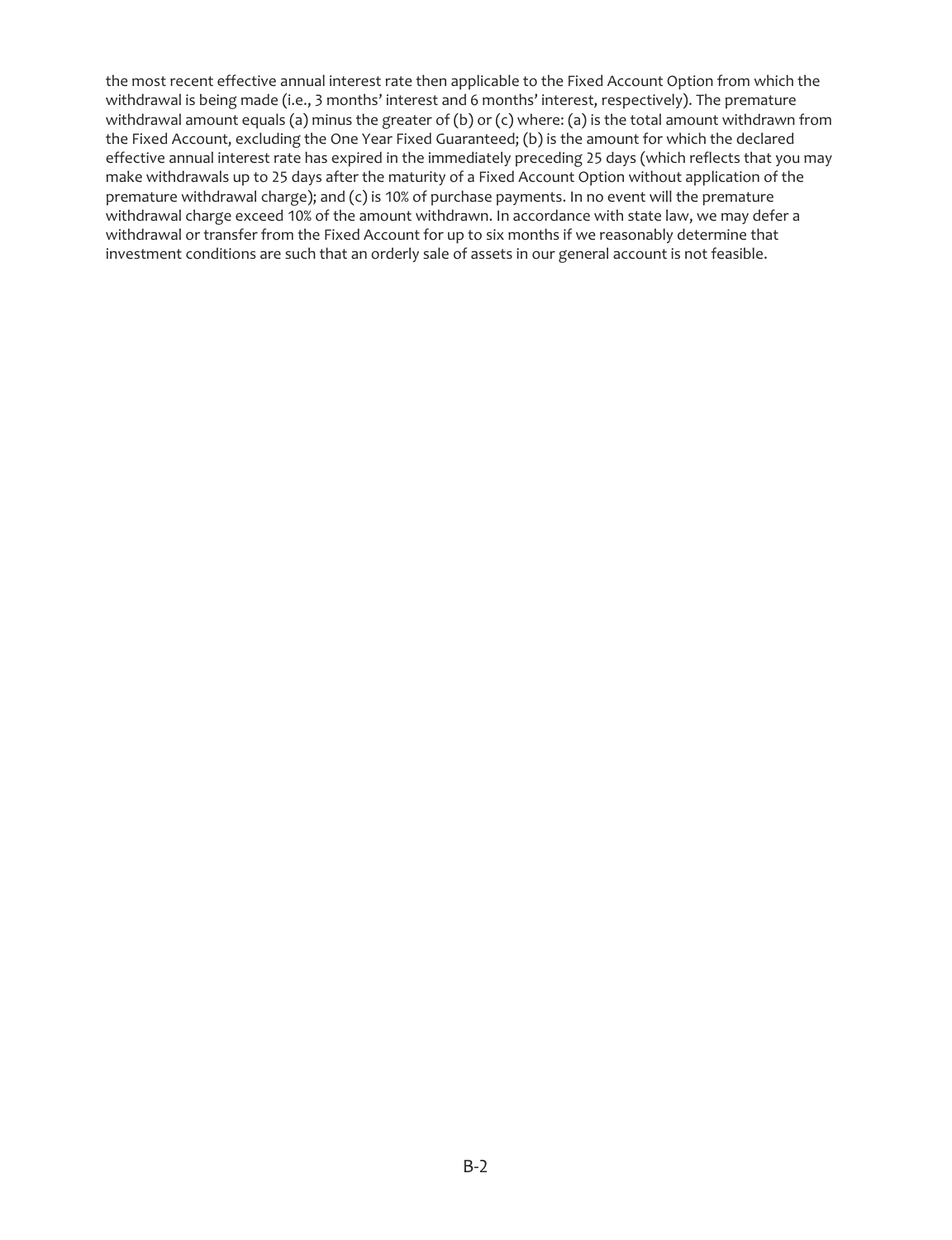the most recent effective annual interest rate then applicable to the Fixed Account Option from which the withdrawal is being made (i.e., 3 months' interest and 6 months' interest, respectively). The premature withdrawal amount equals (a) minus the greater of (b) or (c) where: (a) is the total amount withdrawn from the Fixed Account, excluding the One Year Fixed Guaranteed; (b) is the amount for which the declared effective annual interest rate has expired in the immediately preceding 25 days (which reflects that you may make withdrawals up to 25 days after the maturity of a Fixed Account Option without application of the premature withdrawal charge); and (c) is 10% of purchase payments. In no event will the premature withdrawal charge exceed 10% of the amount withdrawn. In accordance with state law, we may defer a withdrawal or transfer from the Fixed Account for up to six months if we reasonably determine that investment conditions are such that an orderly sale of assets in our general account is not feasible.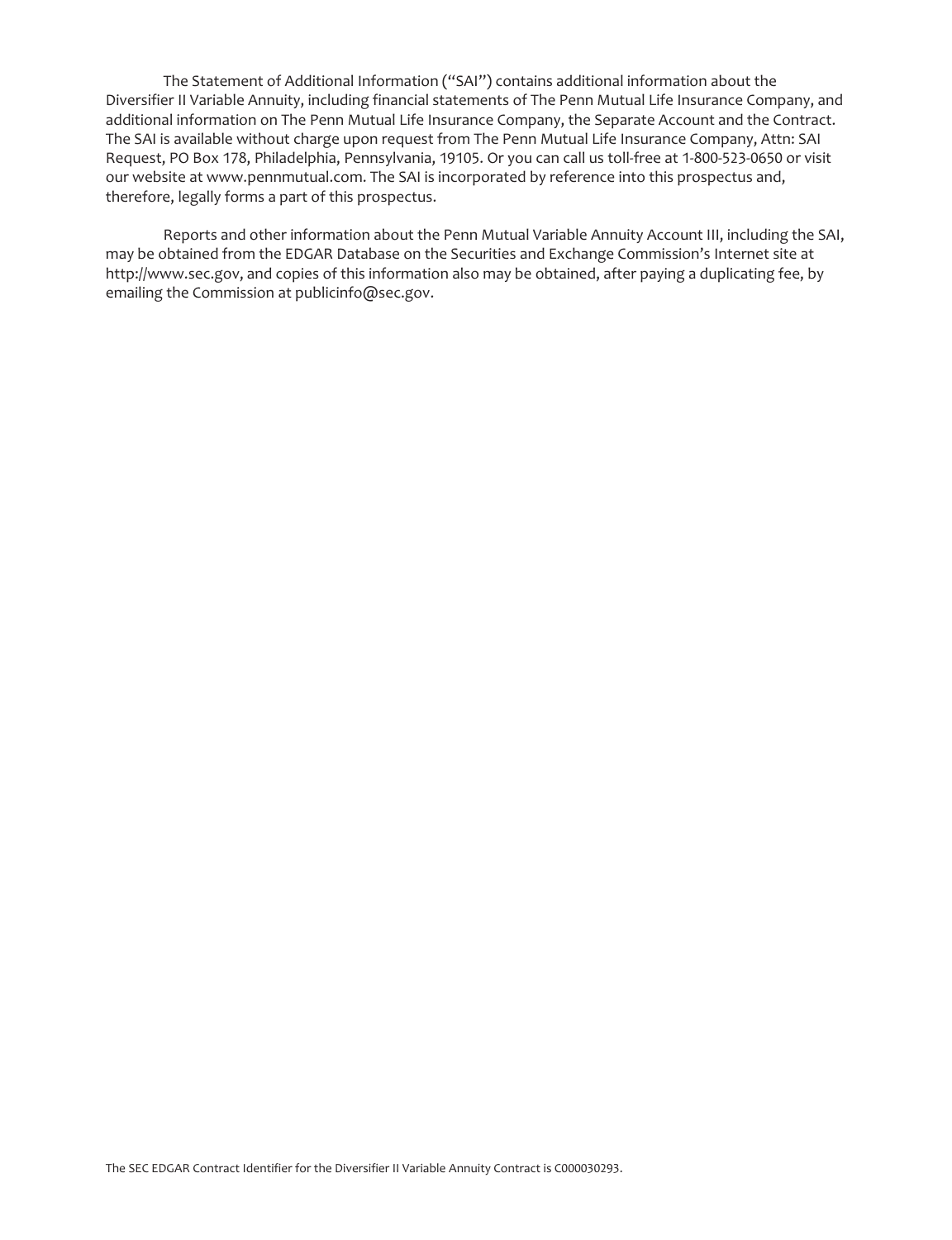The Statement of Additional Information ("SAI") contains additional information about the Diversifier II Variable Annuity, including financial statements of The Penn Mutual Life Insurance Company, and additional information on The Penn Mutual Life Insurance Company, the Separate Account and the Contract. The SAI is available without charge upon request from The Penn Mutual Life Insurance Company, Attn: SAI Request, PO Box 178, Philadelphia, Pennsylvania, 19105. Or you can call us toll-free at 1-800-523-0650 or visit our website at www.pennmutual.com. The SAI is incorporated by reference into this prospectus and, therefore, legally forms a part of this prospectus.

Reports and other information about the Penn Mutual Variable Annuity Account III, including the SAI, may be obtained from the EDGAR Database on the Securities and Exchange Commission's Internet site at http://www.sec.gov, and copies of this information also may be obtained, after paying a duplicating fee, by emailing the Commission at publicinfo@sec.gov.

The SEC EDGAR Contract Identifier for the Diversifier II Variable Annuity Contract is C000030293.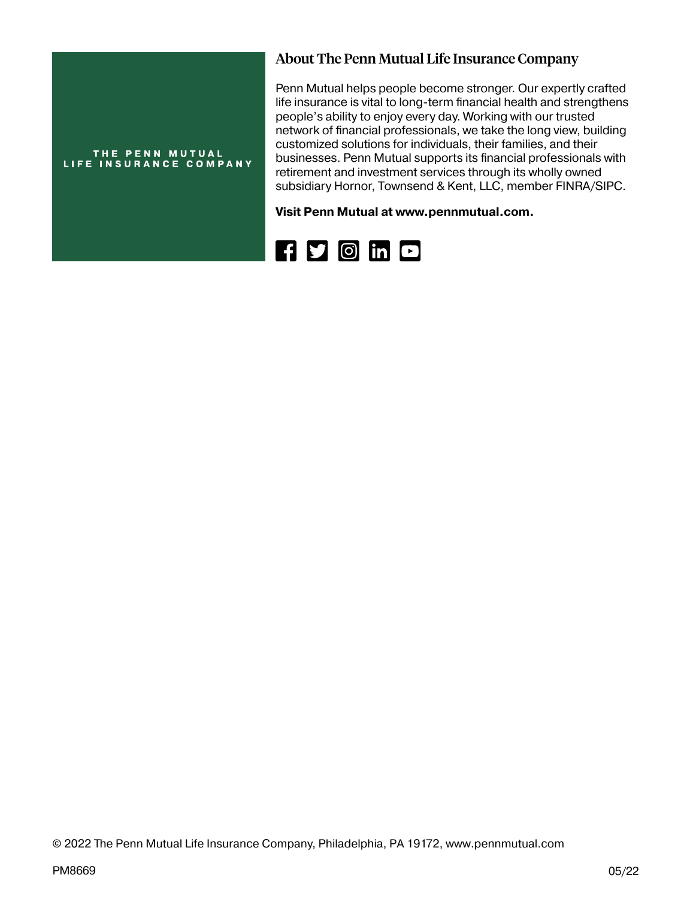THE PENN MUTUAL
LIFE INSURANCE COMPANY

## About The Penn Mutual Life Insurance Company

Penn Mutual helps people become stronger. Our expertly crafted life insurance is vital to long-term financial health and strengthens people's ability to enjoy every day. Working with our trusted network of financial professionals, we take the long view, building customized solutions for individuals, their families, and their businesses. Penn Mutual supports its financial professionals with retirement and investment services through its wholly owned subsidiary Hornor, Townsend & Kent, LLC, member FINRA/SIPC.

**Visit Penn Mutual at www.pennmutual.com.**

© 2022 The Penn Mutual Life Insurance Company, Philadelphia, PA 19172, www.pennmutual.com

PM8669

05/22